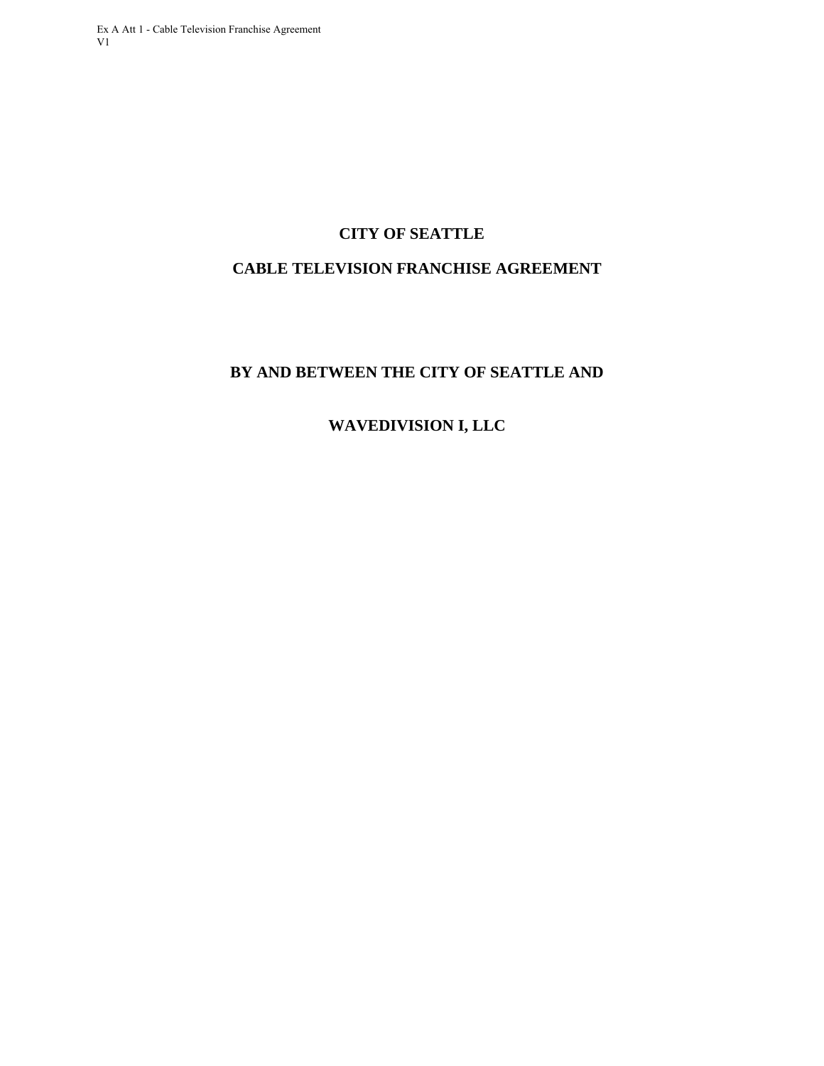# CITY OF SEATTLE

# CABLE TELEVISION FRANCHISE AGREEMENT

## BY AND BETWEEN THE CITY OF SEATTLE AND

## WAVEDIVISION I, LLC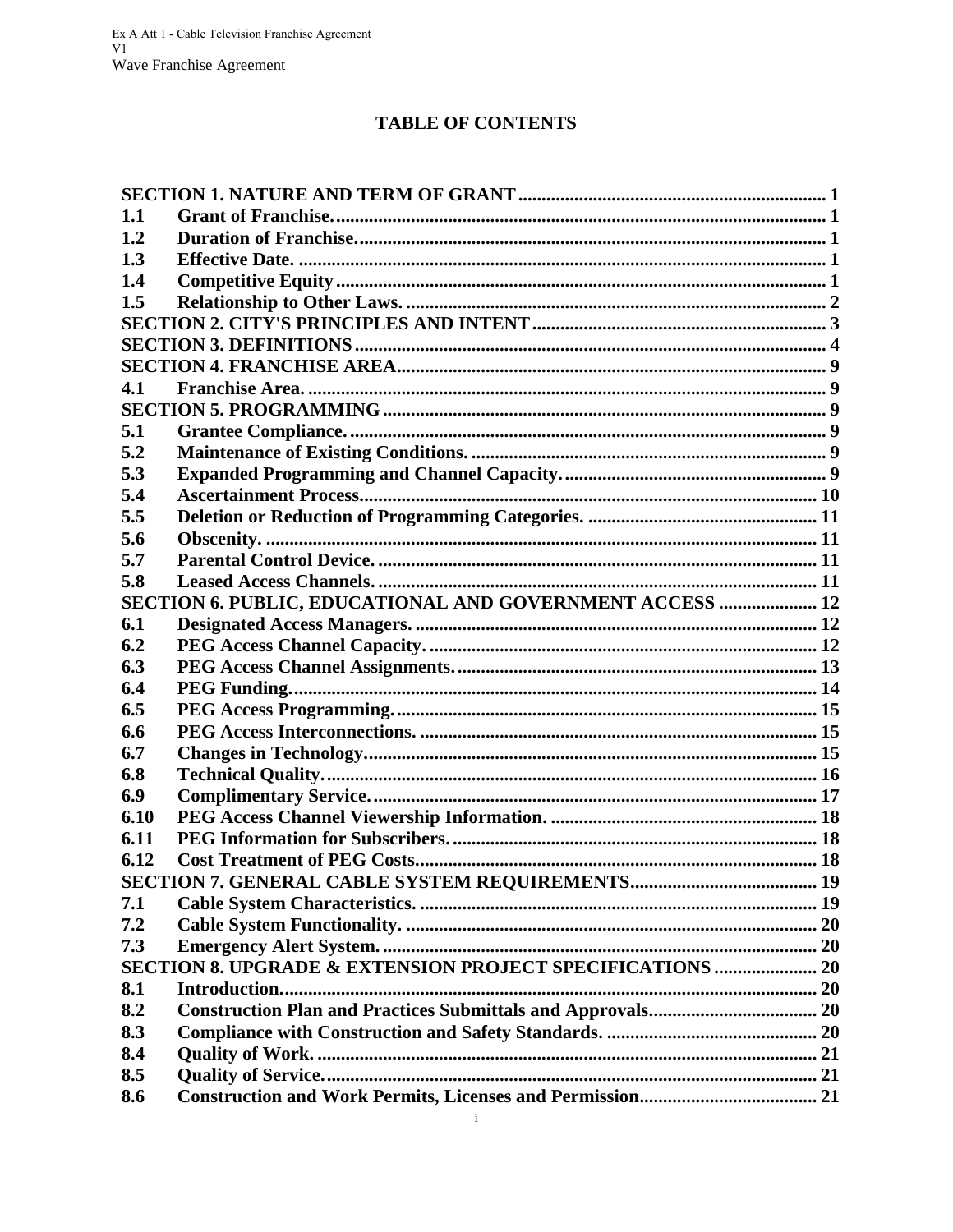# TABLE OF CONTENTS

| | | |
|---|---|---|
| **SECTION 1. NATURE AND TERM OF GRANT** | | **1** |
| **1.1** | **Grant of Franchise.** | **1** |
| **1.2** | **Duration of Franchise.** | **1** |
| **1.3** | **Effective Date.** | **1** |
| **1.4** | **Competitive Equity** | **1** |
| **1.5** | **Relationship to Other Laws.** | **2** |
| **SECTION 2. CITY'S PRINCIPLES AND INTENT** | | **3** |
| **SECTION 3. DEFINITIONS** | | **4** |
| **SECTION 4. FRANCHISE AREA** | | **9** |
| **4.1** | **Franchise Area.** | **9** |
| **SECTION 5. PROGRAMMING** | | **9** |
| **5.1** | **Grantee Compliance.** | **9** |
| **5.2** | **Maintenance of Existing Conditions.** | **9** |
| **5.3** | **Expanded Programming and Channel Capacity.** | **9** |
| **5.4** | **Ascertainment Process.** | **10** |
| **5.5** | **Deletion or Reduction of Programming Categories.** | **11** |
| **5.6** | **Obscenity.** | **11** |
| **5.7** | **Parental Control Device.** | **11** |
| **5.8** | **Leased Access Channels.** | **11** |
| **SECTION 6. PUBLIC, EDUCATIONAL AND GOVERNMENT ACCESS** | | **12** |
| **6.1** | **Designated Access Managers.** | **12** |
| **6.2** | **PEG Access Channel Capacity.** | **12** |
| **6.3** | **PEG Access Channel Assignments.** | **13** |
| **6.4** | **PEG Funding.** | **14** |
| **6.5** | **PEG Access Programming.** | **15** |
| **6.6** | **PEG Access Interconnections.** | **15** |
| **6.7** | **Changes in Technology.** | **15** |
| **6.8** | **Technical Quality.** | **16** |
| **6.9** | **Complimentary Service.** | **17** |
| **6.10** | **PEG Access Channel Viewership Information.** | **18** |
| **6.11** | **PEG Information for Subscribers.** | **18** |
| **6.12** | **Cost Treatment of PEG Costs.** | **18** |
| **SECTION 7. GENERAL CABLE SYSTEM REQUIREMENTS** | | **19** |
| **7.1** | **Cable System Characteristics.** | **19** |
| **7.2** | **Cable System Functionality.** | **20** |
| **7.3** | **Emergency Alert System.** | **20** |
| **SECTION 8. UPGRADE & EXTENSION PROJECT SPECIFICATIONS** | | **20** |
| **8.1** | **Introduction.** | **20** |
| **8.2** | **Construction Plan and Practices Submittals and Approvals.** | **20** |
| **8.3** | **Compliance with Construction and Safety Standards.** | **20** |
| **8.4** | **Quality of Work.** | **21** |
| **8.5** | **Quality of Service.** | **21** |
| **8.6** | **Construction and Work Permits, Licenses and Permission** | **21** |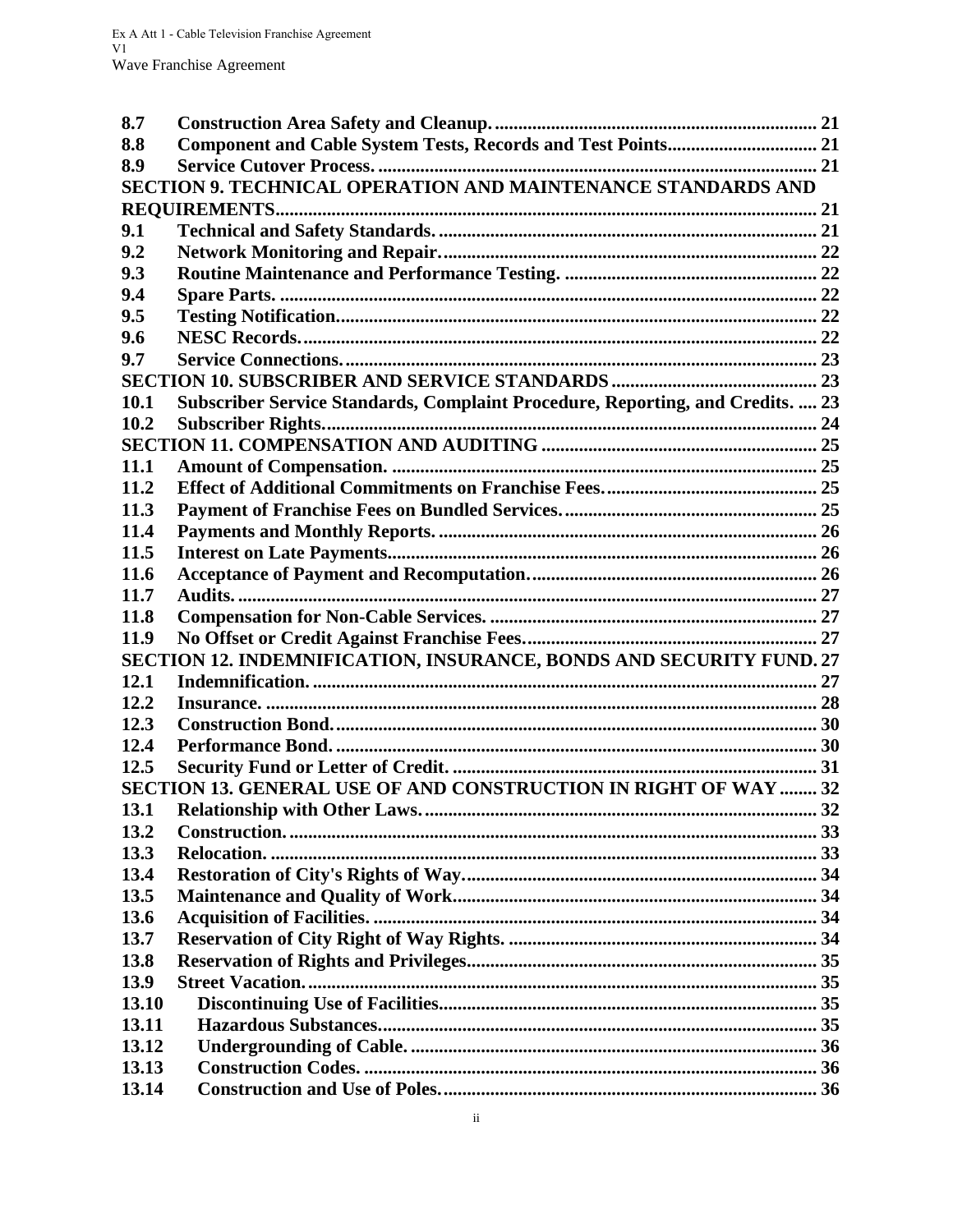| | | |
|---|---|---|
| **8.7** | **Construction Area Safety and Cleanup.** | **21** |
| **8.8** | **Component and Cable System Tests, Records and Test Points** | **21** |
| **8.9** | **Service Cutover Process.** | **21** |
| **SECTION 9. TECHNICAL OPERATION AND MAINTENANCE STANDARDS AND REQUIREMENTS** | | **21** |
| **9.1** | **Technical and Safety Standards.** | **21** |
| **9.2** | **Network Monitoring and Repair.** | **22** |
| **9.3** | **Routine Maintenance and Performance Testing.** | **22** |
| **9.4** | **Spare Parts.** | **22** |
| **9.5** | **Testing Notification.** | **22** |
| **9.6** | **NESC Records.** | **22** |
| **9.7** | **Service Connections.** | **23** |
| **SECTION 10. SUBSCRIBER AND SERVICE STANDARDS** | | **23** |
| **10.1** | **Subscriber Service Standards, Complaint Procedure, Reporting, and Credits.** | **23** |
| **10.2** | **Subscriber Rights.** | **24** |
| **SECTION 11. COMPENSATION AND AUDITING** | | **25** |
| **11.1** | **Amount of Compensation.** | **25** |
| **11.2** | **Effect of Additional Commitments on Franchise Fees.** | **25** |
| **11.3** | **Payment of Franchise Fees on Bundled Services.** | **25** |
| **11.4** | **Payments and Monthly Reports.** | **26** |
| **11.5** | **Interest on Late Payments.** | **26** |
| **11.6** | **Acceptance of Payment and Recomputation.** | **26** |
| **11.7** | **Audits.** | **27** |
| **11.8** | **Compensation for Non-Cable Services.** | **27** |
| **11.9** | **No Offset or Credit Against Franchise Fees.** | **27** |
| **SECTION 12. INDEMNIFICATION, INSURANCE, BONDS AND SECURITY FUND** | | **27** |
| **12.1** | **Indemnification.** | **27** |
| **12.2** | **Insurance.** | **28** |
| **12.3** | **Construction Bond.** | **30** |
| **12.4** | **Performance Bond.** | **30** |
| **12.5** | **Security Fund or Letter of Credit.** | **31** |
| **SECTION 13. GENERAL USE OF AND CONSTRUCTION IN RIGHT OF WAY** | | **32** |
| **13.1** | **Relationship with Other Laws.** | **32** |
| **13.2** | **Construction.** | **33** |
| **13.3** | **Relocation.** | **33** |
| **13.4** | **Restoration of City's Rights of Way.** | **34** |
| **13.5** | **Maintenance and Quality of Work.** | **34** |
| **13.6** | **Acquisition of Facilities.** | **34** |
| **13.7** | **Reservation of City Right of Way Rights.** | **34** |
| **13.8** | **Reservation of Rights and Privileges.** | **35** |
| **13.9** | **Street Vacation.** | **35** |
| **13.10** | **Discontinuing Use of Facilities.** | **35** |
| **13.11** | **Hazardous Substances.** | **35** |
| **13.12** | **Undergrounding of Cable.** | **36** |
| **13.13** | **Construction Codes.** | **36** |
| **13.14** | **Construction and Use of Poles.** | **36** |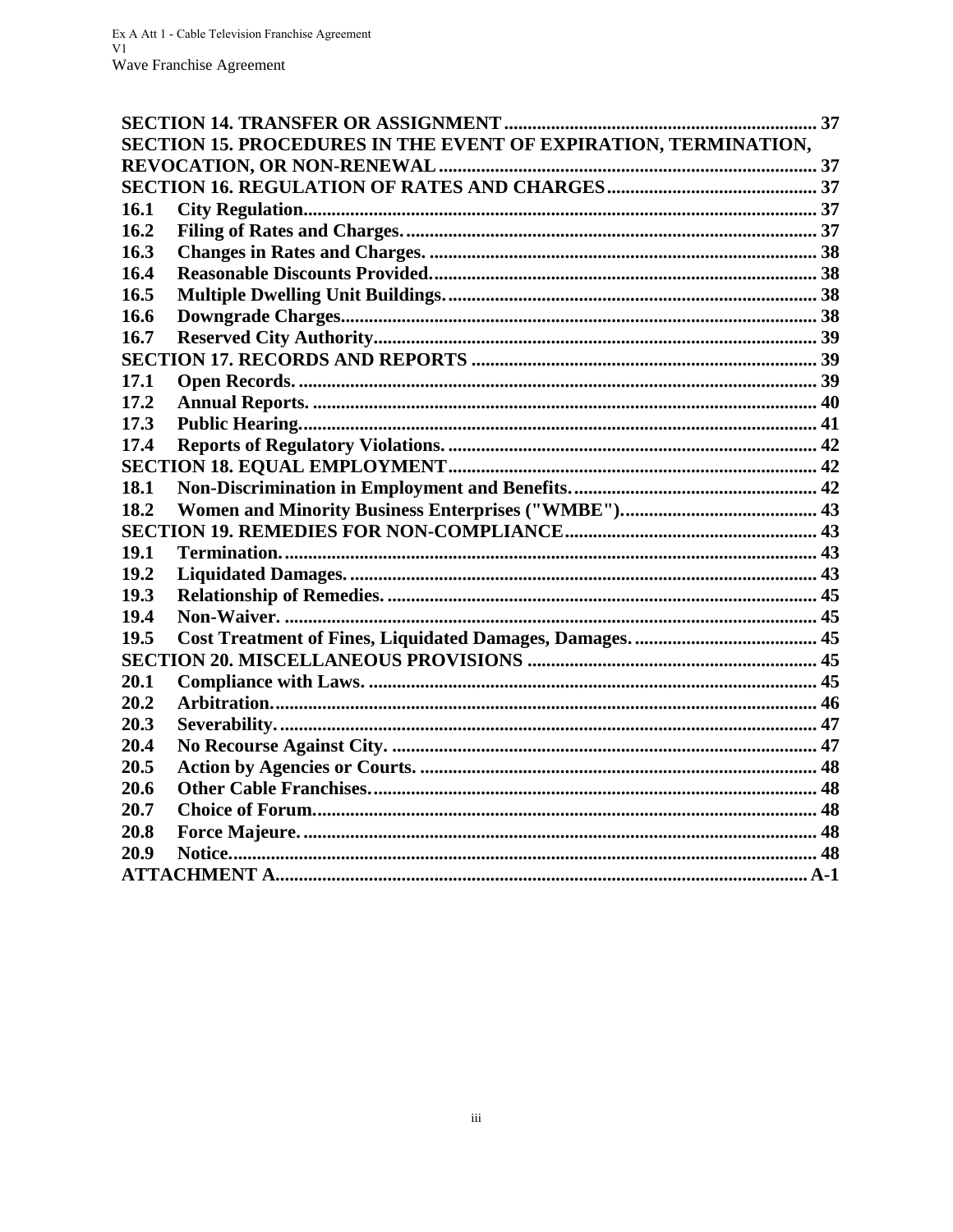**SECTION 14. TRANSFER OR ASSIGNMENT** .......... 37

**SECTION 15. PROCEDURES IN THE EVENT OF EXPIRATION, TERMINATION, REVOCATION, OR NON-RENEWAL** .......... 37

**SECTION 16. REGULATION OF RATES AND CHARGES** .......... 37

| | | |
|---|---|---|
| **16.1** | **City Regulation.** | **37** |
| **16.2** | **Filing of Rates and Charges.** | **37** |
| **16.3** | **Changes in Rates and Charges.** | **38** |
| **16.4** | **Reasonable Discounts Provided.** | **38** |
| **16.5** | **Multiple Dwelling Unit Buildings.** | **38** |
| **16.6** | **Downgrade Charges.** | **38** |
| **16.7** | **Reserved City Authority.** | **39** |

**SECTION 17. RECORDS AND REPORTS** .......... 39

| | | |
|---|---|---|
| **17.1** | **Open Records.** | **39** |
| **17.2** | **Annual Reports.** | **40** |
| **17.3** | **Public Hearing.** | **41** |
| **17.4** | **Reports of Regulatory Violations.** | **42** |

**SECTION 18. EQUAL EMPLOYMENT** .......... 42

| | | |
|---|---|---|
| **18.1** | **Non-Discrimination in Employment and Benefits.** | **42** |
| **18.2** | **Women and Minority Business Enterprises ("WMBE").** | **43** |

**SECTION 19. REMEDIES FOR NON-COMPLIANCE** .......... 43

| | | |
|---|---|---|
| **19.1** | **Termination.** | **43** |
| **19.2** | **Liquidated Damages.** | **43** |
| **19.3** | **Relationship of Remedies.** | **45** |
| **19.4** | **Non-Waiver.** | **45** |
| **19.5** | **Cost Treatment of Fines, Liquidated Damages, Damages.** | **45** |

**SECTION 20. MISCELLANEOUS PROVISIONS** .......... 45

| | | |
|---|---|---|
| **20.1** | **Compliance with Laws.** | **45** |
| **20.2** | **Arbitration.** | **46** |
| **20.3** | **Severability.** | **47** |
| **20.4** | **No Recourse Against City.** | **47** |
| **20.5** | **Action by Agencies or Courts.** | **48** |
| **20.6** | **Other Cable Franchises.** | **48** |
| **20.7** | **Choice of Forum.** | **48** |
| **20.8** | **Force Majeure.** | **48** |
| **20.9** | **Notice.** | **48** |

**ATTACHMENT A.** .......... A-1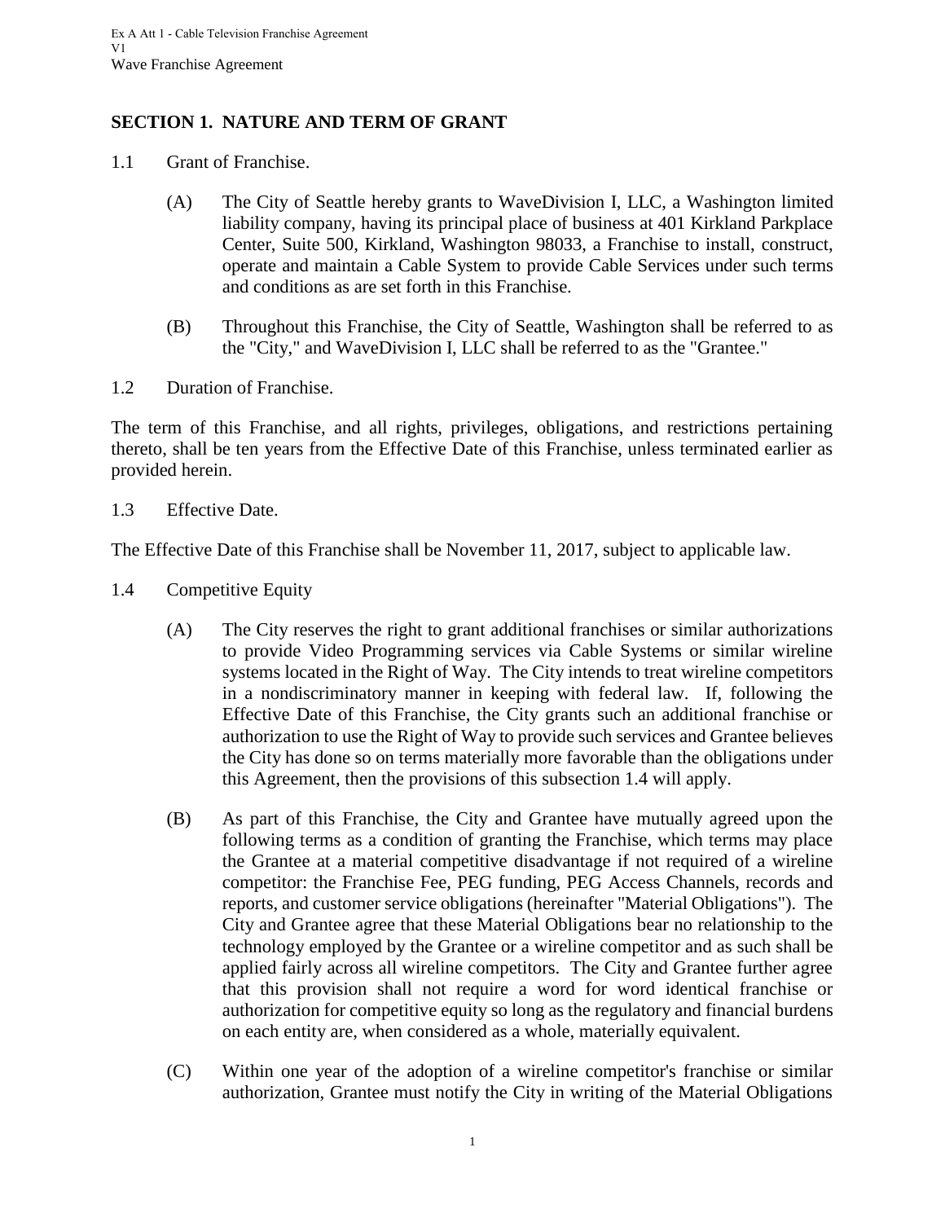## SECTION 1. NATURE AND TERM OF GRANT

1.1 Grant of Franchise.

(A) The City of Seattle hereby grants to WaveDivision I, LLC, a Washington limited liability company, having its principal place of business at 401 Kirkland Parkplace Center, Suite 500, Kirkland, Washington 98033, a Franchise to install, construct, operate and maintain a Cable System to provide Cable Services under such terms and conditions as are set forth in this Franchise.

(B) Throughout this Franchise, the City of Seattle, Washington shall be referred to as the "City," and WaveDivision I, LLC shall be referred to as the "Grantee."

1.2 Duration of Franchise.

The term of this Franchise, and all rights, privileges, obligations, and restrictions pertaining thereto, shall be ten years from the Effective Date of this Franchise, unless terminated earlier as provided herein.

1.3 Effective Date.

The Effective Date of this Franchise shall be November 11, 2017, subject to applicable law.

1.4 Competitive Equity

(A) The City reserves the right to grant additional franchises or similar authorizations to provide Video Programming services via Cable Systems or similar wireline systems located in the Right of Way. The City intends to treat wireline competitors in a nondiscriminatory manner in keeping with federal law. If, following the Effective Date of this Franchise, the City grants such an additional franchise or authorization to use the Right of Way to provide such services and Grantee believes the City has done so on terms materially more favorable than the obligations under this Agreement, then the provisions of this subsection 1.4 will apply.

(B) As part of this Franchise, the City and Grantee have mutually agreed upon the following terms as a condition of granting the Franchise, which terms may place the Grantee at a material competitive disadvantage if not required of a wireline competitor: the Franchise Fee, PEG funding, PEG Access Channels, records and reports, and customer service obligations (hereinafter "Material Obligations"). The City and Grantee agree that these Material Obligations bear no relationship to the technology employed by the Grantee or a wireline competitor and as such shall be applied fairly across all wireline competitors. The City and Grantee further agree that this provision shall not require a word for word identical franchise or authorization for competitive equity so long as the regulatory and financial burdens on each entity are, when considered as a whole, materially equivalent.

(C) Within one year of the adoption of a wireline competitor's franchise or similar authorization, Grantee must notify the City in writing of the Material Obligations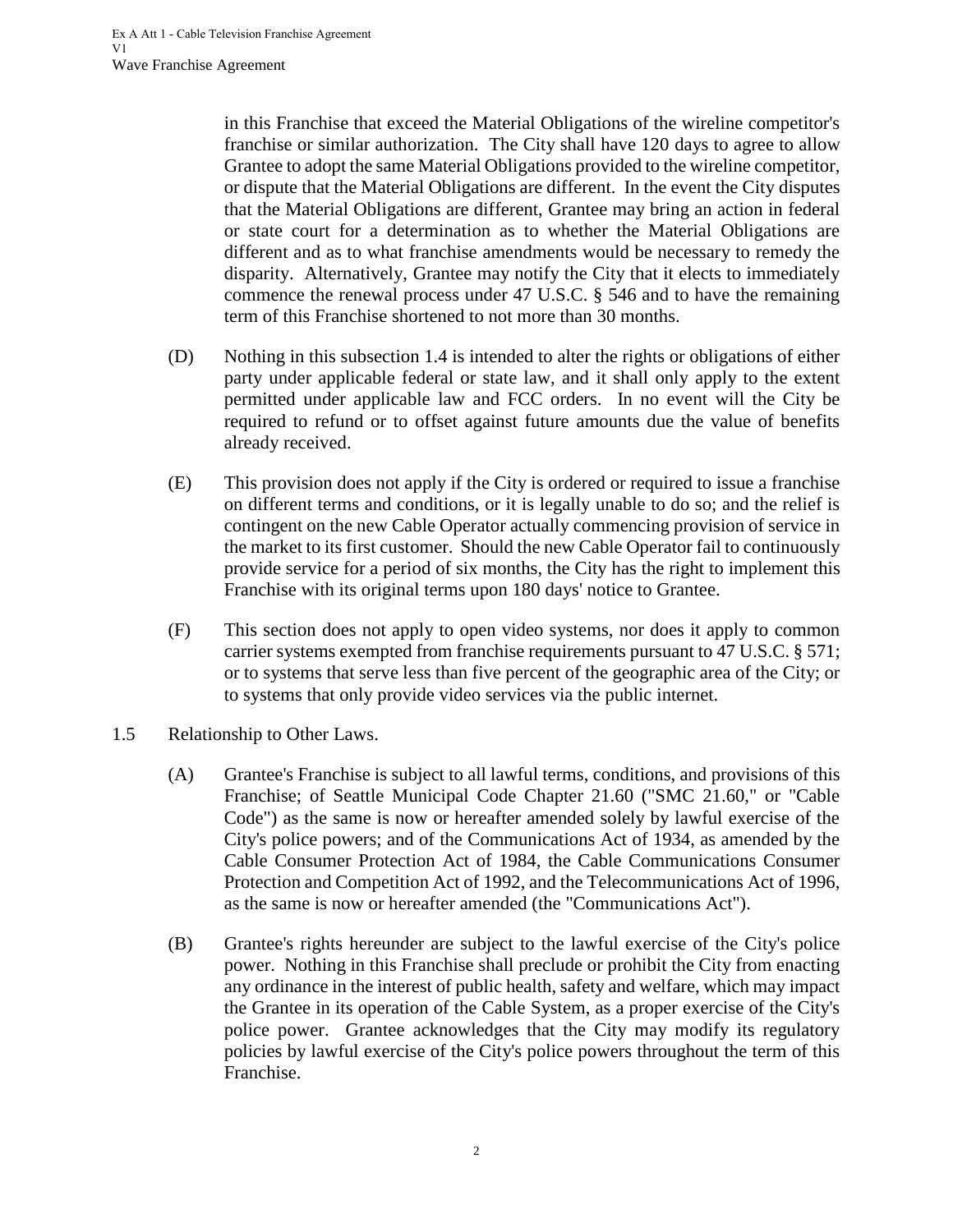in this Franchise that exceed the Material Obligations of the wireline competitor's franchise or similar authorization. The City shall have 120 days to agree to allow Grantee to adopt the same Material Obligations provided to the wireline competitor, or dispute that the Material Obligations are different. In the event the City disputes that the Material Obligations are different, Grantee may bring an action in federal or state court for a determination as to whether the Material Obligations are different and as to what franchise amendments would be necessary to remedy the disparity. Alternatively, Grantee may notify the City that it elects to immediately commence the renewal process under 47 U.S.C. § 546 and to have the remaining term of this Franchise shortened to not more than 30 months.

(D) Nothing in this subsection 1.4 is intended to alter the rights or obligations of either party under applicable federal or state law, and it shall only apply to the extent permitted under applicable law and FCC orders. In no event will the City be required to refund or to offset against future amounts due the value of benefits already received.

(E) This provision does not apply if the City is ordered or required to issue a franchise on different terms and conditions, or it is legally unable to do so; and the relief is contingent on the new Cable Operator actually commencing provision of service in the market to its first customer. Should the new Cable Operator fail to continuously provide service for a period of six months, the City has the right to implement this Franchise with its original terms upon 180 days' notice to Grantee.

(F) This section does not apply to open video systems, nor does it apply to common carrier systems exempted from franchise requirements pursuant to 47 U.S.C. § 571; or to systems that serve less than five percent of the geographic area of the City; or to systems that only provide video services via the public internet.

1.5 Relationship to Other Laws.

(A) Grantee's Franchise is subject to all lawful terms, conditions, and provisions of this Franchise; of Seattle Municipal Code Chapter 21.60 ("SMC 21.60," or "Cable Code") as the same is now or hereafter amended solely by lawful exercise of the City's police powers; and of the Communications Act of 1934, as amended by the Cable Consumer Protection Act of 1984, the Cable Communications Consumer Protection and Competition Act of 1992, and the Telecommunications Act of 1996, as the same is now or hereafter amended (the "Communications Act").

(B) Grantee's rights hereunder are subject to the lawful exercise of the City's police power. Nothing in this Franchise shall preclude or prohibit the City from enacting any ordinance in the interest of public health, safety and welfare, which may impact the Grantee in its operation of the Cable System, as a proper exercise of the City's police power. Grantee acknowledges that the City may modify its regulatory policies by lawful exercise of the City's police powers throughout the term of this Franchise.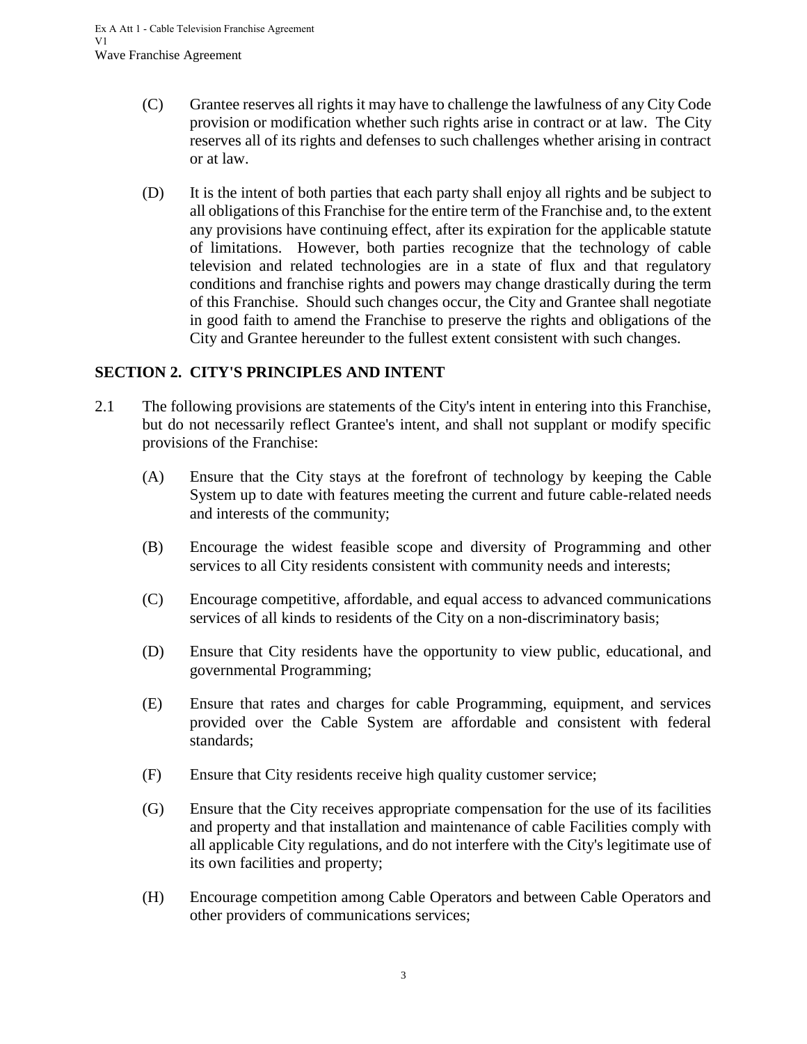(C) Grantee reserves all rights it may have to challenge the lawfulness of any City Code provision or modification whether such rights arise in contract or at law. The City reserves all of its rights and defenses to such challenges whether arising in contract or at law.

(D) It is the intent of both parties that each party shall enjoy all rights and be subject to all obligations of this Franchise for the entire term of the Franchise and, to the extent any provisions have continuing effect, after its expiration for the applicable statute of limitations. However, both parties recognize that the technology of cable television and related technologies are in a state of flux and that regulatory conditions and franchise rights and powers may change drastically during the term of this Franchise. Should such changes occur, the City and Grantee shall negotiate in good faith to amend the Franchise to preserve the rights and obligations of the City and Grantee hereunder to the fullest extent consistent with such changes.

## SECTION 2. CITY'S PRINCIPLES AND INTENT

2.1 The following provisions are statements of the City's intent in entering into this Franchise, but do not necessarily reflect Grantee's intent, and shall not supplant or modify specific provisions of the Franchise:

(A) Ensure that the City stays at the forefront of technology by keeping the Cable System up to date with features meeting the current and future cable-related needs and interests of the community;

(B) Encourage the widest feasible scope and diversity of Programming and other services to all City residents consistent with community needs and interests;

(C) Encourage competitive, affordable, and equal access to advanced communications services of all kinds to residents of the City on a non-discriminatory basis;

(D) Ensure that City residents have the opportunity to view public, educational, and governmental Programming;

(E) Ensure that rates and charges for cable Programming, equipment, and services provided over the Cable System are affordable and consistent with federal standards;

(F) Ensure that City residents receive high quality customer service;

(G) Ensure that the City receives appropriate compensation for the use of its facilities and property and that installation and maintenance of cable Facilities comply with all applicable City regulations, and do not interfere with the City's legitimate use of its own facilities and property;

(H) Encourage competition among Cable Operators and between Cable Operators and other providers of communications services;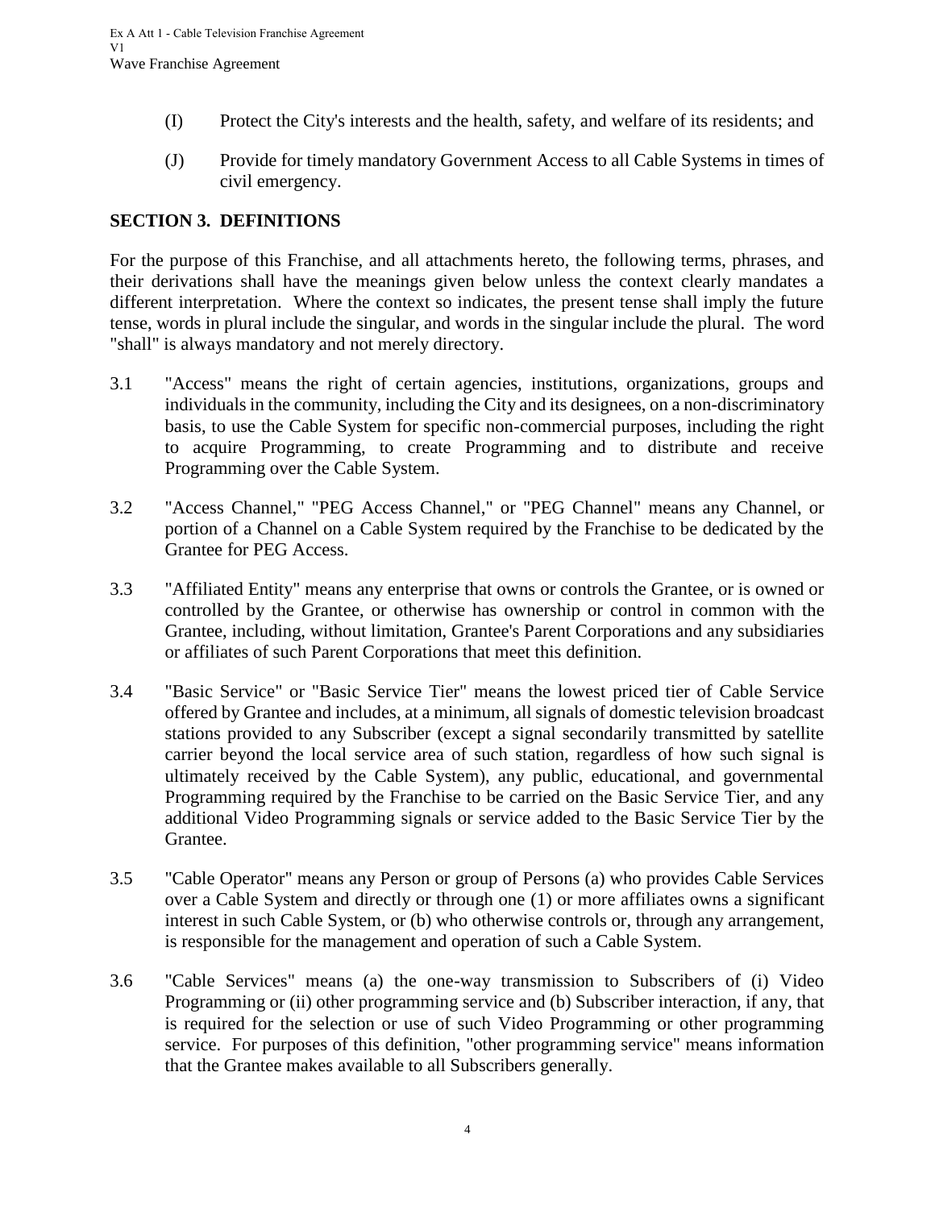(I) Protect the City's interests and the health, safety, and welfare of its residents; and

(J) Provide for timely mandatory Government Access to all Cable Systems in times of civil emergency.

## SECTION 3. DEFINITIONS

For the purpose of this Franchise, and all attachments hereto, the following terms, phrases, and their derivations shall have the meanings given below unless the context clearly mandates a different interpretation. Where the context so indicates, the present tense shall imply the future tense, words in plural include the singular, and words in the singular include the plural. The word "shall" is always mandatory and not merely directory.

3.1 "Access" means the right of certain agencies, institutions, organizations, groups and individuals in the community, including the City and its designees, on a non-discriminatory basis, to use the Cable System for specific non-commercial purposes, including the right to acquire Programming, to create Programming and to distribute and receive Programming over the Cable System.

3.2 "Access Channel," "PEG Access Channel," or "PEG Channel" means any Channel, or portion of a Channel on a Cable System required by the Franchise to be dedicated by the Grantee for PEG Access.

3.3 "Affiliated Entity" means any enterprise that owns or controls the Grantee, or is owned or controlled by the Grantee, or otherwise has ownership or control in common with the Grantee, including, without limitation, Grantee's Parent Corporations and any subsidiaries or affiliates of such Parent Corporations that meet this definition.

3.4 "Basic Service" or "Basic Service Tier" means the lowest priced tier of Cable Service offered by Grantee and includes, at a minimum, all signals of domestic television broadcast stations provided to any Subscriber (except a signal secondarily transmitted by satellite carrier beyond the local service area of such station, regardless of how such signal is ultimately received by the Cable System), any public, educational, and governmental Programming required by the Franchise to be carried on the Basic Service Tier, and any additional Video Programming signals or service added to the Basic Service Tier by the Grantee.

3.5 "Cable Operator" means any Person or group of Persons (a) who provides Cable Services over a Cable System and directly or through one (1) or more affiliates owns a significant interest in such Cable System, or (b) who otherwise controls or, through any arrangement, is responsible for the management and operation of such a Cable System.

3.6 "Cable Services" means (a) the one-way transmission to Subscribers of (i) Video Programming or (ii) other programming service and (b) Subscriber interaction, if any, that is required for the selection or use of such Video Programming or other programming service. For purposes of this definition, "other programming service" means information that the Grantee makes available to all Subscribers generally.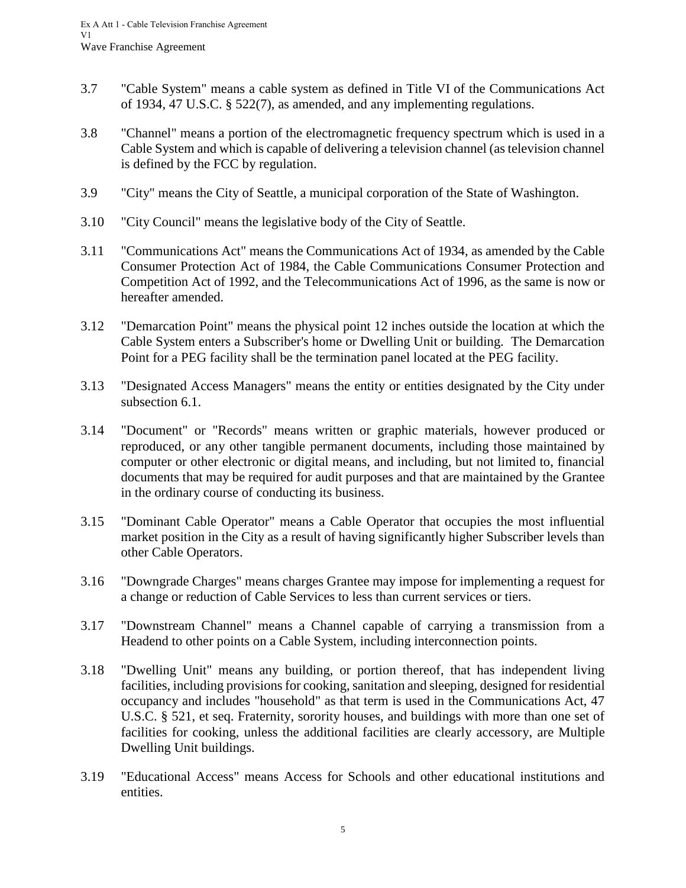3.7 "Cable System" means a cable system as defined in Title VI of the Communications Act of 1934, 47 U.S.C. § 522(7), as amended, and any implementing regulations.

3.8 "Channel" means a portion of the electromagnetic frequency spectrum which is used in a Cable System and which is capable of delivering a television channel (as television channel is defined by the FCC by regulation.

3.9 "City" means the City of Seattle, a municipal corporation of the State of Washington.

3.10 "City Council" means the legislative body of the City of Seattle.

3.11 "Communications Act" means the Communications Act of 1934, as amended by the Cable Consumer Protection Act of 1984, the Cable Communications Consumer Protection and Competition Act of 1992, and the Telecommunications Act of 1996, as the same is now or hereafter amended.

3.12 "Demarcation Point" means the physical point 12 inches outside the location at which the Cable System enters a Subscriber's home or Dwelling Unit or building. The Demarcation Point for a PEG facility shall be the termination panel located at the PEG facility.

3.13 "Designated Access Managers" means the entity or entities designated by the City under subsection 6.1.

3.14 "Document" or "Records" means written or graphic materials, however produced or reproduced, or any other tangible permanent documents, including those maintained by computer or other electronic or digital means, and including, but not limited to, financial documents that may be required for audit purposes and that are maintained by the Grantee in the ordinary course of conducting its business.

3.15 "Dominant Cable Operator" means a Cable Operator that occupies the most influential market position in the City as a result of having significantly higher Subscriber levels than other Cable Operators.

3.16 "Downgrade Charges" means charges Grantee may impose for implementing a request for a change or reduction of Cable Services to less than current services or tiers.

3.17 "Downstream Channel" means a Channel capable of carrying a transmission from a Headend to other points on a Cable System, including interconnection points.

3.18 "Dwelling Unit" means any building, or portion thereof, that has independent living facilities, including provisions for cooking, sanitation and sleeping, designed for residential occupancy and includes "household" as that term is used in the Communications Act, 47 U.S.C. § 521, et seq. Fraternity, sorority houses, and buildings with more than one set of facilities for cooking, unless the additional facilities are clearly accessory, are Multiple Dwelling Unit buildings.

3.19 "Educational Access" means Access for Schools and other educational institutions and entities.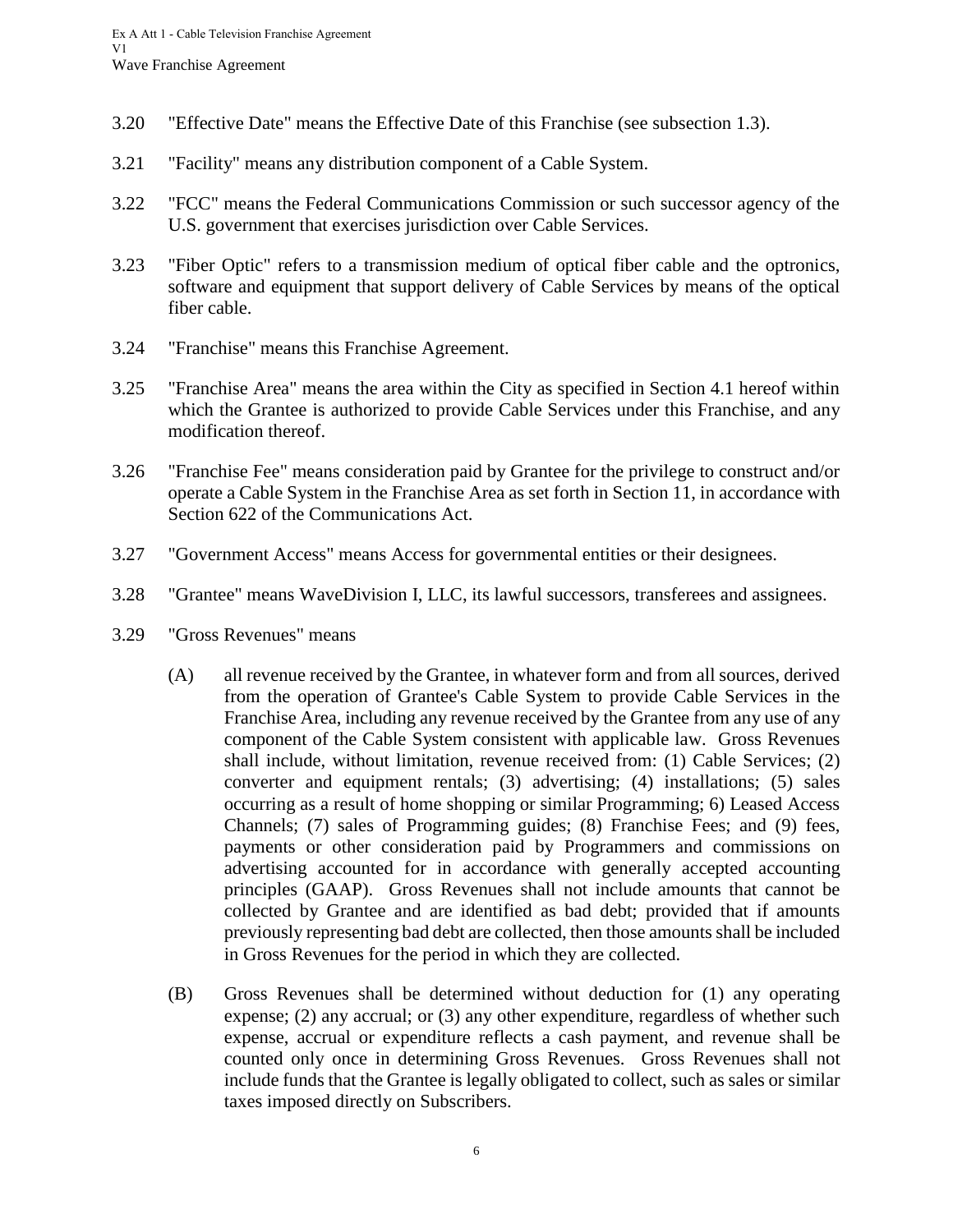3.20 "Effective Date" means the Effective Date of this Franchise (see subsection 1.3).

3.21 "Facility" means any distribution component of a Cable System.

3.22 "FCC" means the Federal Communications Commission or such successor agency of the U.S. government that exercises jurisdiction over Cable Services.

3.23 "Fiber Optic" refers to a transmission medium of optical fiber cable and the optronics, software and equipment that support delivery of Cable Services by means of the optical fiber cable.

3.24 "Franchise" means this Franchise Agreement.

3.25 "Franchise Area" means the area within the City as specified in Section 4.1 hereof within which the Grantee is authorized to provide Cable Services under this Franchise, and any modification thereof.

3.26 "Franchise Fee" means consideration paid by Grantee for the privilege to construct and/or operate a Cable System in the Franchise Area as set forth in Section 11, in accordance with Section 622 of the Communications Act.

3.27 "Government Access" means Access for governmental entities or their designees.

3.28 "Grantee" means WaveDivision I, LLC, its lawful successors, transferees and assignees.

3.29 "Gross Revenues" means

(A) all revenue received by the Grantee, in whatever form and from all sources, derived from the operation of Grantee's Cable System to provide Cable Services in the Franchise Area, including any revenue received by the Grantee from any use of any component of the Cable System consistent with applicable law. Gross Revenues shall include, without limitation, revenue received from: (1) Cable Services; (2) converter and equipment rentals; (3) advertising; (4) installations; (5) sales occurring as a result of home shopping or similar Programming; 6) Leased Access Channels; (7) sales of Programming guides; (8) Franchise Fees; and (9) fees, payments or other consideration paid by Programmers and commissions on advertising accounted for in accordance with generally accepted accounting principles (GAAP). Gross Revenues shall not include amounts that cannot be collected by Grantee and are identified as bad debt; provided that if amounts previously representing bad debt are collected, then those amounts shall be included in Gross Revenues for the period in which they are collected.

(B) Gross Revenues shall be determined without deduction for (1) any operating expense; (2) any accrual; or (3) any other expenditure, regardless of whether such expense, accrual or expenditure reflects a cash payment, and revenue shall be counted only once in determining Gross Revenues. Gross Revenues shall not include funds that the Grantee is legally obligated to collect, such as sales or similar taxes imposed directly on Subscribers.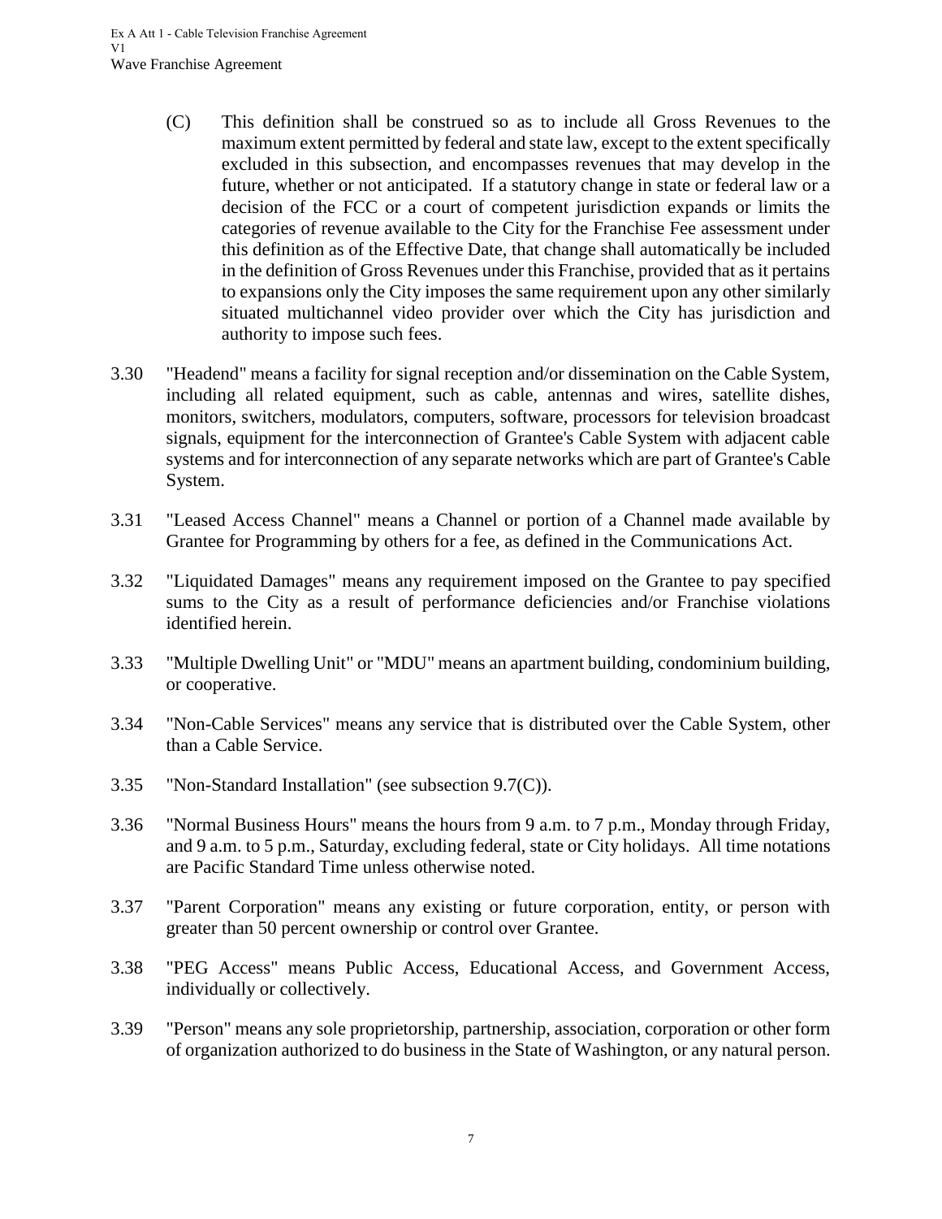(C) This definition shall be construed so as to include all Gross Revenues to the maximum extent permitted by federal and state law, except to the extent specifically excluded in this subsection, and encompasses revenues that may develop in the future, whether or not anticipated. If a statutory change in state or federal law or a decision of the FCC or a court of competent jurisdiction expands or limits the categories of revenue available to the City for the Franchise Fee assessment under this definition as of the Effective Date, that change shall automatically be included in the definition of Gross Revenues under this Franchise, provided that as it pertains to expansions only the City imposes the same requirement upon any other similarly situated multichannel video provider over which the City has jurisdiction and authority to impose such fees.

3.30 "Headend" means a facility for signal reception and/or dissemination on the Cable System, including all related equipment, such as cable, antennas and wires, satellite dishes, monitors, switchers, modulators, computers, software, processors for television broadcast signals, equipment for the interconnection of Grantee's Cable System with adjacent cable systems and for interconnection of any separate networks which are part of Grantee's Cable System.

3.31 "Leased Access Channel" means a Channel or portion of a Channel made available by Grantee for Programming by others for a fee, as defined in the Communications Act.

3.32 "Liquidated Damages" means any requirement imposed on the Grantee to pay specified sums to the City as a result of performance deficiencies and/or Franchise violations identified herein.

3.33 "Multiple Dwelling Unit" or "MDU" means an apartment building, condominium building, or cooperative.

3.34 "Non-Cable Services" means any service that is distributed over the Cable System, other than a Cable Service.

3.35 "Non-Standard Installation" (see subsection 9.7(C)).

3.36 "Normal Business Hours" means the hours from 9 a.m. to 7 p.m., Monday through Friday, and 9 a.m. to 5 p.m., Saturday, excluding federal, state or City holidays. All time notations are Pacific Standard Time unless otherwise noted.

3.37 "Parent Corporation" means any existing or future corporation, entity, or person with greater than 50 percent ownership or control over Grantee.

3.38 "PEG Access" means Public Access, Educational Access, and Government Access, individually or collectively.

3.39 "Person" means any sole proprietorship, partnership, association, corporation or other form of organization authorized to do business in the State of Washington, or any natural person.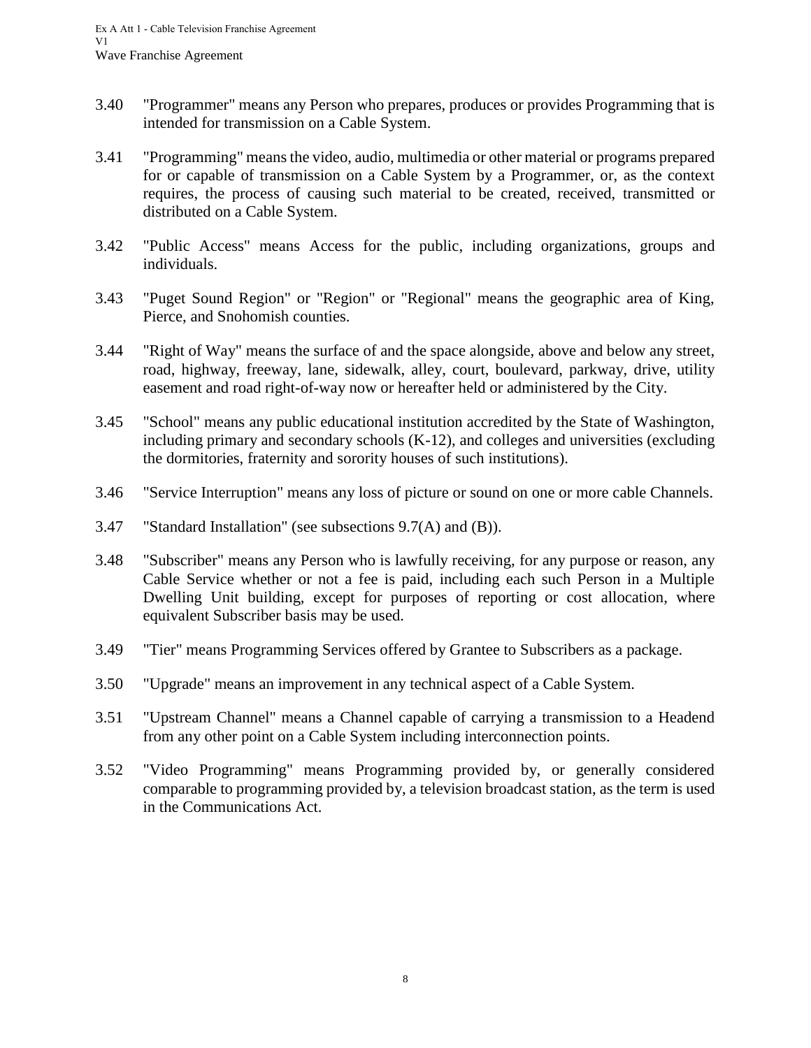3.40 "Programmer" means any Person who prepares, produces or provides Programming that is intended for transmission on a Cable System.

3.41 "Programming" means the video, audio, multimedia or other material or programs prepared for or capable of transmission on a Cable System by a Programmer, or, as the context requires, the process of causing such material to be created, received, transmitted or distributed on a Cable System.

3.42 "Public Access" means Access for the public, including organizations, groups and individuals.

3.43 "Puget Sound Region" or "Region" or "Regional" means the geographic area of King, Pierce, and Snohomish counties.

3.44 "Right of Way" means the surface of and the space alongside, above and below any street, road, highway, freeway, lane, sidewalk, alley, court, boulevard, parkway, drive, utility easement and road right-of-way now or hereafter held or administered by the City.

3.45 "School" means any public educational institution accredited by the State of Washington, including primary and secondary schools (K-12), and colleges and universities (excluding the dormitories, fraternity and sorority houses of such institutions).

3.46 "Service Interruption" means any loss of picture or sound on one or more cable Channels.

3.47 "Standard Installation" (see subsections 9.7(A) and (B)).

3.48 "Subscriber" means any Person who is lawfully receiving, for any purpose or reason, any Cable Service whether or not a fee is paid, including each such Person in a Multiple Dwelling Unit building, except for purposes of reporting or cost allocation, where equivalent Subscriber basis may be used.

3.49 "Tier" means Programming Services offered by Grantee to Subscribers as a package.

3.50 "Upgrade" means an improvement in any technical aspect of a Cable System.

3.51 "Upstream Channel" means a Channel capable of carrying a transmission to a Headend from any other point on a Cable System including interconnection points.

3.52 "Video Programming" means Programming provided by, or generally considered comparable to programming provided by, a television broadcast station, as the term is used in the Communications Act.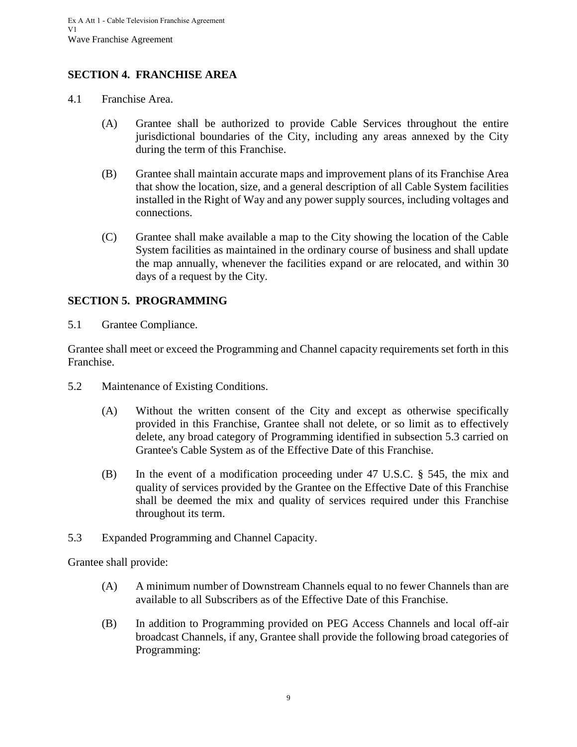## SECTION 4. FRANCHISE AREA

4.1 Franchise Area.

(A) Grantee shall be authorized to provide Cable Services throughout the entire jurisdictional boundaries of the City, including any areas annexed by the City during the term of this Franchise.

(B) Grantee shall maintain accurate maps and improvement plans of its Franchise Area that show the location, size, and a general description of all Cable System facilities installed in the Right of Way and any power supply sources, including voltages and connections.

(C) Grantee shall make available a map to the City showing the location of the Cable System facilities as maintained in the ordinary course of business and shall update the map annually, whenever the facilities expand or are relocated, and within 30 days of a request by the City.

## SECTION 5. PROGRAMMING

5.1 Grantee Compliance.

Grantee shall meet or exceed the Programming and Channel capacity requirements set forth in this Franchise.

5.2 Maintenance of Existing Conditions.

(A) Without the written consent of the City and except as otherwise specifically provided in this Franchise, Grantee shall not delete, or so limit as to effectively delete, any broad category of Programming identified in subsection 5.3 carried on Grantee's Cable System as of the Effective Date of this Franchise.

(B) In the event of a modification proceeding under 47 U.S.C. § 545, the mix and quality of services provided by the Grantee on the Effective Date of this Franchise shall be deemed the mix and quality of services required under this Franchise throughout its term.

5.3 Expanded Programming and Channel Capacity.

Grantee shall provide:

(A) A minimum number of Downstream Channels equal to no fewer Channels than are available to all Subscribers as of the Effective Date of this Franchise.

(B) In addition to Programming provided on PEG Access Channels and local off-air broadcast Channels, if any, Grantee shall provide the following broad categories of Programming: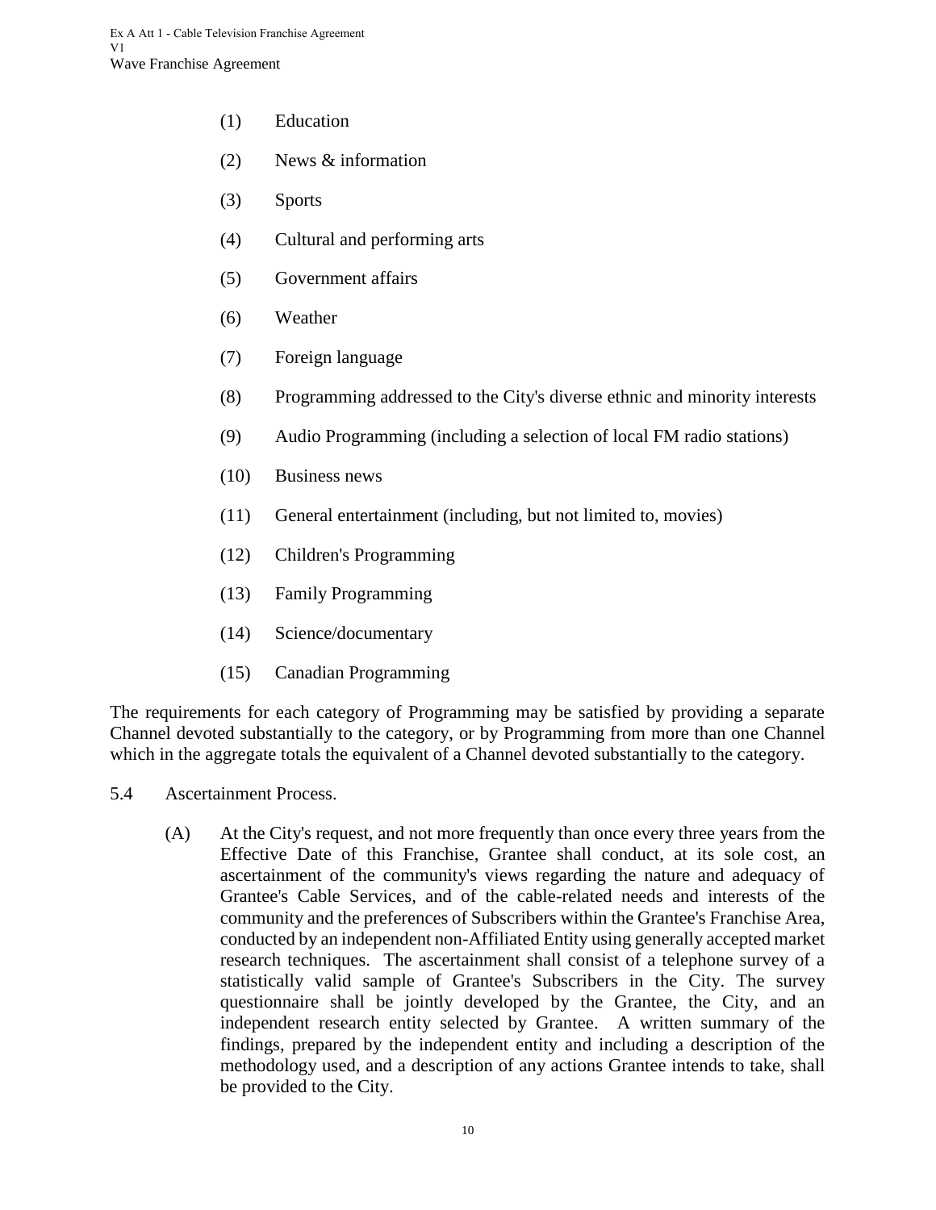(1) Education

(2) News & information

(3) Sports

(4) Cultural and performing arts

(5) Government affairs

(6) Weather

(7) Foreign language

(8) Programming addressed to the City's diverse ethnic and minority interests

(9) Audio Programming (including a selection of local FM radio stations)

(10) Business news

(11) General entertainment (including, but not limited to, movies)

(12) Children's Programming

(13) Family Programming

(14) Science/documentary

(15) Canadian Programming

The requirements for each category of Programming may be satisfied by providing a separate Channel devoted substantially to the category, or by Programming from more than one Channel which in the aggregate totals the equivalent of a Channel devoted substantially to the category.

5.4 Ascertainment Process.

(A) At the City's request, and not more frequently than once every three years from the Effective Date of this Franchise, Grantee shall conduct, at its sole cost, an ascertainment of the community's views regarding the nature and adequacy of Grantee's Cable Services, and of the cable-related needs and interests of the community and the preferences of Subscribers within the Grantee's Franchise Area, conducted by an independent non-Affiliated Entity using generally accepted market research techniques. The ascertainment shall consist of a telephone survey of a statistically valid sample of Grantee's Subscribers in the City. The survey questionnaire shall be jointly developed by the Grantee, the City, and an independent research entity selected by Grantee. A written summary of the findings, prepared by the independent entity and including a description of the methodology used, and a description of any actions Grantee intends to take, shall be provided to the City.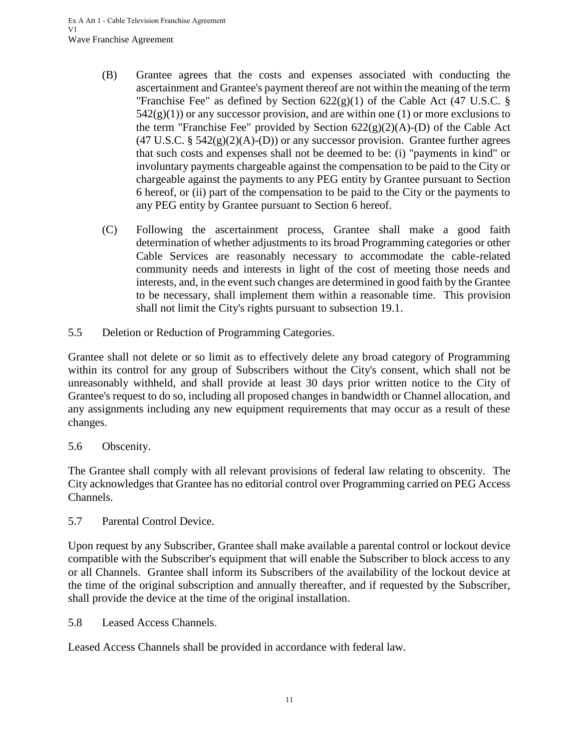(B) Grantee agrees that the costs and expenses associated with conducting the ascertainment and Grantee's payment thereof are not within the meaning of the term "Franchise Fee" as defined by Section 622(g)(1) of the Cable Act (47 U.S.C. § 542(g)(1)) or any successor provision, and are within one (1) or more exclusions to the term "Franchise Fee" provided by Section 622(g)(2)(A)-(D) of the Cable Act (47 U.S.C. § 542(g)(2)(A)-(D)) or any successor provision. Grantee further agrees that such costs and expenses shall not be deemed to be: (i) "payments in kind" or involuntary payments chargeable against the compensation to be paid to the City or chargeable against the payments to any PEG entity by Grantee pursuant to Section 6 hereof, or (ii) part of the compensation to be paid to the City or the payments to any PEG entity by Grantee pursuant to Section 6 hereof.

(C) Following the ascertainment process, Grantee shall make a good faith determination of whether adjustments to its broad Programming categories or other Cable Services are reasonably necessary to accommodate the cable-related community needs and interests in light of the cost of meeting those needs and interests, and, in the event such changes are determined in good faith by the Grantee to be necessary, shall implement them within a reasonable time. This provision shall not limit the City's rights pursuant to subsection 19.1.

5.5 Deletion or Reduction of Programming Categories.

Grantee shall not delete or so limit as to effectively delete any broad category of Programming within its control for any group of Subscribers without the City's consent, which shall not be unreasonably withheld, and shall provide at least 30 days prior written notice to the City of Grantee's request to do so, including all proposed changes in bandwidth or Channel allocation, and any assignments including any new equipment requirements that may occur as a result of these changes.

5.6 Obscenity.

The Grantee shall comply with all relevant provisions of federal law relating to obscenity. The City acknowledges that Grantee has no editorial control over Programming carried on PEG Access Channels.

5.7 Parental Control Device.

Upon request by any Subscriber, Grantee shall make available a parental control or lockout device compatible with the Subscriber's equipment that will enable the Subscriber to block access to any or all Channels. Grantee shall inform its Subscribers of the availability of the lockout device at the time of the original subscription and annually thereafter, and if requested by the Subscriber, shall provide the device at the time of the original installation.

5.8 Leased Access Channels.

Leased Access Channels shall be provided in accordance with federal law.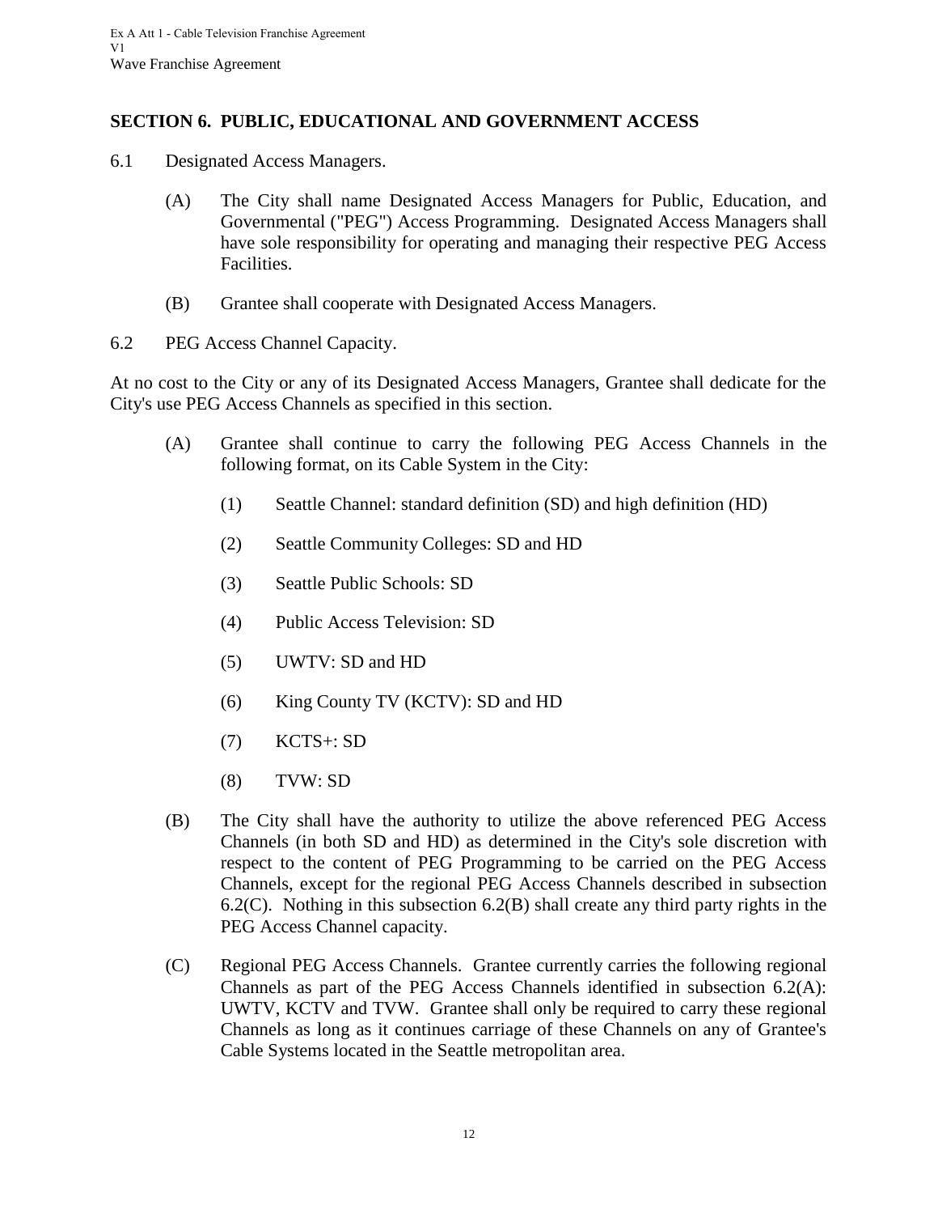## SECTION 6. PUBLIC, EDUCATIONAL AND GOVERNMENT ACCESS

6.1 Designated Access Managers.

(A) The City shall name Designated Access Managers for Public, Education, and Governmental ("PEG") Access Programming. Designated Access Managers shall have sole responsibility for operating and managing their respective PEG Access Facilities.

(B) Grantee shall cooperate with Designated Access Managers.

6.2 PEG Access Channel Capacity.

At no cost to the City or any of its Designated Access Managers, Grantee shall dedicate for the City's use PEG Access Channels as specified in this section.

(A) Grantee shall continue to carry the following PEG Access Channels in the following format, on its Cable System in the City:

(1) Seattle Channel: standard definition (SD) and high definition (HD)

(2) Seattle Community Colleges: SD and HD

(3) Seattle Public Schools: SD

(4) Public Access Television: SD

(5) UWTV: SD and HD

(6) King County TV (KCTV): SD and HD

(7) KCTS+: SD

(8) TVW: SD

(B) The City shall have the authority to utilize the above referenced PEG Access Channels (in both SD and HD) as determined in the City's sole discretion with respect to the content of PEG Programming to be carried on the PEG Access Channels, except for the regional PEG Access Channels described in subsection 6.2(C). Nothing in this subsection 6.2(B) shall create any third party rights in the PEG Access Channel capacity.

(C) Regional PEG Access Channels. Grantee currently carries the following regional Channels as part of the PEG Access Channels identified in subsection 6.2(A): UWTV, KCTV and TVW. Grantee shall only be required to carry these regional Channels as long as it continues carriage of these Channels on any of Grantee's Cable Systems located in the Seattle metropolitan area.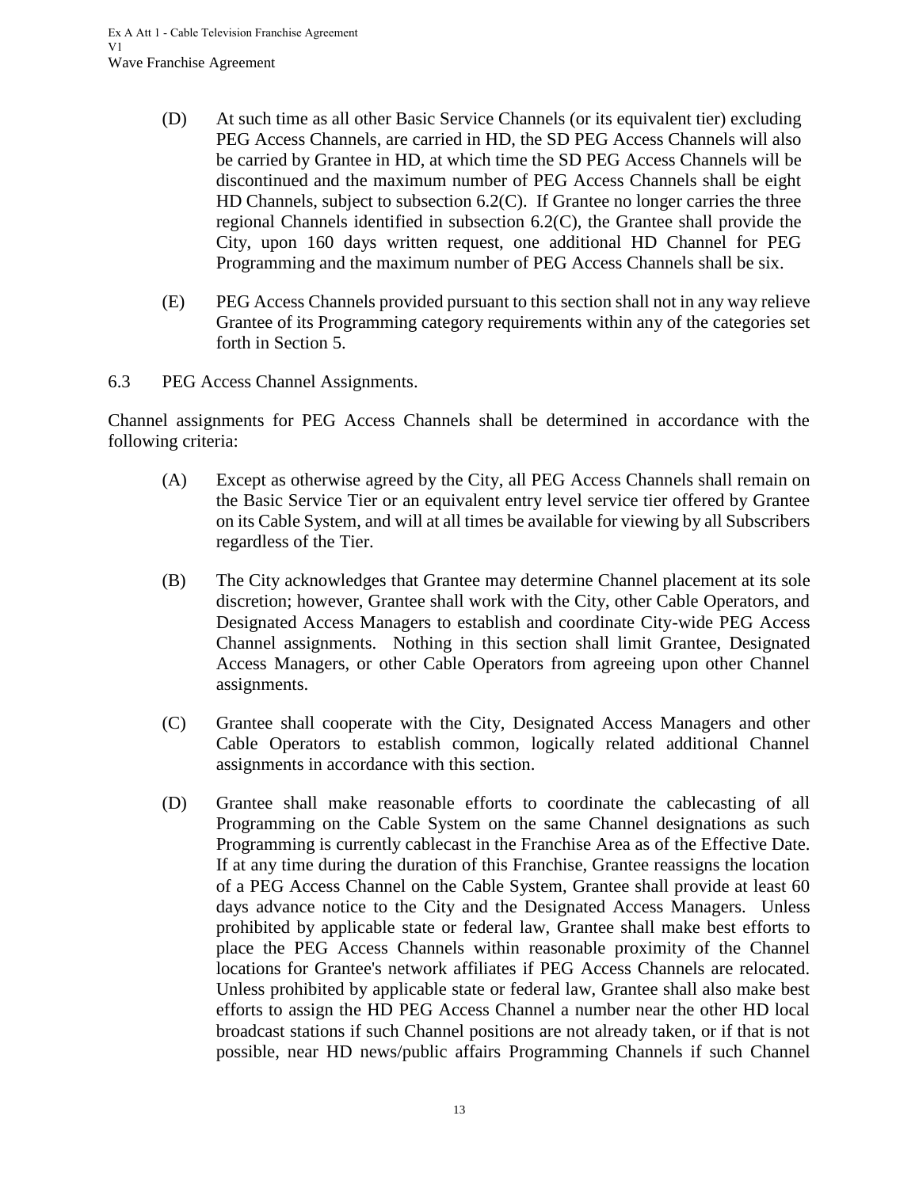(D) At such time as all other Basic Service Channels (or its equivalent tier) excluding PEG Access Channels, are carried in HD, the SD PEG Access Channels will also be carried by Grantee in HD, at which time the SD PEG Access Channels will be discontinued and the maximum number of PEG Access Channels shall be eight HD Channels, subject to subsection 6.2(C). If Grantee no longer carries the three regional Channels identified in subsection 6.2(C), the Grantee shall provide the City, upon 160 days written request, one additional HD Channel for PEG Programming and the maximum number of PEG Access Channels shall be six.

(E) PEG Access Channels provided pursuant to this section shall not in any way relieve Grantee of its Programming category requirements within any of the categories set forth in Section 5.

6.3 PEG Access Channel Assignments.

Channel assignments for PEG Access Channels shall be determined in accordance with the following criteria:

(A) Except as otherwise agreed by the City, all PEG Access Channels shall remain on the Basic Service Tier or an equivalent entry level service tier offered by Grantee on its Cable System, and will at all times be available for viewing by all Subscribers regardless of the Tier.

(B) The City acknowledges that Grantee may determine Channel placement at its sole discretion; however, Grantee shall work with the City, other Cable Operators, and Designated Access Managers to establish and coordinate City-wide PEG Access Channel assignments. Nothing in this section shall limit Grantee, Designated Access Managers, or other Cable Operators from agreeing upon other Channel assignments.

(C) Grantee shall cooperate with the City, Designated Access Managers and other Cable Operators to establish common, logically related additional Channel assignments in accordance with this section.

(D) Grantee shall make reasonable efforts to coordinate the cablecasting of all Programming on the Cable System on the same Channel designations as such Programming is currently cablecast in the Franchise Area as of the Effective Date. If at any time during the duration of this Franchise, Grantee reassigns the location of a PEG Access Channel on the Cable System, Grantee shall provide at least 60 days advance notice to the City and the Designated Access Managers. Unless prohibited by applicable state or federal law, Grantee shall make best efforts to place the PEG Access Channels within reasonable proximity of the Channel locations for Grantee's network affiliates if PEG Access Channels are relocated. Unless prohibited by applicable state or federal law, Grantee shall also make best efforts to assign the HD PEG Access Channel a number near the other HD local broadcast stations if such Channel positions are not already taken, or if that is not possible, near HD news/public affairs Programming Channels if such Channel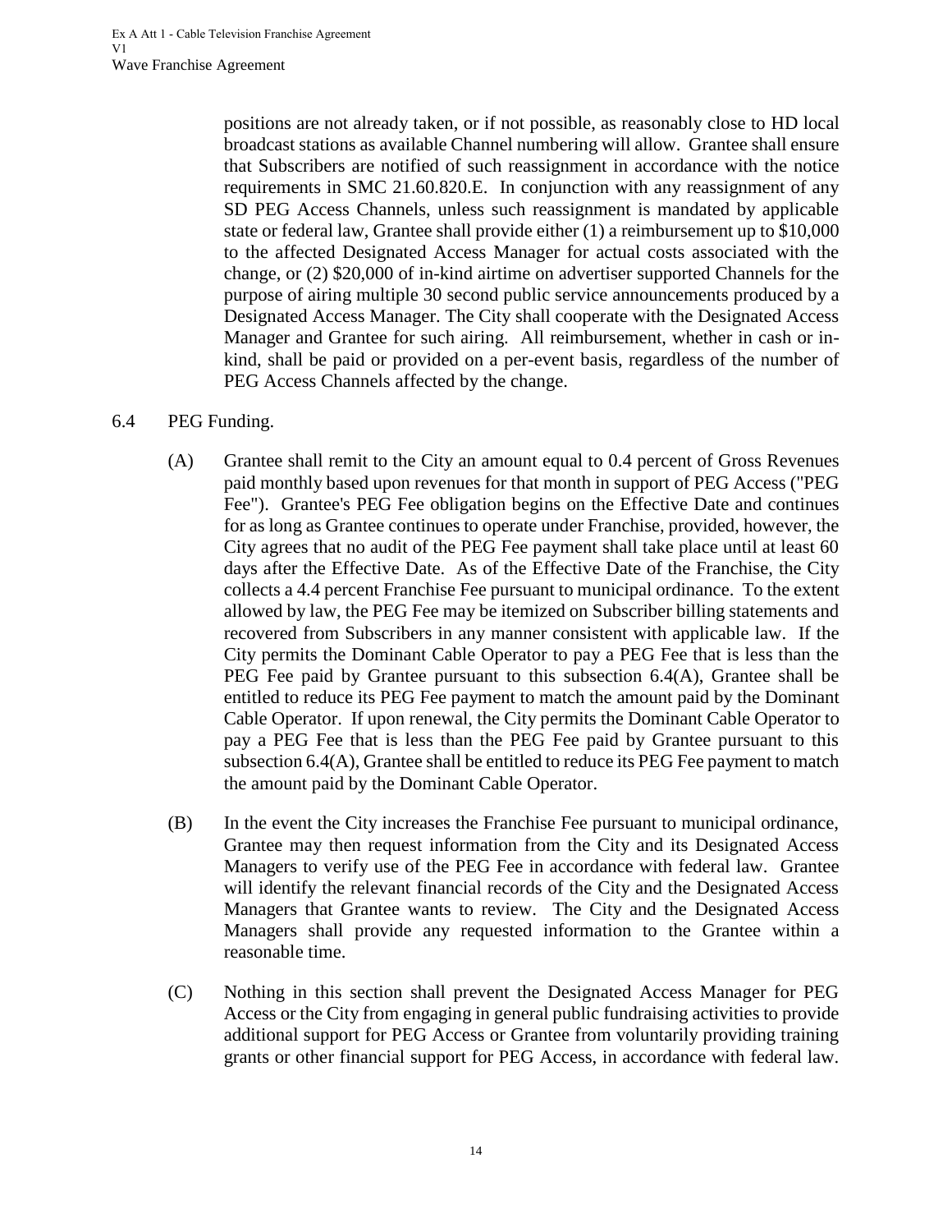positions are not already taken, or if not possible, as reasonably close to HD local broadcast stations as available Channel numbering will allow. Grantee shall ensure that Subscribers are notified of such reassignment in accordance with the notice requirements in SMC 21.60.820.E. In conjunction with any reassignment of any SD PEG Access Channels, unless such reassignment is mandated by applicable state or federal law, Grantee shall provide either (1) a reimbursement up to $10,000 to the affected Designated Access Manager for actual costs associated with the change, or (2) $20,000 of in-kind airtime on advertiser supported Channels for the purpose of airing multiple 30 second public service announcements produced by a Designated Access Manager. The City shall cooperate with the Designated Access Manager and Grantee for such airing. All reimbursement, whether in cash or in-kind, shall be paid or provided on a per-event basis, regardless of the number of PEG Access Channels affected by the change.

6.4 PEG Funding.

(A) Grantee shall remit to the City an amount equal to 0.4 percent of Gross Revenues paid monthly based upon revenues for that month in support of PEG Access ("PEG Fee"). Grantee's PEG Fee obligation begins on the Effective Date and continues for as long as Grantee continues to operate under Franchise, provided, however, the City agrees that no audit of the PEG Fee payment shall take place until at least 60 days after the Effective Date. As of the Effective Date of the Franchise, the City collects a 4.4 percent Franchise Fee pursuant to municipal ordinance. To the extent allowed by law, the PEG Fee may be itemized on Subscriber billing statements and recovered from Subscribers in any manner consistent with applicable law. If the City permits the Dominant Cable Operator to pay a PEG Fee that is less than the PEG Fee paid by Grantee pursuant to this subsection 6.4(A), Grantee shall be entitled to reduce its PEG Fee payment to match the amount paid by the Dominant Cable Operator. If upon renewal, the City permits the Dominant Cable Operator to pay a PEG Fee that is less than the PEG Fee paid by Grantee pursuant to this subsection 6.4(A), Grantee shall be entitled to reduce its PEG Fee payment to match the amount paid by the Dominant Cable Operator.

(B) In the event the City increases the Franchise Fee pursuant to municipal ordinance, Grantee may then request information from the City and its Designated Access Managers to verify use of the PEG Fee in accordance with federal law. Grantee will identify the relevant financial records of the City and the Designated Access Managers that Grantee wants to review. The City and the Designated Access Managers shall provide any requested information to the Grantee within a reasonable time.

(C) Nothing in this section shall prevent the Designated Access Manager for PEG Access or the City from engaging in general public fundraising activities to provide additional support for PEG Access or Grantee from voluntarily providing training grants or other financial support for PEG Access, in accordance with federal law.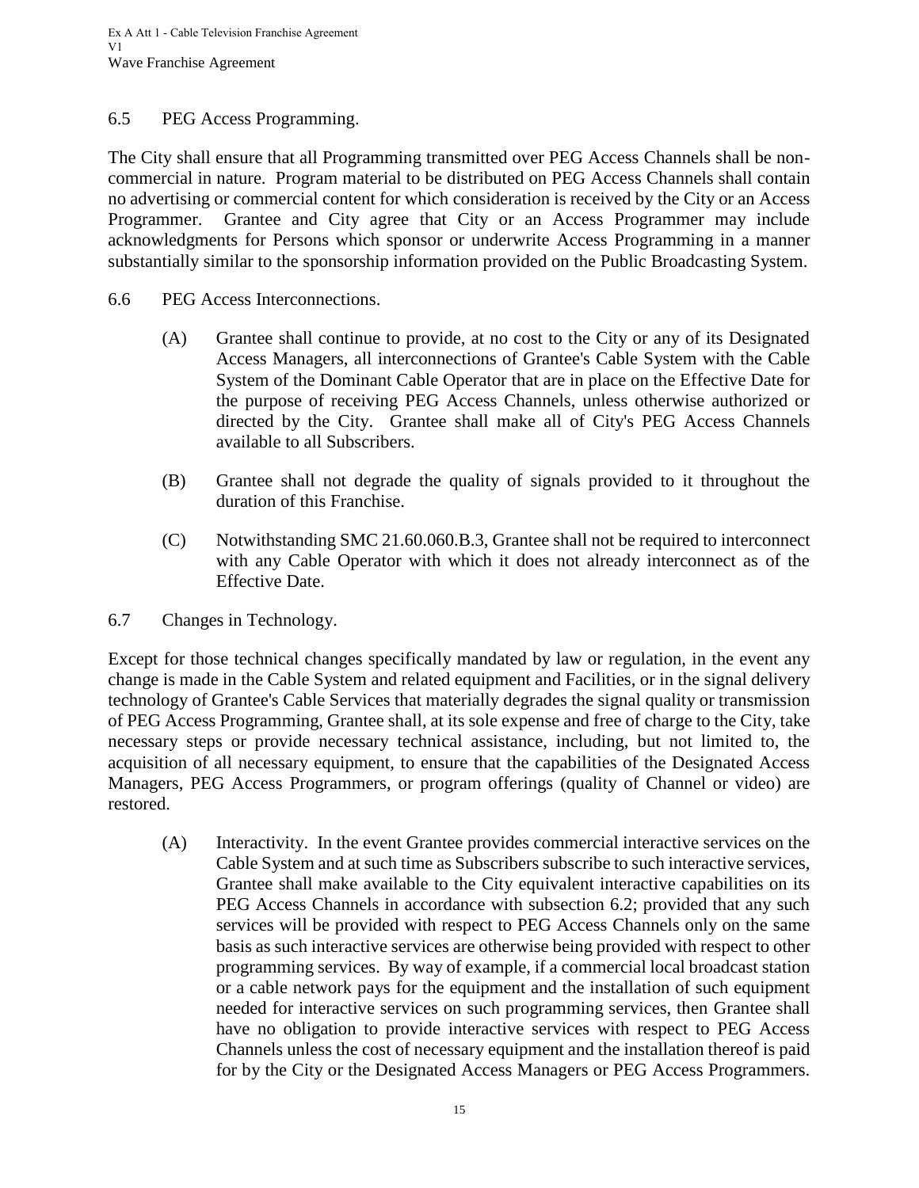6.5 PEG Access Programming.

The City shall ensure that all Programming transmitted over PEG Access Channels shall be non-commercial in nature. Program material to be distributed on PEG Access Channels shall contain no advertising or commercial content for which consideration is received by the City or an Access Programmer. Grantee and City agree that City or an Access Programmer may include acknowledgments for Persons which sponsor or underwrite Access Programming in a manner substantially similar to the sponsorship information provided on the Public Broadcasting System.

6.6 PEG Access Interconnections.

(A) Grantee shall continue to provide, at no cost to the City or any of its Designated Access Managers, all interconnections of Grantee's Cable System with the Cable System of the Dominant Cable Operator that are in place on the Effective Date for the purpose of receiving PEG Access Channels, unless otherwise authorized or directed by the City. Grantee shall make all of City's PEG Access Channels available to all Subscribers.

(B) Grantee shall not degrade the quality of signals provided to it throughout the duration of this Franchise.

(C) Notwithstanding SMC 21.60.060.B.3, Grantee shall not be required to interconnect with any Cable Operator with which it does not already interconnect as of the Effective Date.

6.7 Changes in Technology.

Except for those technical changes specifically mandated by law or regulation, in the event any change is made in the Cable System and related equipment and Facilities, or in the signal delivery technology of Grantee's Cable Services that materially degrades the signal quality or transmission of PEG Access Programming, Grantee shall, at its sole expense and free of charge to the City, take necessary steps or provide necessary technical assistance, including, but not limited to, the acquisition of all necessary equipment, to ensure that the capabilities of the Designated Access Managers, PEG Access Programmers, or program offerings (quality of Channel or video) are restored.

(A) Interactivity. In the event Grantee provides commercial interactive services on the Cable System and at such time as Subscribers subscribe to such interactive services, Grantee shall make available to the City equivalent interactive capabilities on its PEG Access Channels in accordance with subsection 6.2; provided that any such services will be provided with respect to PEG Access Channels only on the same basis as such interactive services are otherwise being provided with respect to other programming services. By way of example, if a commercial local broadcast station or a cable network pays for the equipment and the installation of such equipment needed for interactive services on such programming services, then Grantee shall have no obligation to provide interactive services with respect to PEG Access Channels unless the cost of necessary equipment and the installation thereof is paid for by the City or the Designated Access Managers or PEG Access Programmers.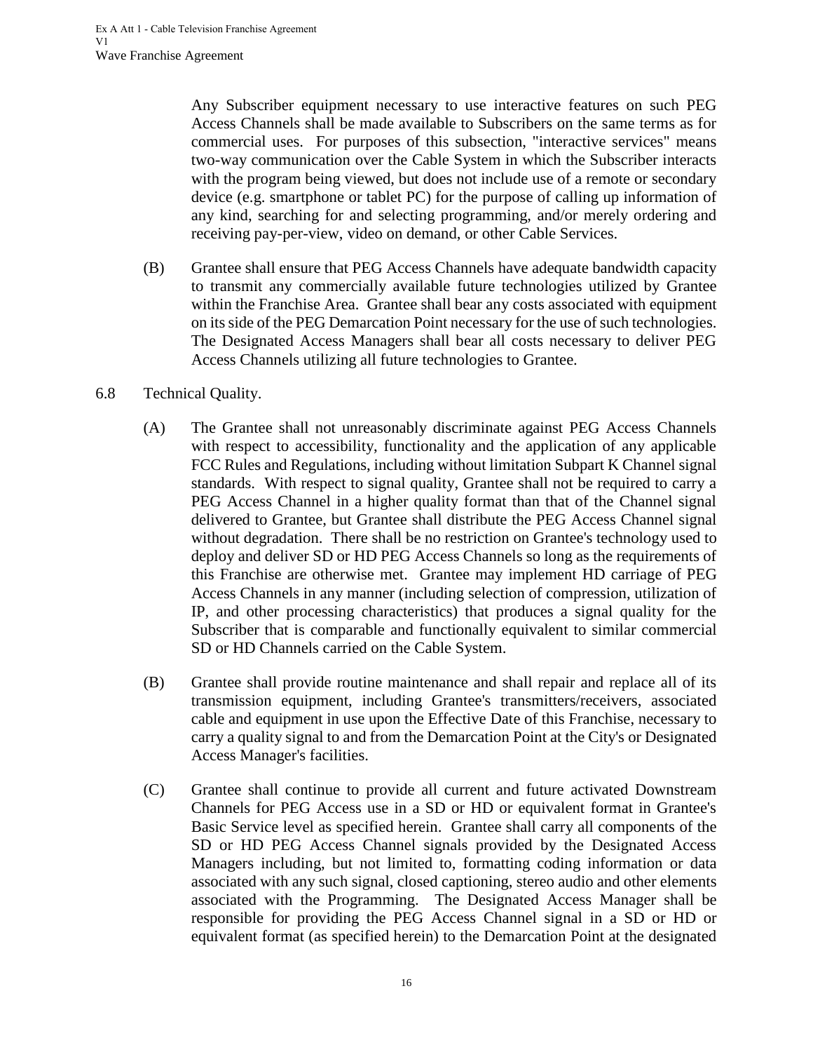Any Subscriber equipment necessary to use interactive features on such PEG Access Channels shall be made available to Subscribers on the same terms as for commercial uses. For purposes of this subsection, "interactive services" means two-way communication over the Cable System in which the Subscriber interacts with the program being viewed, but does not include use of a remote or secondary device (e.g. smartphone or tablet PC) for the purpose of calling up information of any kind, searching for and selecting programming, and/or merely ordering and receiving pay-per-view, video on demand, or other Cable Services.

(B) Grantee shall ensure that PEG Access Channels have adequate bandwidth capacity to transmit any commercially available future technologies utilized by Grantee within the Franchise Area. Grantee shall bear any costs associated with equipment on its side of the PEG Demarcation Point necessary for the use of such technologies. The Designated Access Managers shall bear all costs necessary to deliver PEG Access Channels utilizing all future technologies to Grantee.

6.8 Technical Quality.

(A) The Grantee shall not unreasonably discriminate against PEG Access Channels with respect to accessibility, functionality and the application of any applicable FCC Rules and Regulations, including without limitation Subpart K Channel signal standards. With respect to signal quality, Grantee shall not be required to carry a PEG Access Channel in a higher quality format than that of the Channel signal delivered to Grantee, but Grantee shall distribute the PEG Access Channel signal without degradation. There shall be no restriction on Grantee's technology used to deploy and deliver SD or HD PEG Access Channels so long as the requirements of this Franchise are otherwise met. Grantee may implement HD carriage of PEG Access Channels in any manner (including selection of compression, utilization of IP, and other processing characteristics) that produces a signal quality for the Subscriber that is comparable and functionally equivalent to similar commercial SD or HD Channels carried on the Cable System.

(B) Grantee shall provide routine maintenance and shall repair and replace all of its transmission equipment, including Grantee's transmitters/receivers, associated cable and equipment in use upon the Effective Date of this Franchise, necessary to carry a quality signal to and from the Demarcation Point at the City's or Designated Access Manager's facilities.

(C) Grantee shall continue to provide all current and future activated Downstream Channels for PEG Access use in a SD or HD or equivalent format in Grantee's Basic Service level as specified herein. Grantee shall carry all components of the SD or HD PEG Access Channel signals provided by the Designated Access Managers including, but not limited to, formatting coding information or data associated with any such signal, closed captioning, stereo audio and other elements associated with the Programming. The Designated Access Manager shall be responsible for providing the PEG Access Channel signal in a SD or HD or equivalent format (as specified herein) to the Demarcation Point at the designated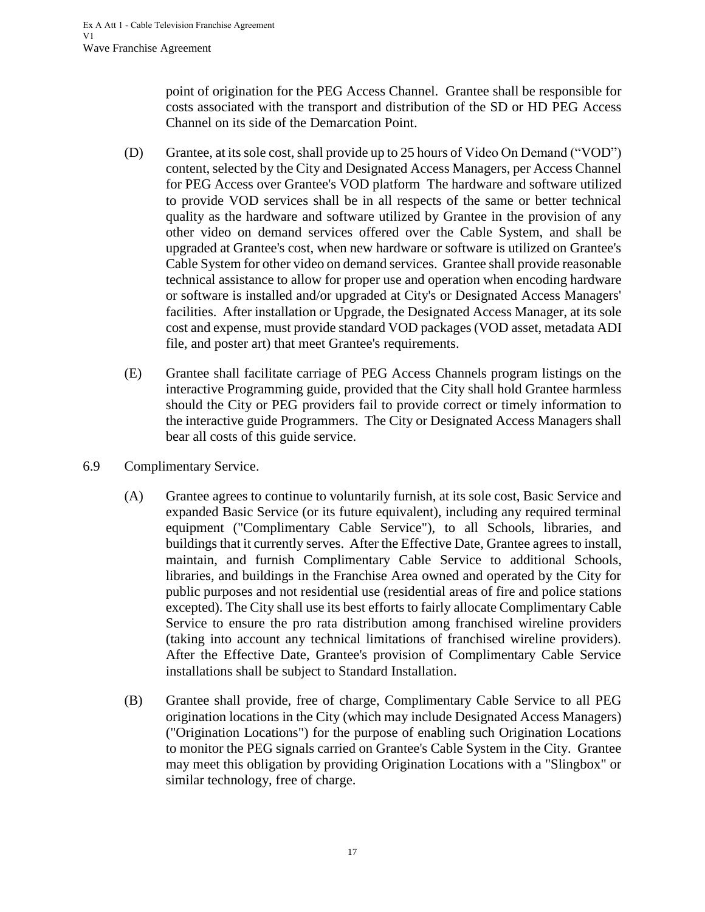point of origination for the PEG Access Channel. Grantee shall be responsible for costs associated with the transport and distribution of the SD or HD PEG Access Channel on its side of the Demarcation Point.

(D) Grantee, at its sole cost, shall provide up to 25 hours of Video On Demand ("VOD") content, selected by the City and Designated Access Managers, per Access Channel for PEG Access over Grantee's VOD platform The hardware and software utilized to provide VOD services shall be in all respects of the same or better technical quality as the hardware and software utilized by Grantee in the provision of any other video on demand services offered over the Cable System, and shall be upgraded at Grantee's cost, when new hardware or software is utilized on Grantee's Cable System for other video on demand services. Grantee shall provide reasonable technical assistance to allow for proper use and operation when encoding hardware or software is installed and/or upgraded at City's or Designated Access Managers' facilities. After installation or Upgrade, the Designated Access Manager, at its sole cost and expense, must provide standard VOD packages (VOD asset, metadata ADI file, and poster art) that meet Grantee's requirements.

(E) Grantee shall facilitate carriage of PEG Access Channels program listings on the interactive Programming guide, provided that the City shall hold Grantee harmless should the City or PEG providers fail to provide correct or timely information to the interactive guide Programmers. The City or Designated Access Managers shall bear all costs of this guide service.

6.9 Complimentary Service.

(A) Grantee agrees to continue to voluntarily furnish, at its sole cost, Basic Service and expanded Basic Service (or its future equivalent), including any required terminal equipment ("Complimentary Cable Service"), to all Schools, libraries, and buildings that it currently serves. After the Effective Date, Grantee agrees to install, maintain, and furnish Complimentary Cable Service to additional Schools, libraries, and buildings in the Franchise Area owned and operated by the City for public purposes and not residential use (residential areas of fire and police stations excepted). The City shall use its best efforts to fairly allocate Complimentary Cable Service to ensure the pro rata distribution among franchised wireline providers (taking into account any technical limitations of franchised wireline providers). After the Effective Date, Grantee's provision of Complimentary Cable Service installations shall be subject to Standard Installation.

(B) Grantee shall provide, free of charge, Complimentary Cable Service to all PEG origination locations in the City (which may include Designated Access Managers) ("Origination Locations") for the purpose of enabling such Origination Locations to monitor the PEG signals carried on Grantee's Cable System in the City. Grantee may meet this obligation by providing Origination Locations with a "Slingbox" or similar technology, free of charge.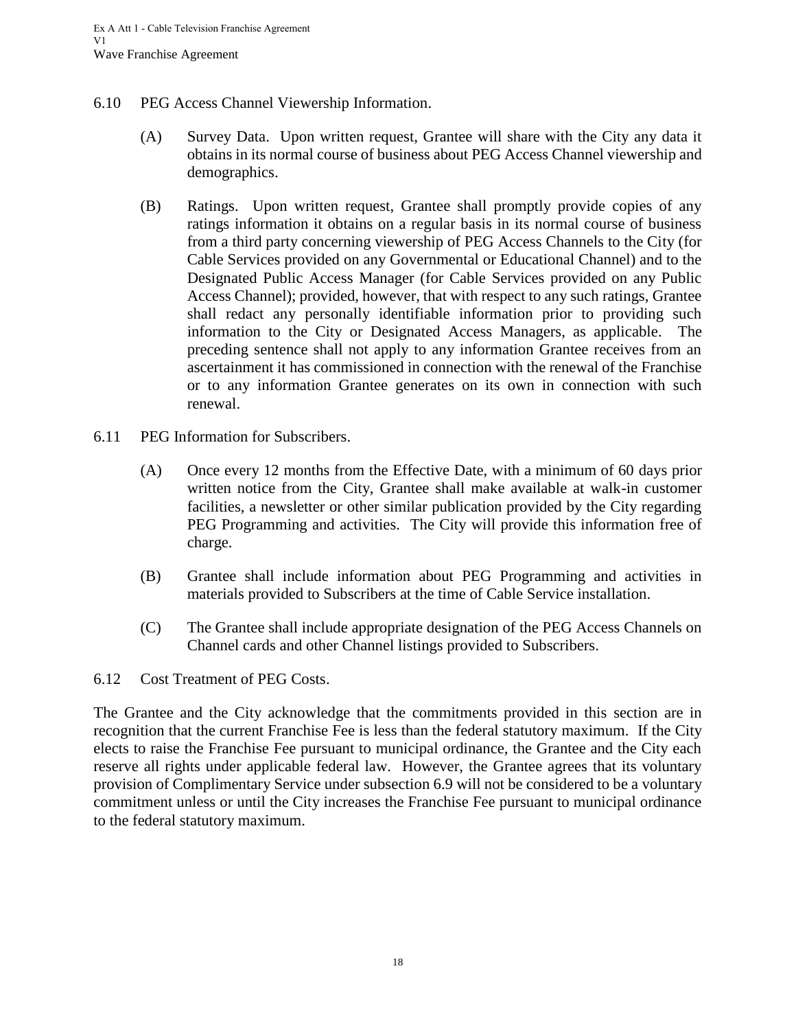6.10 PEG Access Channel Viewership Information.

(A) Survey Data. Upon written request, Grantee will share with the City any data it obtains in its normal course of business about PEG Access Channel viewership and demographics.

(B) Ratings. Upon written request, Grantee shall promptly provide copies of any ratings information it obtains on a regular basis in its normal course of business from a third party concerning viewership of PEG Access Channels to the City (for Cable Services provided on any Governmental or Educational Channel) and to the Designated Public Access Manager (for Cable Services provided on any Public Access Channel); provided, however, that with respect to any such ratings, Grantee shall redact any personally identifiable information prior to providing such information to the City or Designated Access Managers, as applicable. The preceding sentence shall not apply to any information Grantee receives from an ascertainment it has commissioned in connection with the renewal of the Franchise or to any information Grantee generates on its own in connection with such renewal.

6.11 PEG Information for Subscribers.

(A) Once every 12 months from the Effective Date, with a minimum of 60 days prior written notice from the City, Grantee shall make available at walk-in customer facilities, a newsletter or other similar publication provided by the City regarding PEG Programming and activities. The City will provide this information free of charge.

(B) Grantee shall include information about PEG Programming and activities in materials provided to Subscribers at the time of Cable Service installation.

(C) The Grantee shall include appropriate designation of the PEG Access Channels on Channel cards and other Channel listings provided to Subscribers.

6.12 Cost Treatment of PEG Costs.

The Grantee and the City acknowledge that the commitments provided in this section are in recognition that the current Franchise Fee is less than the federal statutory maximum. If the City elects to raise the Franchise Fee pursuant to municipal ordinance, the Grantee and the City each reserve all rights under applicable federal law. However, the Grantee agrees that its voluntary provision of Complimentary Service under subsection 6.9 will not be considered to be a voluntary commitment unless or until the City increases the Franchise Fee pursuant to municipal ordinance to the federal statutory maximum.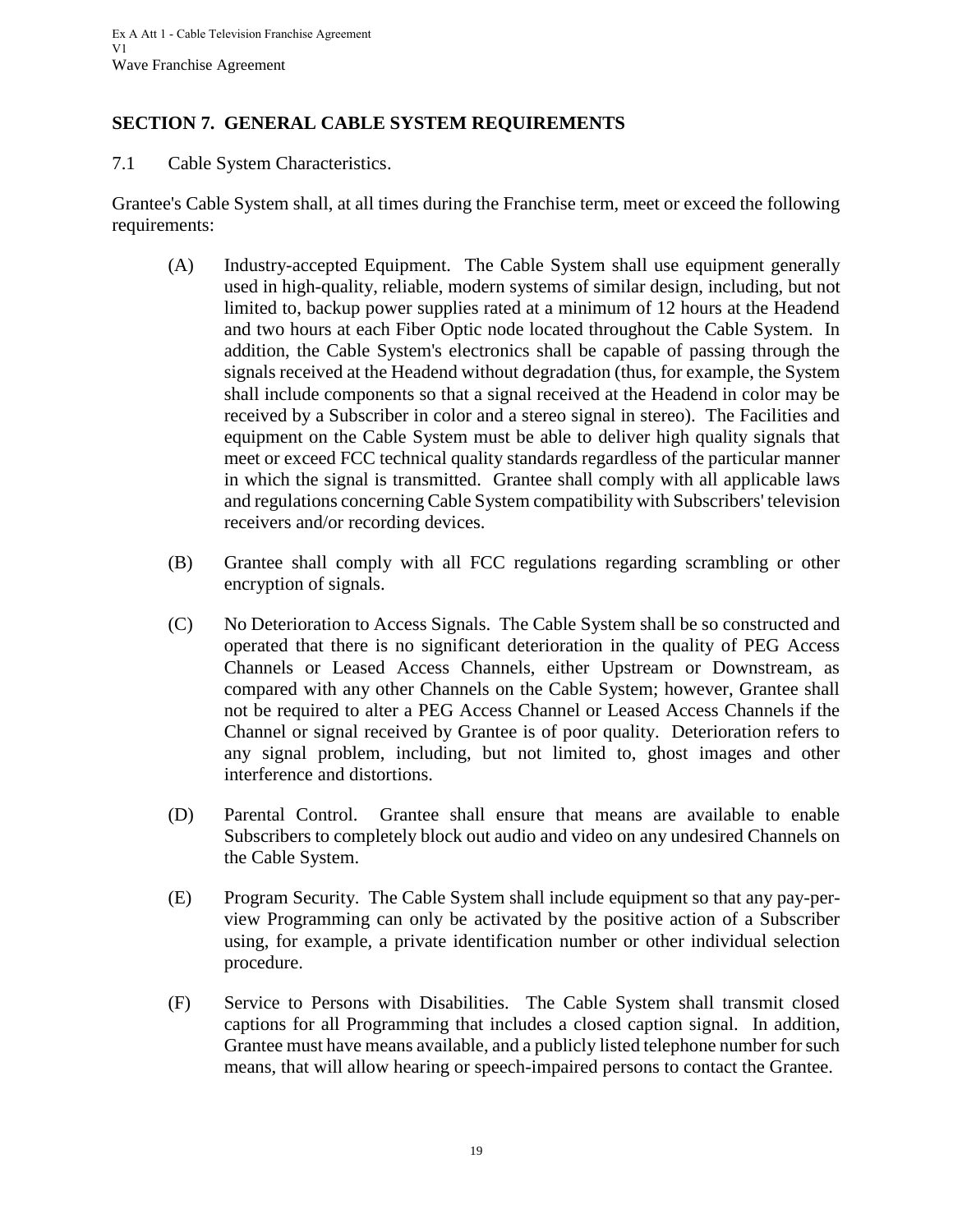## SECTION 7. GENERAL CABLE SYSTEM REQUIREMENTS

7.1 Cable System Characteristics.

Grantee's Cable System shall, at all times during the Franchise term, meet or exceed the following requirements:

(A) Industry-accepted Equipment. The Cable System shall use equipment generally used in high-quality, reliable, modern systems of similar design, including, but not limited to, backup power supplies rated at a minimum of 12 hours at the Headend and two hours at each Fiber Optic node located throughout the Cable System. In addition, the Cable System's electronics shall be capable of passing through the signals received at the Headend without degradation (thus, for example, the System shall include components so that a signal received at the Headend in color may be received by a Subscriber in color and a stereo signal in stereo). The Facilities and equipment on the Cable System must be able to deliver high quality signals that meet or exceed FCC technical quality standards regardless of the particular manner in which the signal is transmitted. Grantee shall comply with all applicable laws and regulations concerning Cable System compatibility with Subscribers' television receivers and/or recording devices.

(B) Grantee shall comply with all FCC regulations regarding scrambling or other encryption of signals.

(C) No Deterioration to Access Signals. The Cable System shall be so constructed and operated that there is no significant deterioration in the quality of PEG Access Channels or Leased Access Channels, either Upstream or Downstream, as compared with any other Channels on the Cable System; however, Grantee shall not be required to alter a PEG Access Channel or Leased Access Channels if the Channel or signal received by Grantee is of poor quality. Deterioration refers to any signal problem, including, but not limited to, ghost images and other interference and distortions.

(D) Parental Control. Grantee shall ensure that means are available to enable Subscribers to completely block out audio and video on any undesired Channels on the Cable System.

(E) Program Security. The Cable System shall include equipment so that any pay-per-view Programming can only be activated by the positive action of a Subscriber using, for example, a private identification number or other individual selection procedure.

(F) Service to Persons with Disabilities. The Cable System shall transmit closed captions for all Programming that includes a closed caption signal. In addition, Grantee must have means available, and a publicly listed telephone number for such means, that will allow hearing or speech-impaired persons to contact the Grantee.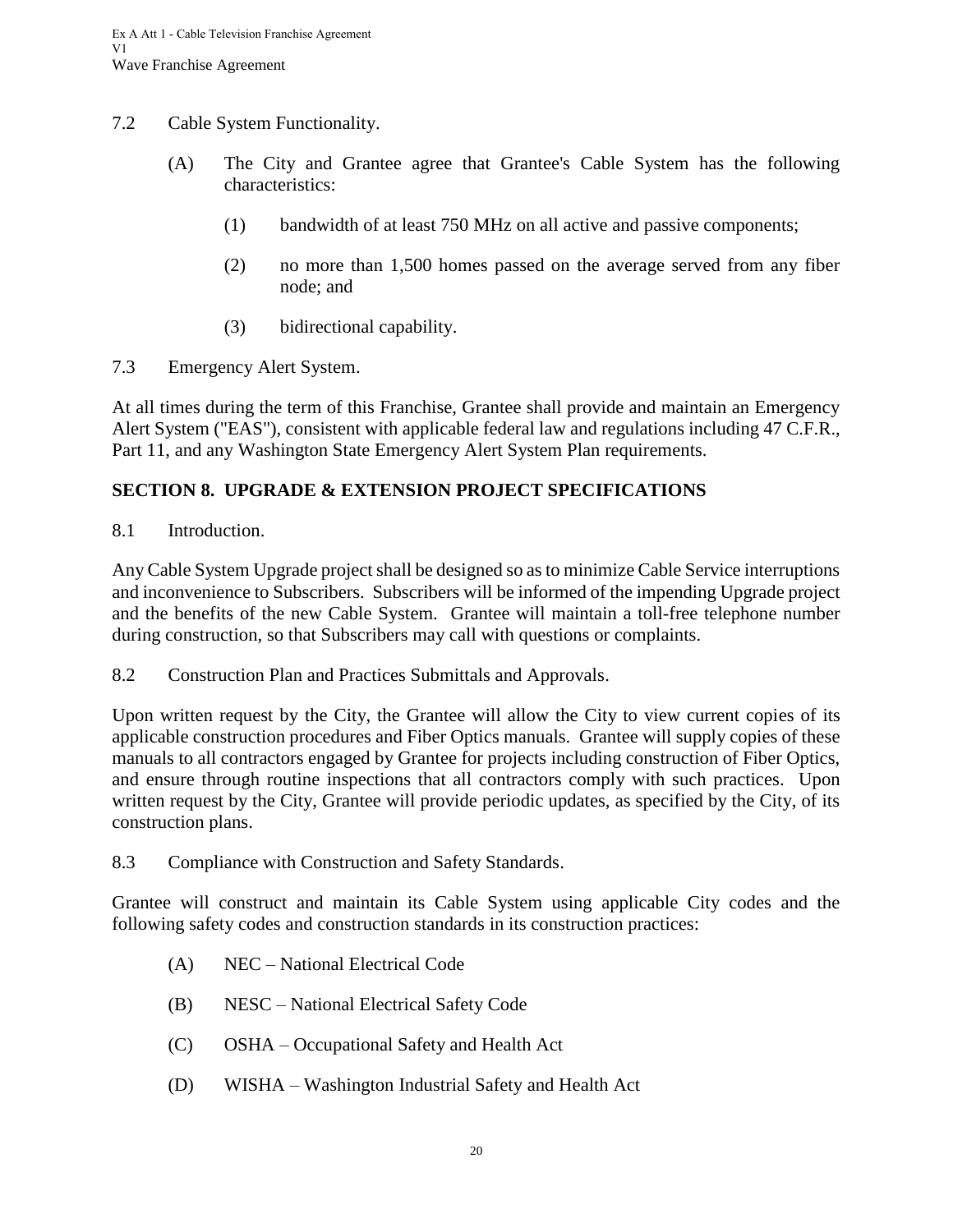7.2 Cable System Functionality.

(A) The City and Grantee agree that Grantee's Cable System has the following characteristics:

(1) bandwidth of at least 750 MHz on all active and passive components;

(2) no more than 1,500 homes passed on the average served from any fiber node; and

(3) bidirectional capability.

7.3 Emergency Alert System.

At all times during the term of this Franchise, Grantee shall provide and maintain an Emergency Alert System ("EAS"), consistent with applicable federal law and regulations including 47 C.F.R., Part 11, and any Washington State Emergency Alert System Plan requirements.

## SECTION 8. UPGRADE & EXTENSION PROJECT SPECIFICATIONS

8.1 Introduction.

Any Cable System Upgrade project shall be designed so as to minimize Cable Service interruptions and inconvenience to Subscribers. Subscribers will be informed of the impending Upgrade project and the benefits of the new Cable System. Grantee will maintain a toll-free telephone number during construction, so that Subscribers may call with questions or complaints.

8.2 Construction Plan and Practices Submittals and Approvals.

Upon written request by the City, the Grantee will allow the City to view current copies of its applicable construction procedures and Fiber Optics manuals. Grantee will supply copies of these manuals to all contractors engaged by Grantee for projects including construction of Fiber Optics, and ensure through routine inspections that all contractors comply with such practices. Upon written request by the City, Grantee will provide periodic updates, as specified by the City, of its construction plans.

8.3 Compliance with Construction and Safety Standards.

Grantee will construct and maintain its Cable System using applicable City codes and the following safety codes and construction standards in its construction practices:

(A) NEC – National Electrical Code

(B) NESC – National Electrical Safety Code

(C) OSHA – Occupational Safety and Health Act

(D) WISHA – Washington Industrial Safety and Health Act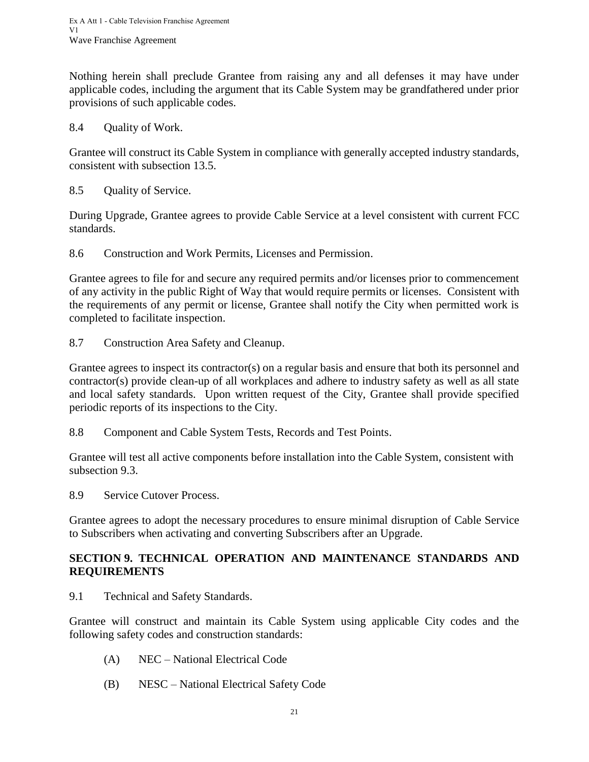Nothing herein shall preclude Grantee from raising any and all defenses it may have under applicable codes, including the argument that its Cable System may be grandfathered under prior provisions of such applicable codes.

8.4 Quality of Work.

Grantee will construct its Cable System in compliance with generally accepted industry standards, consistent with subsection 13.5.

8.5 Quality of Service.

During Upgrade, Grantee agrees to provide Cable Service at a level consistent with current FCC standards.

8.6 Construction and Work Permits, Licenses and Permission.

Grantee agrees to file for and secure any required permits and/or licenses prior to commencement of any activity in the public Right of Way that would require permits or licenses. Consistent with the requirements of any permit or license, Grantee shall notify the City when permitted work is completed to facilitate inspection.

8.7 Construction Area Safety and Cleanup.

Grantee agrees to inspect its contractor(s) on a regular basis and ensure that both its personnel and contractor(s) provide clean-up of all workplaces and adhere to industry safety as well as all state and local safety standards. Upon written request of the City, Grantee shall provide specified periodic reports of its inspections to the City.

8.8 Component and Cable System Tests, Records and Test Points.

Grantee will test all active components before installation into the Cable System, consistent with subsection 9.3.

8.9 Service Cutover Process.

Grantee agrees to adopt the necessary procedures to ensure minimal disruption of Cable Service to Subscribers when activating and converting Subscribers after an Upgrade.

## SECTION 9. TECHNICAL OPERATION AND MAINTENANCE STANDARDS AND REQUIREMENTS

9.1 Technical and Safety Standards.

Grantee will construct and maintain its Cable System using applicable City codes and the following safety codes and construction standards:

(A) NEC – National Electrical Code

(B) NESC – National Electrical Safety Code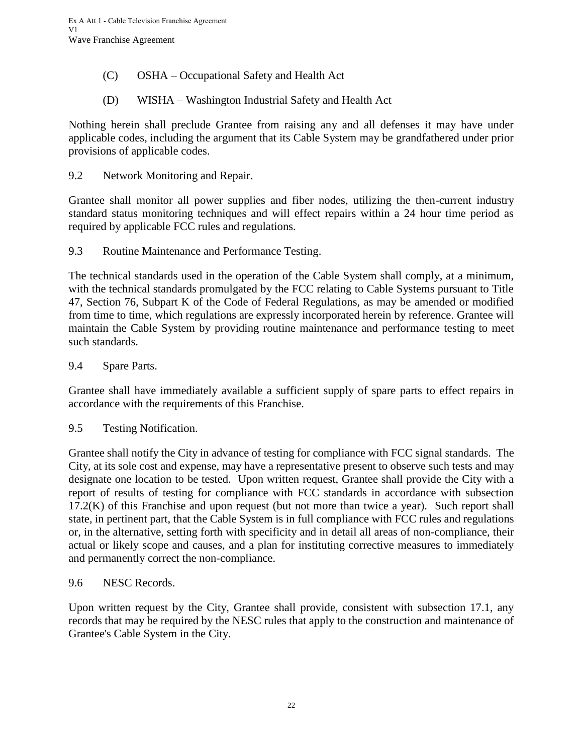(C) OSHA – Occupational Safety and Health Act

(D) WISHA – Washington Industrial Safety and Health Act

Nothing herein shall preclude Grantee from raising any and all defenses it may have under applicable codes, including the argument that its Cable System may be grandfathered under prior provisions of applicable codes.

9.2 Network Monitoring and Repair.

Grantee shall monitor all power supplies and fiber nodes, utilizing the then-current industry standard status monitoring techniques and will effect repairs within a 24 hour time period as required by applicable FCC rules and regulations.

9.3 Routine Maintenance and Performance Testing.

The technical standards used in the operation of the Cable System shall comply, at a minimum, with the technical standards promulgated by the FCC relating to Cable Systems pursuant to Title 47, Section 76, Subpart K of the Code of Federal Regulations, as may be amended or modified from time to time, which regulations are expressly incorporated herein by reference. Grantee will maintain the Cable System by providing routine maintenance and performance testing to meet such standards.

9.4 Spare Parts.

Grantee shall have immediately available a sufficient supply of spare parts to effect repairs in accordance with the requirements of this Franchise.

9.5 Testing Notification.

Grantee shall notify the City in advance of testing for compliance with FCC signal standards. The City, at its sole cost and expense, may have a representative present to observe such tests and may designate one location to be tested. Upon written request, Grantee shall provide the City with a report of results of testing for compliance with FCC standards in accordance with subsection 17.2(K) of this Franchise and upon request (but not more than twice a year). Such report shall state, in pertinent part, that the Cable System is in full compliance with FCC rules and regulations or, in the alternative, setting forth with specificity and in detail all areas of non-compliance, their actual or likely scope and causes, and a plan for instituting corrective measures to immediately and permanently correct the non-compliance.

9.6 NESC Records.

Upon written request by the City, Grantee shall provide, consistent with subsection 17.1, any records that may be required by the NESC rules that apply to the construction and maintenance of Grantee's Cable System in the City.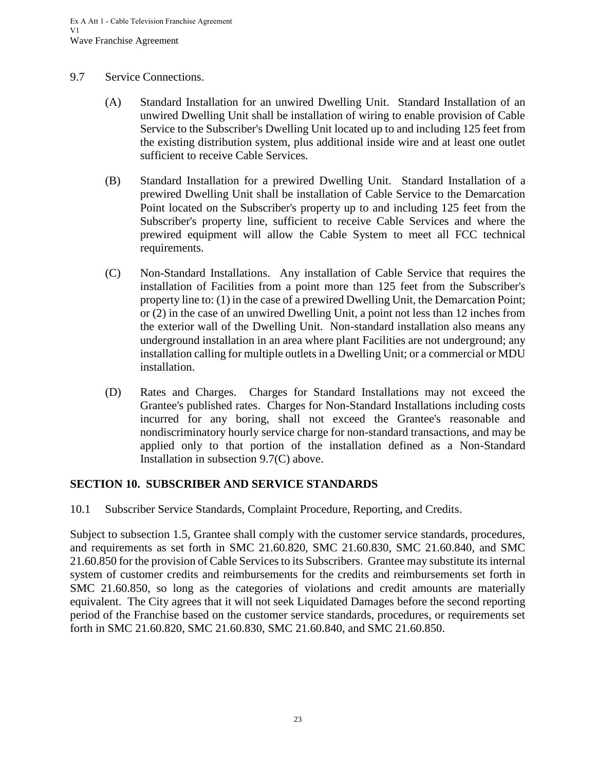9.7 Service Connections.

(A) Standard Installation for an unwired Dwelling Unit. Standard Installation of an unwired Dwelling Unit shall be installation of wiring to enable provision of Cable Service to the Subscriber's Dwelling Unit located up to and including 125 feet from the existing distribution system, plus additional inside wire and at least one outlet sufficient to receive Cable Services.

(B) Standard Installation for a prewired Dwelling Unit. Standard Installation of a prewired Dwelling Unit shall be installation of Cable Service to the Demarcation Point located on the Subscriber's property up to and including 125 feet from the Subscriber's property line, sufficient to receive Cable Services and where the prewired equipment will allow the Cable System to meet all FCC technical requirements.

(C) Non-Standard Installations. Any installation of Cable Service that requires the installation of Facilities from a point more than 125 feet from the Subscriber's property line to: (1) in the case of a prewired Dwelling Unit, the Demarcation Point; or (2) in the case of an unwired Dwelling Unit, a point not less than 12 inches from the exterior wall of the Dwelling Unit. Non-standard installation also means any underground installation in an area where plant Facilities are not underground; any installation calling for multiple outlets in a Dwelling Unit; or a commercial or MDU installation.

(D) Rates and Charges. Charges for Standard Installations may not exceed the Grantee's published rates. Charges for Non-Standard Installations including costs incurred for any boring, shall not exceed the Grantee's reasonable and nondiscriminatory hourly service charge for non-standard transactions, and may be applied only to that portion of the installation defined as a Non-Standard Installation in subsection 9.7(C) above.

## SECTION 10. SUBSCRIBER AND SERVICE STANDARDS

10.1 Subscriber Service Standards, Complaint Procedure, Reporting, and Credits.

Subject to subsection 1.5, Grantee shall comply with the customer service standards, procedures, and requirements as set forth in SMC 21.60.820, SMC 21.60.830, SMC 21.60.840, and SMC 21.60.850 for the provision of Cable Services to its Subscribers. Grantee may substitute its internal system of customer credits and reimbursements for the credits and reimbursements set forth in SMC 21.60.850, so long as the categories of violations and credit amounts are materially equivalent. The City agrees that it will not seek Liquidated Damages before the second reporting period of the Franchise based on the customer service standards, procedures, or requirements set forth in SMC 21.60.820, SMC 21.60.830, SMC 21.60.840, and SMC 21.60.850.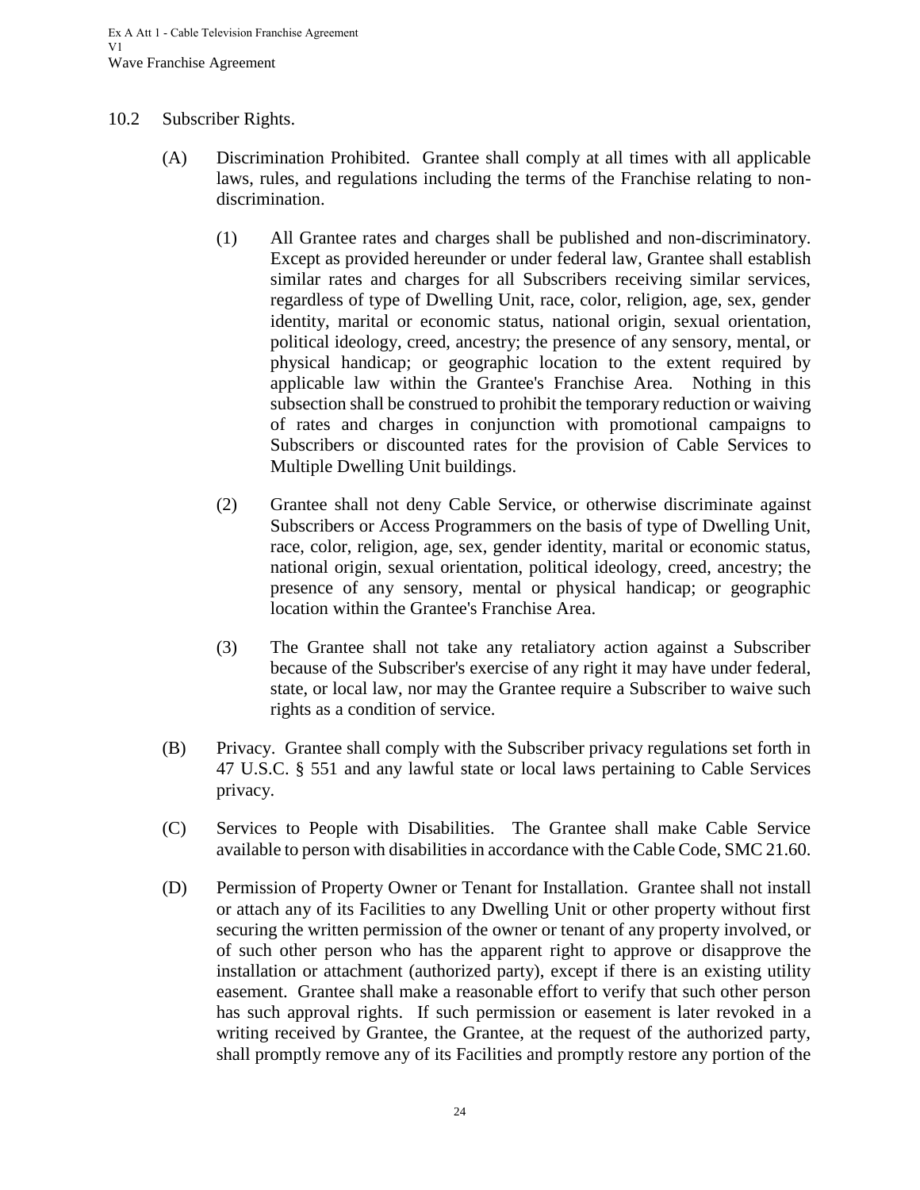## 10.2 Subscriber Rights.

(A) Discrimination Prohibited. Grantee shall comply at all times with all applicable laws, rules, and regulations including the terms of the Franchise relating to non-discrimination.

(1) All Grantee rates and charges shall be published and non-discriminatory. Except as provided hereunder or under federal law, Grantee shall establish similar rates and charges for all Subscribers receiving similar services, regardless of type of Dwelling Unit, race, color, religion, age, sex, gender identity, marital or economic status, national origin, sexual orientation, political ideology, creed, ancestry; the presence of any sensory, mental, or physical handicap; or geographic location to the extent required by applicable law within the Grantee's Franchise Area. Nothing in this subsection shall be construed to prohibit the temporary reduction or waiving of rates and charges in conjunction with promotional campaigns to Subscribers or discounted rates for the provision of Cable Services to Multiple Dwelling Unit buildings.

(2) Grantee shall not deny Cable Service, or otherwise discriminate against Subscribers or Access Programmers on the basis of type of Dwelling Unit, race, color, religion, age, sex, gender identity, marital or economic status, national origin, sexual orientation, political ideology, creed, ancestry; the presence of any sensory, mental or physical handicap; or geographic location within the Grantee's Franchise Area.

(3) The Grantee shall not take any retaliatory action against a Subscriber because of the Subscriber's exercise of any right it may have under federal, state, or local law, nor may the Grantee require a Subscriber to waive such rights as a condition of service.

(B) Privacy. Grantee shall comply with the Subscriber privacy regulations set forth in 47 U.S.C. § 551 and any lawful state or local laws pertaining to Cable Services privacy.

(C) Services to People with Disabilities. The Grantee shall make Cable Service available to person with disabilities in accordance with the Cable Code, SMC 21.60.

(D) Permission of Property Owner or Tenant for Installation. Grantee shall not install or attach any of its Facilities to any Dwelling Unit or other property without first securing the written permission of the owner or tenant of any property involved, or of such other person who has the apparent right to approve or disapprove the installation or attachment (authorized party), except if there is an existing utility easement. Grantee shall make a reasonable effort to verify that such other person has such approval rights. If such permission or easement is later revoked in a writing received by Grantee, the Grantee, at the request of the authorized party, shall promptly remove any of its Facilities and promptly restore any portion of the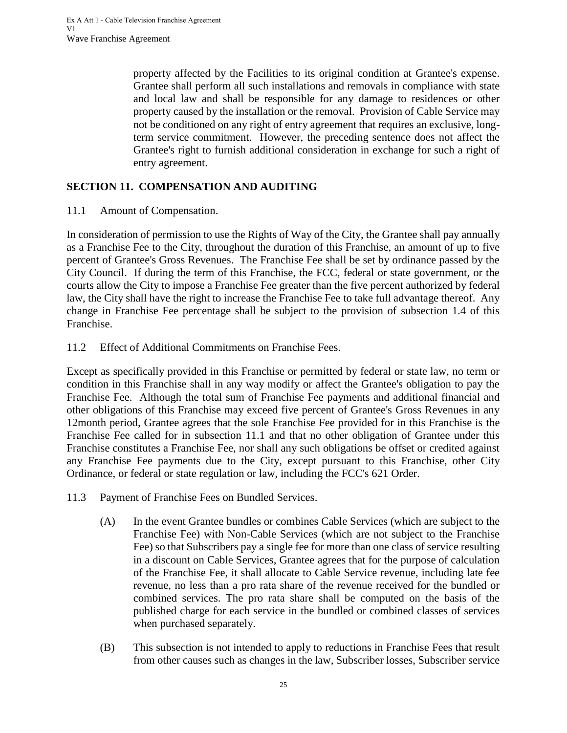property affected by the Facilities to its original condition at Grantee's expense. Grantee shall perform all such installations and removals in compliance with state and local law and shall be responsible for any damage to residences or other property caused by the installation or the removal. Provision of Cable Service may not be conditioned on any right of entry agreement that requires an exclusive, long-term service commitment. However, the preceding sentence does not affect the Grantee's right to furnish additional consideration in exchange for such a right of entry agreement.

## SECTION 11. COMPENSATION AND AUDITING

11.1 Amount of Compensation.

In consideration of permission to use the Rights of Way of the City, the Grantee shall pay annually as a Franchise Fee to the City, throughout the duration of this Franchise, an amount of up to five percent of Grantee's Gross Revenues. The Franchise Fee shall be set by ordinance passed by the City Council. If during the term of this Franchise, the FCC, federal or state government, or the courts allow the City to impose a Franchise Fee greater than the five percent authorized by federal law, the City shall have the right to increase the Franchise Fee to take full advantage thereof. Any change in Franchise Fee percentage shall be subject to the provision of subsection 1.4 of this Franchise.

11.2 Effect of Additional Commitments on Franchise Fees.

Except as specifically provided in this Franchise or permitted by federal or state law, no term or condition in this Franchise shall in any way modify or affect the Grantee's obligation to pay the Franchise Fee. Although the total sum of Franchise Fee payments and additional financial and other obligations of this Franchise may exceed five percent of Grantee's Gross Revenues in any 12month period, Grantee agrees that the sole Franchise Fee provided for in this Franchise is the Franchise Fee called for in subsection 11.1 and that no other obligation of Grantee under this Franchise constitutes a Franchise Fee, nor shall any such obligations be offset or credited against any Franchise Fee payments due to the City, except pursuant to this Franchise, other City Ordinance, or federal or state regulation or law, including the FCC's 621 Order.

11.3 Payment of Franchise Fees on Bundled Services.

(A) In the event Grantee bundles or combines Cable Services (which are subject to the Franchise Fee) with Non-Cable Services (which are not subject to the Franchise Fee) so that Subscribers pay a single fee for more than one class of service resulting in a discount on Cable Services, Grantee agrees that for the purpose of calculation of the Franchise Fee, it shall allocate to Cable Service revenue, including late fee revenue, no less than a pro rata share of the revenue received for the bundled or combined services. The pro rata share shall be computed on the basis of the published charge for each service in the bundled or combined classes of services when purchased separately.

(B) This subsection is not intended to apply to reductions in Franchise Fees that result from other causes such as changes in the law, Subscriber losses, Subscriber service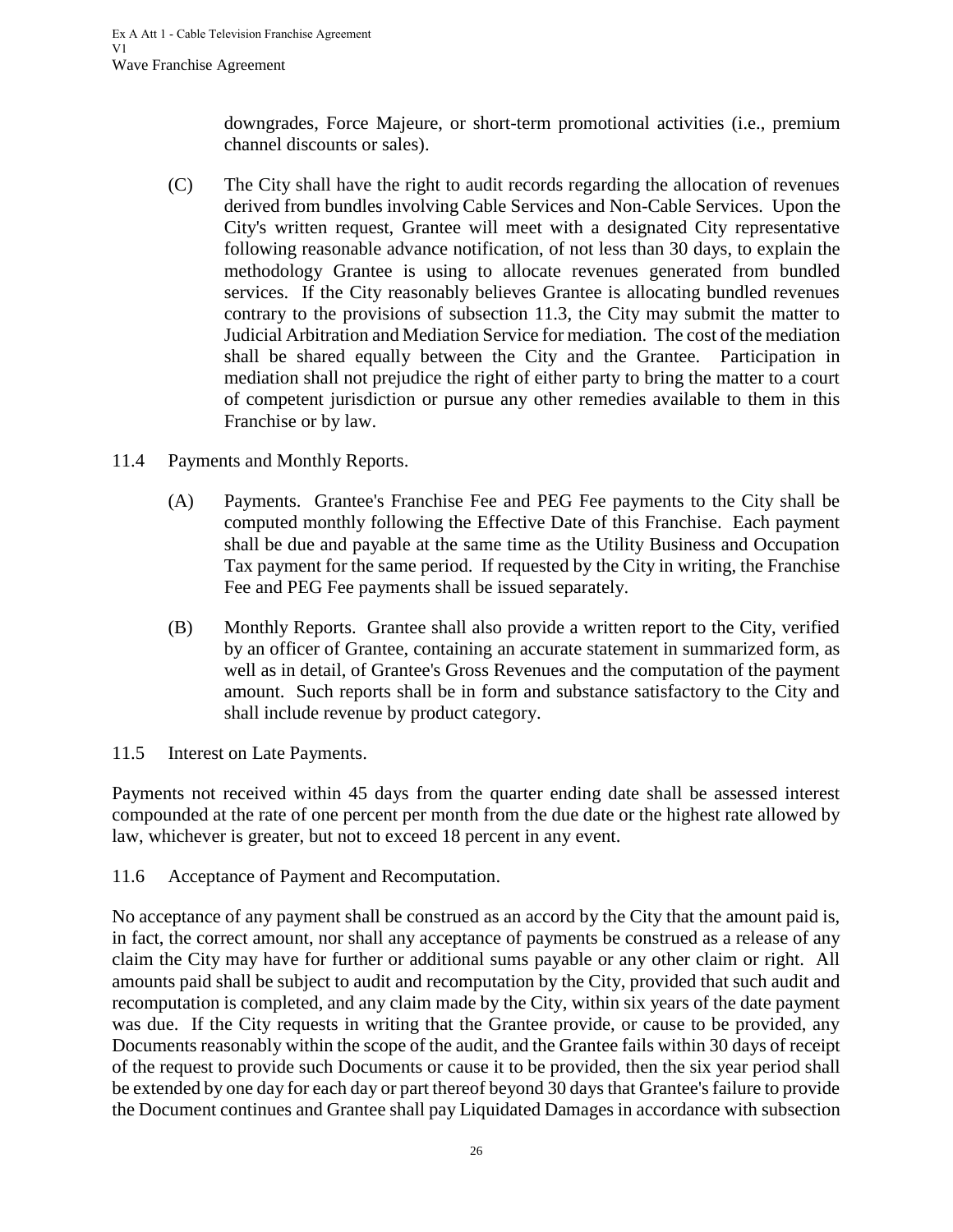downgrades, Force Majeure, or short-term promotional activities (i.e., premium channel discounts or sales).

(C) The City shall have the right to audit records regarding the allocation of revenues derived from bundles involving Cable Services and Non-Cable Services. Upon the City's written request, Grantee will meet with a designated City representative following reasonable advance notification, of not less than 30 days, to explain the methodology Grantee is using to allocate revenues generated from bundled services. If the City reasonably believes Grantee is allocating bundled revenues contrary to the provisions of subsection 11.3, the City may submit the matter to Judicial Arbitration and Mediation Service for mediation. The cost of the mediation shall be shared equally between the City and the Grantee. Participation in mediation shall not prejudice the right of either party to bring the matter to a court of competent jurisdiction or pursue any other remedies available to them in this Franchise or by law.

11.4 Payments and Monthly Reports.

(A) Payments. Grantee's Franchise Fee and PEG Fee payments to the City shall be computed monthly following the Effective Date of this Franchise. Each payment shall be due and payable at the same time as the Utility Business and Occupation Tax payment for the same period. If requested by the City in writing, the Franchise Fee and PEG Fee payments shall be issued separately.

(B) Monthly Reports. Grantee shall also provide a written report to the City, verified by an officer of Grantee, containing an accurate statement in summarized form, as well as in detail, of Grantee's Gross Revenues and the computation of the payment amount. Such reports shall be in form and substance satisfactory to the City and shall include revenue by product category.

11.5 Interest on Late Payments.

Payments not received within 45 days from the quarter ending date shall be assessed interest compounded at the rate of one percent per month from the due date or the highest rate allowed by law, whichever is greater, but not to exceed 18 percent in any event.

11.6 Acceptance of Payment and Recomputation.

No acceptance of any payment shall be construed as an accord by the City that the amount paid is, in fact, the correct amount, nor shall any acceptance of payments be construed as a release of any claim the City may have for further or additional sums payable or any other claim or right. All amounts paid shall be subject to audit and recomputation by the City, provided that such audit and recomputation is completed, and any claim made by the City, within six years of the date payment was due. If the City requests in writing that the Grantee provide, or cause to be provided, any Documents reasonably within the scope of the audit, and the Grantee fails within 30 days of receipt of the request to provide such Documents or cause it to be provided, then the six year period shall be extended by one day for each day or part thereof beyond 30 days that Grantee's failure to provide the Document continues and Grantee shall pay Liquidated Damages in accordance with subsection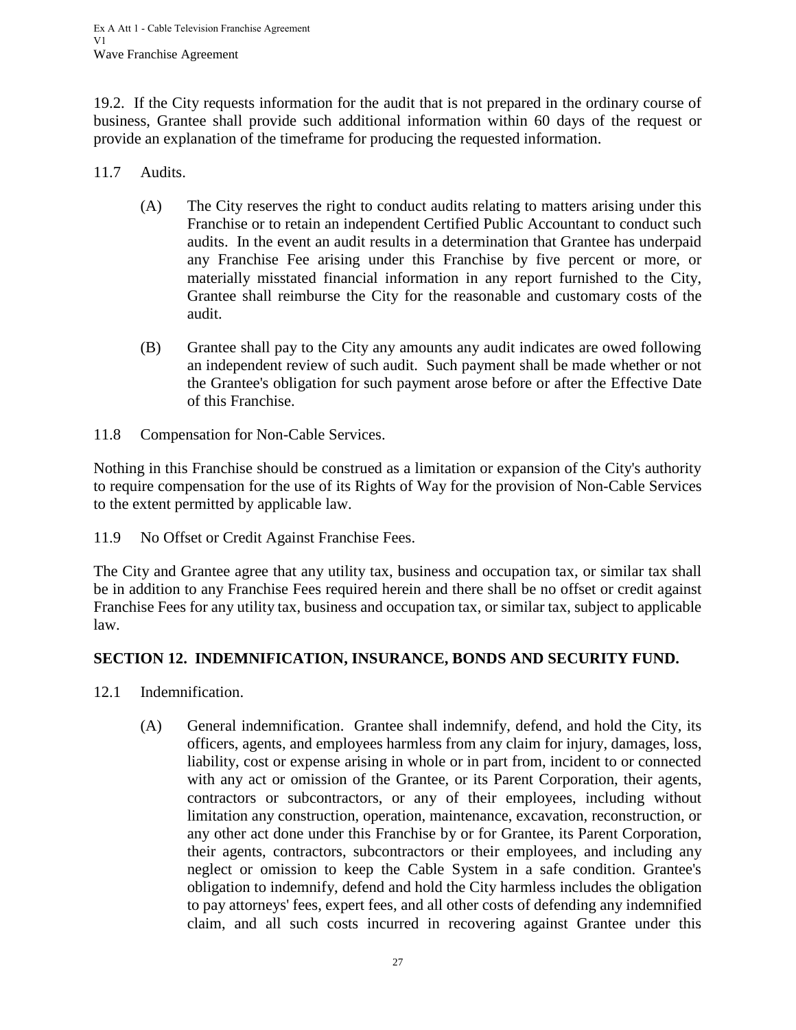19.2. If the City requests information for the audit that is not prepared in the ordinary course of business, Grantee shall provide such additional information within 60 days of the request or provide an explanation of the timeframe for producing the requested information.

11.7 Audits.

(A) The City reserves the right to conduct audits relating to matters arising under this Franchise or to retain an independent Certified Public Accountant to conduct such audits. In the event an audit results in a determination that Grantee has underpaid any Franchise Fee arising under this Franchise by five percent or more, or materially misstated financial information in any report furnished to the City, Grantee shall reimburse the City for the reasonable and customary costs of the audit.

(B) Grantee shall pay to the City any amounts any audit indicates are owed following an independent review of such audit. Such payment shall be made whether or not the Grantee's obligation for such payment arose before or after the Effective Date of this Franchise.

11.8 Compensation for Non-Cable Services.

Nothing in this Franchise should be construed as a limitation or expansion of the City's authority to require compensation for the use of its Rights of Way for the provision of Non-Cable Services to the extent permitted by applicable law.

11.9 No Offset or Credit Against Franchise Fees.

The City and Grantee agree that any utility tax, business and occupation tax, or similar tax shall be in addition to any Franchise Fees required herein and there shall be no offset or credit against Franchise Fees for any utility tax, business and occupation tax, or similar tax, subject to applicable law.

## SECTION 12. INDEMNIFICATION, INSURANCE, BONDS AND SECURITY FUND.

12.1 Indemnification.

(A) General indemnification. Grantee shall indemnify, defend, and hold the City, its officers, agents, and employees harmless from any claim for injury, damages, loss, liability, cost or expense arising in whole or in part from, incident to or connected with any act or omission of the Grantee, or its Parent Corporation, their agents, contractors or subcontractors, or any of their employees, including without limitation any construction, operation, maintenance, excavation, reconstruction, or any other act done under this Franchise by or for Grantee, its Parent Corporation, their agents, contractors, subcontractors or their employees, and including any neglect or omission to keep the Cable System in a safe condition. Grantee's obligation to indemnify, defend and hold the City harmless includes the obligation to pay attorneys' fees, expert fees, and all other costs of defending any indemnified claim, and all such costs incurred in recovering against Grantee under this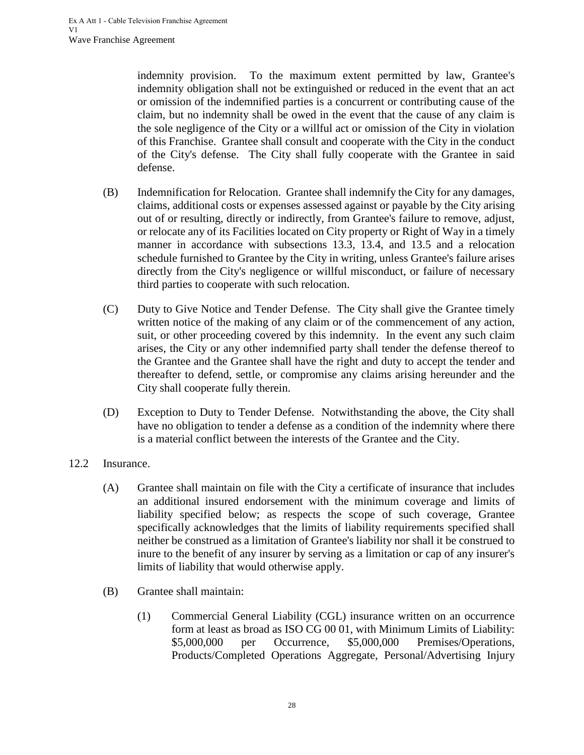indemnity provision. To the maximum extent permitted by law, Grantee's indemnity obligation shall not be extinguished or reduced in the event that an act or omission of the indemnified parties is a concurrent or contributing cause of the claim, but no indemnity shall be owed in the event that the cause of any claim is the sole negligence of the City or a willful act or omission of the City in violation of this Franchise. Grantee shall consult and cooperate with the City in the conduct of the City's defense. The City shall fully cooperate with the Grantee in said defense.

(B) Indemnification for Relocation. Grantee shall indemnify the City for any damages, claims, additional costs or expenses assessed against or payable by the City arising out of or resulting, directly or indirectly, from Grantee's failure to remove, adjust, or relocate any of its Facilities located on City property or Right of Way in a timely manner in accordance with subsections 13.3, 13.4, and 13.5 and a relocation schedule furnished to Grantee by the City in writing, unless Grantee's failure arises directly from the City's negligence or willful misconduct, or failure of necessary third parties to cooperate with such relocation.

(C) Duty to Give Notice and Tender Defense. The City shall give the Grantee timely written notice of the making of any claim or of the commencement of any action, suit, or other proceeding covered by this indemnity. In the event any such claim arises, the City or any other indemnified party shall tender the defense thereof to the Grantee and the Grantee shall have the right and duty to accept the tender and thereafter to defend, settle, or compromise any claims arising hereunder and the City shall cooperate fully therein.

(D) Exception to Duty to Tender Defense. Notwithstanding the above, the City shall have no obligation to tender a defense as a condition of the indemnity where there is a material conflict between the interests of the Grantee and the City.

12.2 Insurance.

(A) Grantee shall maintain on file with the City a certificate of insurance that includes an additional insured endorsement with the minimum coverage and limits of liability specified below; as respects the scope of such coverage, Grantee specifically acknowledges that the limits of liability requirements specified shall neither be construed as a limitation of Grantee's liability nor shall it be construed to inure to the benefit of any insurer by serving as a limitation or cap of any insurer's limits of liability that would otherwise apply.

(B) Grantee shall maintain:

(1) Commercial General Liability (CGL) insurance written on an occurrence form at least as broad as ISO CG 00 01, with Minimum Limits of Liability: \$5,000,000 per Occurrence, \$5,000,000 Premises/Operations, Products/Completed Operations Aggregate, Personal/Advertising Injury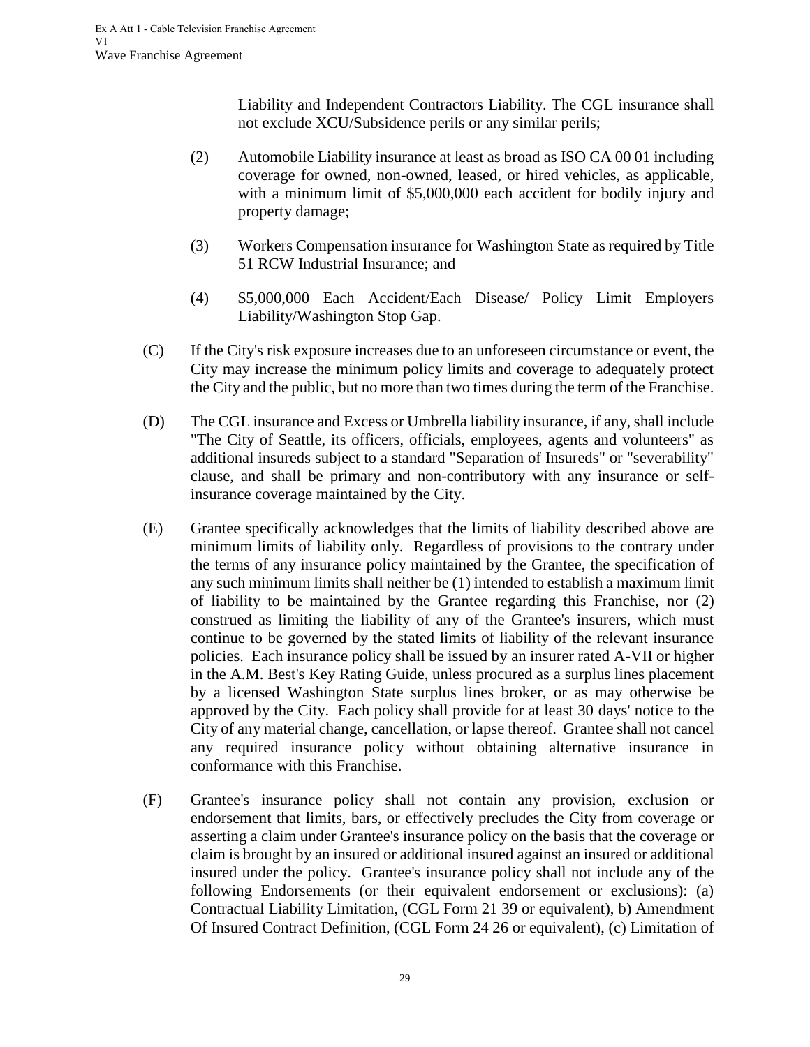Liability and Independent Contractors Liability. The CGL insurance shall not exclude XCU/Subsidence perils or any similar perils;

(2) Automobile Liability insurance at least as broad as ISO CA 00 01 including coverage for owned, non-owned, leased, or hired vehicles, as applicable, with a minimum limit of $5,000,000 each accident for bodily injury and property damage;

(3) Workers Compensation insurance for Washington State as required by Title 51 RCW Industrial Insurance; and

(4) $5,000,000 Each Accident/Each Disease/ Policy Limit Employers Liability/Washington Stop Gap.

(C) If the City's risk exposure increases due to an unforeseen circumstance or event, the City may increase the minimum policy limits and coverage to adequately protect the City and the public, but no more than two times during the term of the Franchise.

(D) The CGL insurance and Excess or Umbrella liability insurance, if any, shall include "The City of Seattle, its officers, officials, employees, agents and volunteers" as additional insureds subject to a standard "Separation of Insureds" or "severability" clause, and shall be primary and non-contributory with any insurance or self-insurance coverage maintained by the City.

(E) Grantee specifically acknowledges that the limits of liability described above are minimum limits of liability only. Regardless of provisions to the contrary under the terms of any insurance policy maintained by the Grantee, the specification of any such minimum limits shall neither be (1) intended to establish a maximum limit of liability to be maintained by the Grantee regarding this Franchise, nor (2) construed as limiting the liability of any of the Grantee's insurers, which must continue to be governed by the stated limits of liability of the relevant insurance policies. Each insurance policy shall be issued by an insurer rated A-VII or higher in the A.M. Best's Key Rating Guide, unless procured as a surplus lines placement by a licensed Washington State surplus lines broker, or as may otherwise be approved by the City. Each policy shall provide for at least 30 days' notice to the City of any material change, cancellation, or lapse thereof. Grantee shall not cancel any required insurance policy without obtaining alternative insurance in conformance with this Franchise.

(F) Grantee's insurance policy shall not contain any provision, exclusion or endorsement that limits, bars, or effectively precludes the City from coverage or asserting a claim under Grantee's insurance policy on the basis that the coverage or claim is brought by an insured or additional insured against an insured or additional insured under the policy. Grantee's insurance policy shall not include any of the following Endorsements (or their equivalent endorsement or exclusions): (a) Contractual Liability Limitation, (CGL Form 21 39 or equivalent), b) Amendment Of Insured Contract Definition, (CGL Form 24 26 or equivalent), (c) Limitation of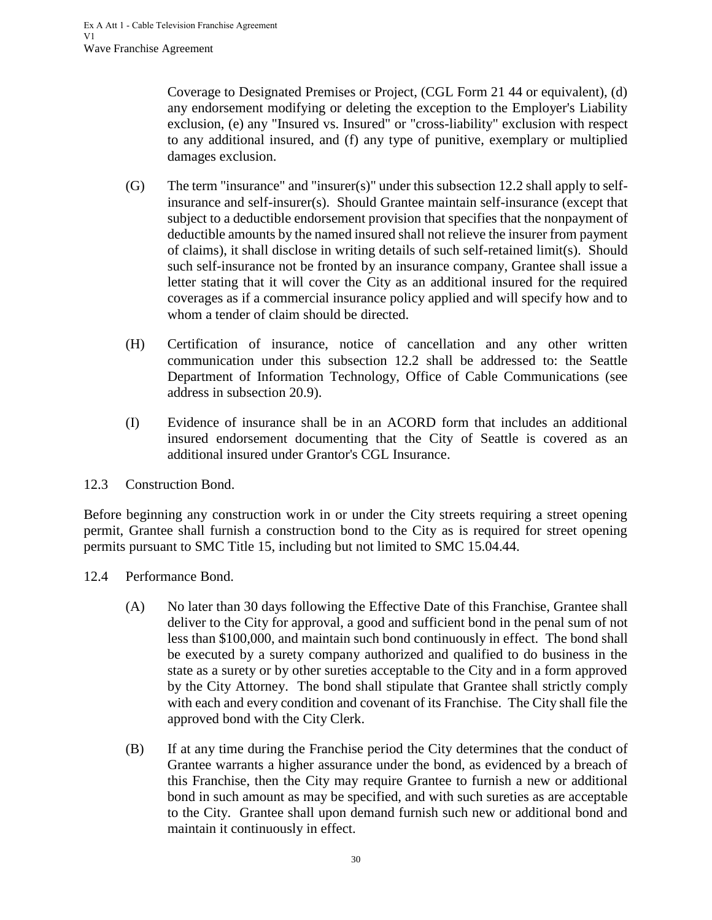Coverage to Designated Premises or Project, (CGL Form 21 44 or equivalent), (d) any endorsement modifying or deleting the exception to the Employer's Liability exclusion, (e) any "Insured vs. Insured" or "cross-liability" exclusion with respect to any additional insured, and (f) any type of punitive, exemplary or multiplied damages exclusion.

(G) The term "insurance" and "insurer(s)" under this subsection 12.2 shall apply to self-insurance and self-insurer(s). Should Grantee maintain self-insurance (except that subject to a deductible endorsement provision that specifies that the nonpayment of deductible amounts by the named insured shall not relieve the insurer from payment of claims), it shall disclose in writing details of such self-retained limit(s). Should such self-insurance not be fronted by an insurance company, Grantee shall issue a letter stating that it will cover the City as an additional insured for the required coverages as if a commercial insurance policy applied and will specify how and to whom a tender of claim should be directed.

(H) Certification of insurance, notice of cancellation and any other written communication under this subsection 12.2 shall be addressed to: the Seattle Department of Information Technology, Office of Cable Communications (see address in subsection 20.9).

(I) Evidence of insurance shall be in an ACORD form that includes an additional insured endorsement documenting that the City of Seattle is covered as an additional insured under Grantor's CGL Insurance.

12.3 Construction Bond.

Before beginning any construction work in or under the City streets requiring a street opening permit, Grantee shall furnish a construction bond to the City as is required for street opening permits pursuant to SMC Title 15, including but not limited to SMC 15.04.44.

12.4 Performance Bond.

(A) No later than 30 days following the Effective Date of this Franchise, Grantee shall deliver to the City for approval, a good and sufficient bond in the penal sum of not less than $100,000, and maintain such bond continuously in effect. The bond shall be executed by a surety company authorized and qualified to do business in the state as a surety or by other sureties acceptable to the City and in a form approved by the City Attorney. The bond shall stipulate that Grantee shall strictly comply with each and every condition and covenant of its Franchise. The City shall file the approved bond with the City Clerk.

(B) If at any time during the Franchise period the City determines that the conduct of Grantee warrants a higher assurance under the bond, as evidenced by a breach of this Franchise, then the City may require Grantee to furnish a new or additional bond in such amount as may be specified, and with such sureties as are acceptable to the City. Grantee shall upon demand furnish such new or additional bond and maintain it continuously in effect.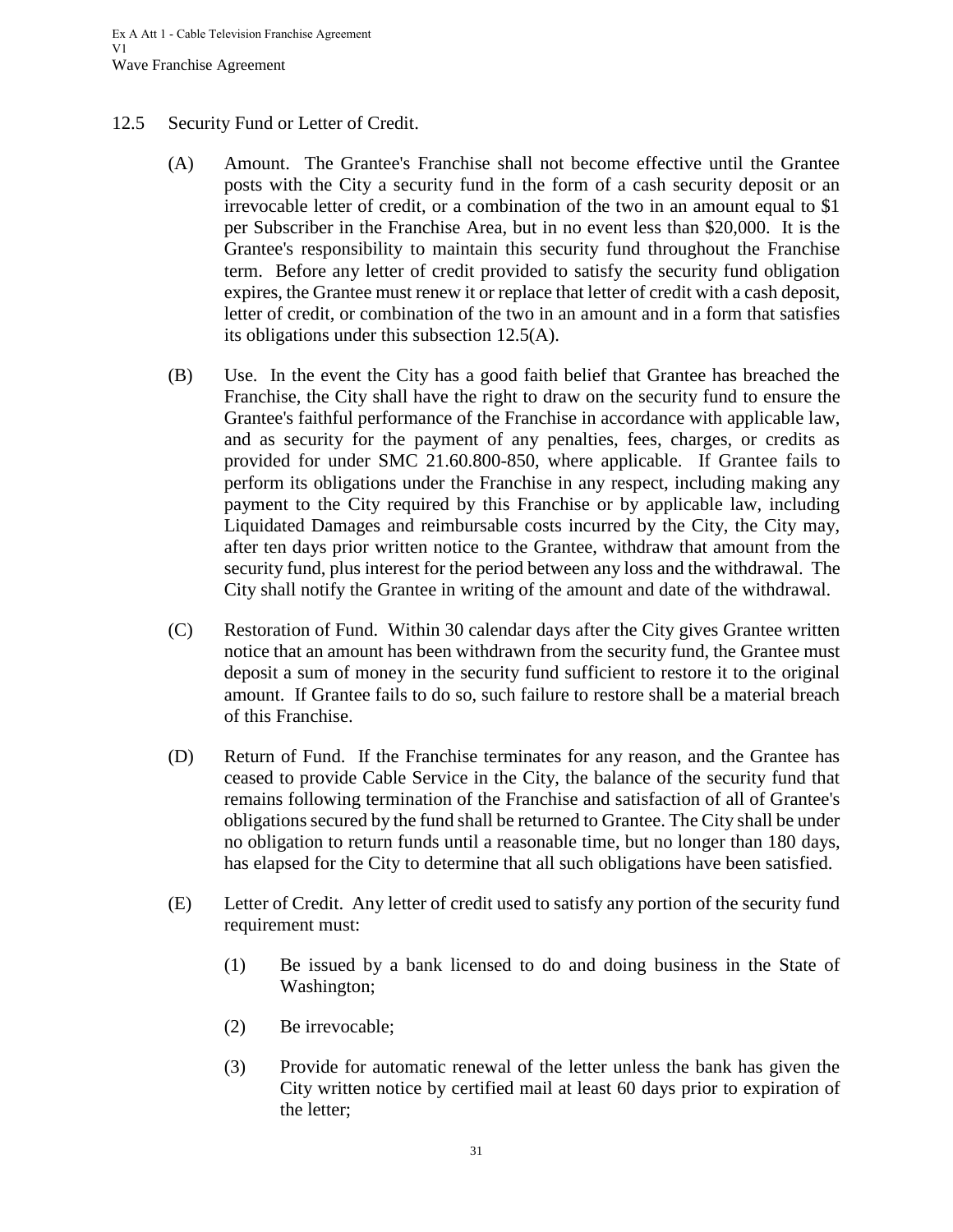## 12.5 Security Fund or Letter of Credit.

(A) Amount. The Grantee's Franchise shall not become effective until the Grantee posts with the City a security fund in the form of a cash security deposit or an irrevocable letter of credit, or a combination of the two in an amount equal to $1 per Subscriber in the Franchise Area, but in no event less than $20,000. It is the Grantee's responsibility to maintain this security fund throughout the Franchise term. Before any letter of credit provided to satisfy the security fund obligation expires, the Grantee must renew it or replace that letter of credit with a cash deposit, letter of credit, or combination of the two in an amount and in a form that satisfies its obligations under this subsection 12.5(A).

(B) Use. In the event the City has a good faith belief that Grantee has breached the Franchise, the City shall have the right to draw on the security fund to ensure the Grantee's faithful performance of the Franchise in accordance with applicable law, and as security for the payment of any penalties, fees, charges, or credits as provided for under SMC 21.60.800-850, where applicable. If Grantee fails to perform its obligations under the Franchise in any respect, including making any payment to the City required by this Franchise or by applicable law, including Liquidated Damages and reimbursable costs incurred by the City, the City may, after ten days prior written notice to the Grantee, withdraw that amount from the security fund, plus interest for the period between any loss and the withdrawal. The City shall notify the Grantee in writing of the amount and date of the withdrawal.

(C) Restoration of Fund. Within 30 calendar days after the City gives Grantee written notice that an amount has been withdrawn from the security fund, the Grantee must deposit a sum of money in the security fund sufficient to restore it to the original amount. If Grantee fails to do so, such failure to restore shall be a material breach of this Franchise.

(D) Return of Fund. If the Franchise terminates for any reason, and the Grantee has ceased to provide Cable Service in the City, the balance of the security fund that remains following termination of the Franchise and satisfaction of all of Grantee's obligations secured by the fund shall be returned to Grantee. The City shall be under no obligation to return funds until a reasonable time, but no longer than 180 days, has elapsed for the City to determine that all such obligations have been satisfied.

(E) Letter of Credit. Any letter of credit used to satisfy any portion of the security fund requirement must:

(1) Be issued by a bank licensed to do and doing business in the State of Washington;

(2) Be irrevocable;

(3) Provide for automatic renewal of the letter unless the bank has given the City written notice by certified mail at least 60 days prior to expiration of the letter;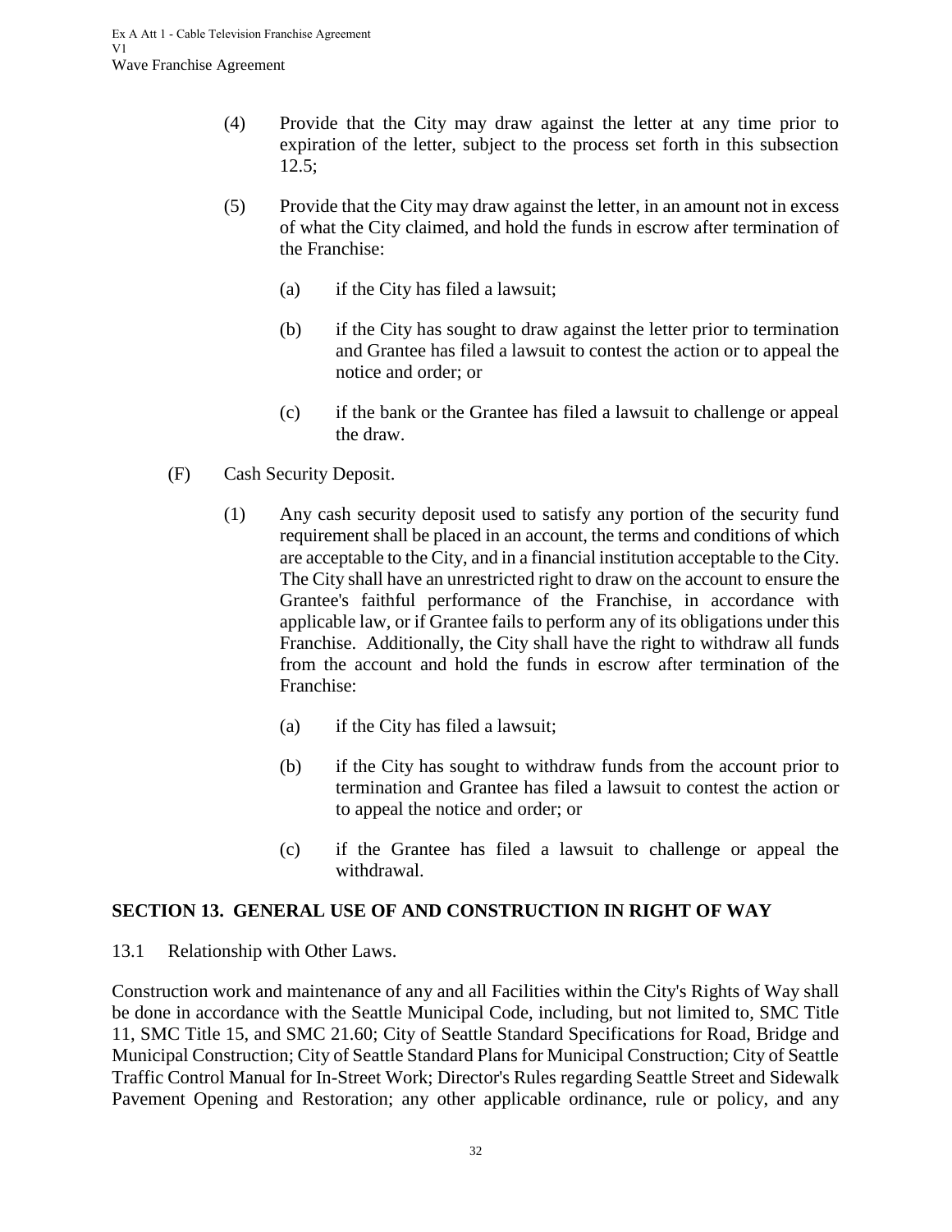(4) Provide that the City may draw against the letter at any time prior to expiration of the letter, subject to the process set forth in this subsection 12.5;

(5) Provide that the City may draw against the letter, in an amount not in excess of what the City claimed, and hold the funds in escrow after termination of the Franchise:

(a) if the City has filed a lawsuit;

(b) if the City has sought to draw against the letter prior to termination and Grantee has filed a lawsuit to contest the action or to appeal the notice and order; or

(c) if the bank or the Grantee has filed a lawsuit to challenge or appeal the draw.

(F) Cash Security Deposit.

(1) Any cash security deposit used to satisfy any portion of the security fund requirement shall be placed in an account, the terms and conditions of which are acceptable to the City, and in a financial institution acceptable to the City. The City shall have an unrestricted right to draw on the account to ensure the Grantee's faithful performance of the Franchise, in accordance with applicable law, or if Grantee fails to perform any of its obligations under this Franchise. Additionally, the City shall have the right to withdraw all funds from the account and hold the funds in escrow after termination of the Franchise:

(a) if the City has filed a lawsuit;

(b) if the City has sought to withdraw funds from the account prior to termination and Grantee has filed a lawsuit to contest the action or to appeal the notice and order; or

(c) if the Grantee has filed a lawsuit to challenge or appeal the withdrawal.

## SECTION 13. GENERAL USE OF AND CONSTRUCTION IN RIGHT OF WAY

13.1 Relationship with Other Laws.

Construction work and maintenance of any and all Facilities within the City's Rights of Way shall be done in accordance with the Seattle Municipal Code, including, but not limited to, SMC Title 11, SMC Title 15, and SMC 21.60; City of Seattle Standard Specifications for Road, Bridge and Municipal Construction; City of Seattle Standard Plans for Municipal Construction; City of Seattle Traffic Control Manual for In-Street Work; Director's Rules regarding Seattle Street and Sidewalk Pavement Opening and Restoration; any other applicable ordinance, rule or policy, and any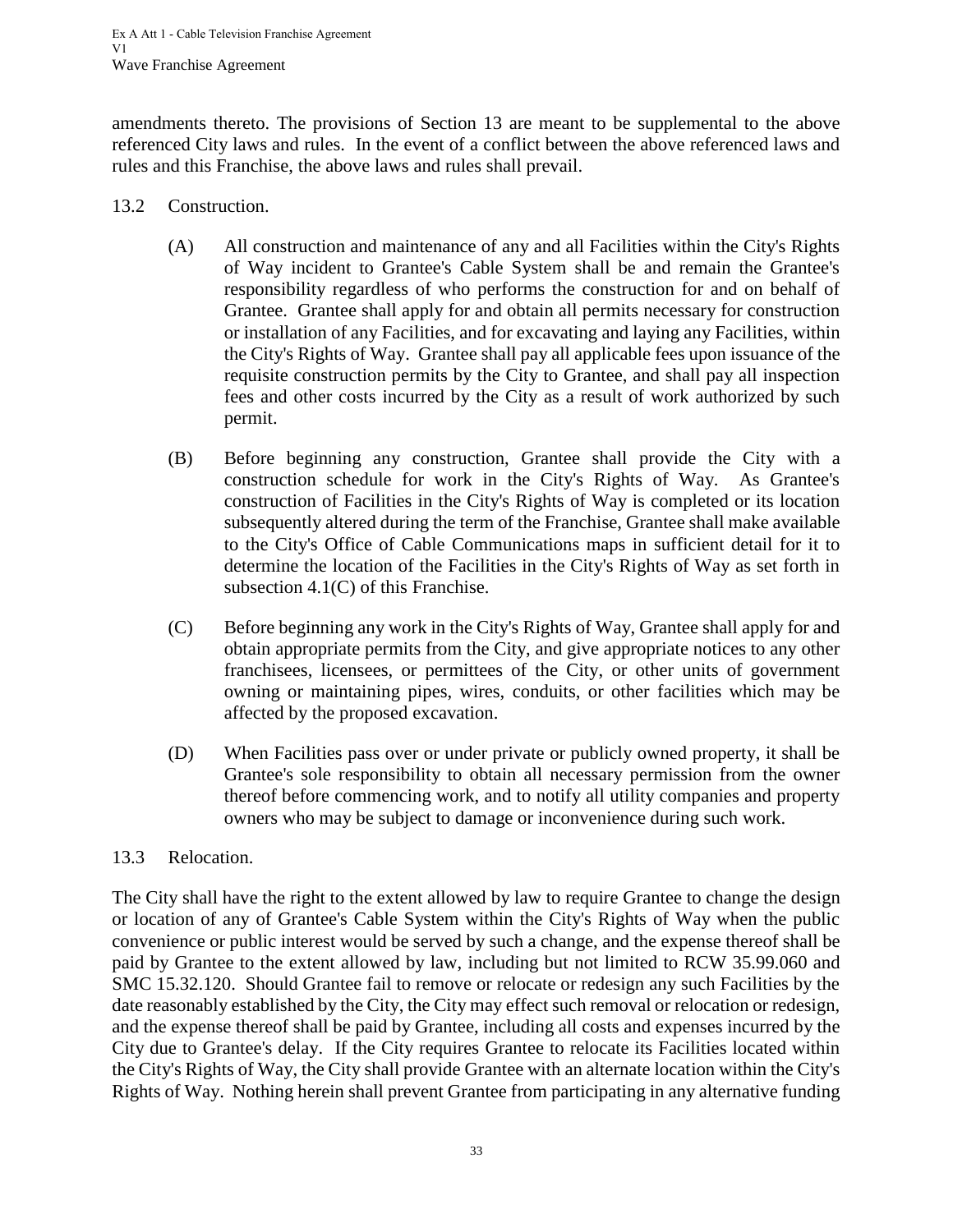amendments thereto. The provisions of Section 13 are meant to be supplemental to the above referenced City laws and rules. In the event of a conflict between the above referenced laws and rules and this Franchise, the above laws and rules shall prevail.

### 13.2 Construction.

(A) All construction and maintenance of any and all Facilities within the City's Rights of Way incident to Grantee's Cable System shall be and remain the Grantee's responsibility regardless of who performs the construction for and on behalf of Grantee. Grantee shall apply for and obtain all permits necessary for construction or installation of any Facilities, and for excavating and laying any Facilities, within the City's Rights of Way. Grantee shall pay all applicable fees upon issuance of the requisite construction permits by the City to Grantee, and shall pay all inspection fees and other costs incurred by the City as a result of work authorized by such permit.

(B) Before beginning any construction, Grantee shall provide the City with a construction schedule for work in the City's Rights of Way. As Grantee's construction of Facilities in the City's Rights of Way is completed or its location subsequently altered during the term of the Franchise, Grantee shall make available to the City's Office of Cable Communications maps in sufficient detail for it to determine the location of the Facilities in the City's Rights of Way as set forth in subsection 4.1(C) of this Franchise.

(C) Before beginning any work in the City's Rights of Way, Grantee shall apply for and obtain appropriate permits from the City, and give appropriate notices to any other franchisees, licensees, or permittees of the City, or other units of government owning or maintaining pipes, wires, conduits, or other facilities which may be affected by the proposed excavation.

(D) When Facilities pass over or under private or publicly owned property, it shall be Grantee's sole responsibility to obtain all necessary permission from the owner thereof before commencing work, and to notify all utility companies and property owners who may be subject to damage or inconvenience during such work.

### 13.3 Relocation.

The City shall have the right to the extent allowed by law to require Grantee to change the design or location of any of Grantee's Cable System within the City's Rights of Way when the public convenience or public interest would be served by such a change, and the expense thereof shall be paid by Grantee to the extent allowed by law, including but not limited to RCW 35.99.060 and SMC 15.32.120. Should Grantee fail to remove or relocate or redesign any such Facilities by the date reasonably established by the City, the City may effect such removal or relocation or redesign, and the expense thereof shall be paid by Grantee, including all costs and expenses incurred by the City due to Grantee's delay. If the City requires Grantee to relocate its Facilities located within the City's Rights of Way, the City shall provide Grantee with an alternate location within the City's Rights of Way. Nothing herein shall prevent Grantee from participating in any alternative funding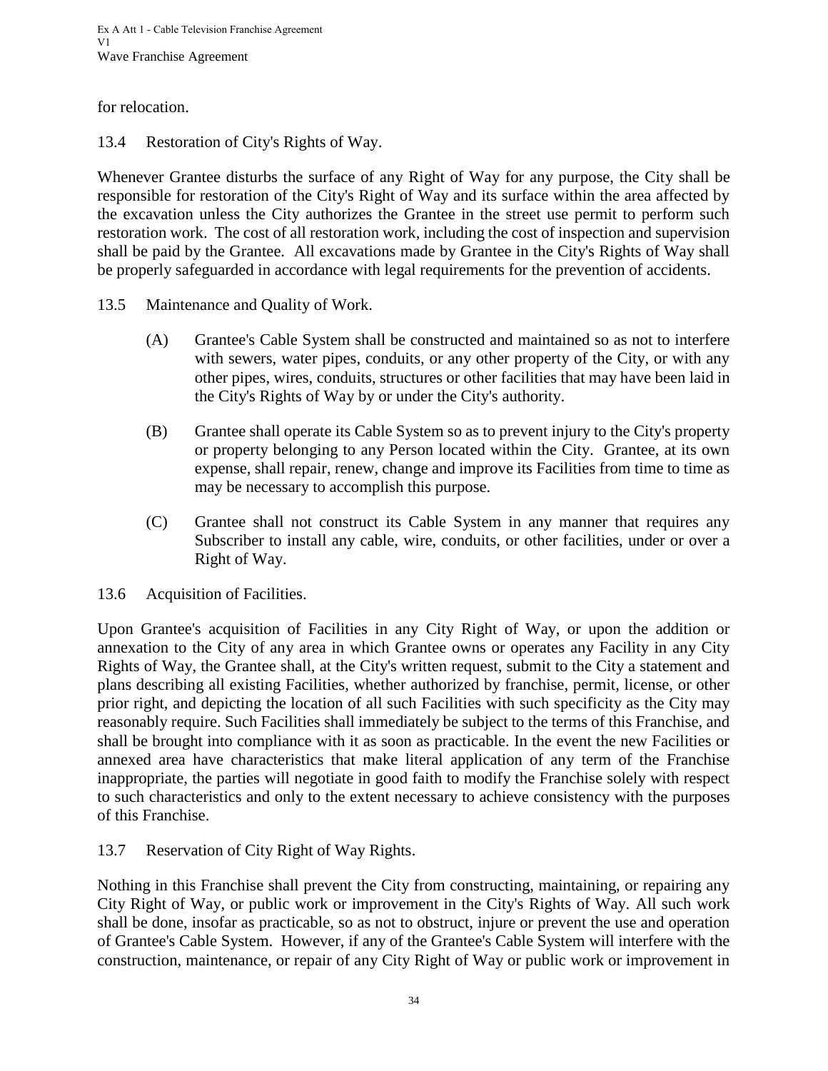for relocation.

13.4 Restoration of City's Rights of Way.

Whenever Grantee disturbs the surface of any Right of Way for any purpose, the City shall be responsible for restoration of the City's Right of Way and its surface within the area affected by the excavation unless the City authorizes the Grantee in the street use permit to perform such restoration work. The cost of all restoration work, including the cost of inspection and supervision shall be paid by the Grantee. All excavations made by Grantee in the City's Rights of Way shall be properly safeguarded in accordance with legal requirements for the prevention of accidents.

13.5 Maintenance and Quality of Work.

(A) Grantee's Cable System shall be constructed and maintained so as not to interfere with sewers, water pipes, conduits, or any other property of the City, or with any other pipes, wires, conduits, structures or other facilities that may have been laid in the City's Rights of Way by or under the City's authority.

(B) Grantee shall operate its Cable System so as to prevent injury to the City's property or property belonging to any Person located within the City. Grantee, at its own expense, shall repair, renew, change and improve its Facilities from time to time as may be necessary to accomplish this purpose.

(C) Grantee shall not construct its Cable System in any manner that requires any Subscriber to install any cable, wire, conduits, or other facilities, under or over a Right of Way.

13.6 Acquisition of Facilities.

Upon Grantee's acquisition of Facilities in any City Right of Way, or upon the addition or annexation to the City of any area in which Grantee owns or operates any Facility in any City Rights of Way, the Grantee shall, at the City's written request, submit to the City a statement and plans describing all existing Facilities, whether authorized by franchise, permit, license, or other prior right, and depicting the location of all such Facilities with such specificity as the City may reasonably require. Such Facilities shall immediately be subject to the terms of this Franchise, and shall be brought into compliance with it as soon as practicable. In the event the new Facilities or annexed area have characteristics that make literal application of any term of the Franchise inappropriate, the parties will negotiate in good faith to modify the Franchise solely with respect to such characteristics and only to the extent necessary to achieve consistency with the purposes of this Franchise.

13.7 Reservation of City Right of Way Rights.

Nothing in this Franchise shall prevent the City from constructing, maintaining, or repairing any City Right of Way, or public work or improvement in the City's Rights of Way. All such work shall be done, insofar as practicable, so as not to obstruct, injure or prevent the use and operation of Grantee's Cable System. However, if any of the Grantee's Cable System will interfere with the construction, maintenance, or repair of any City Right of Way or public work or improvement in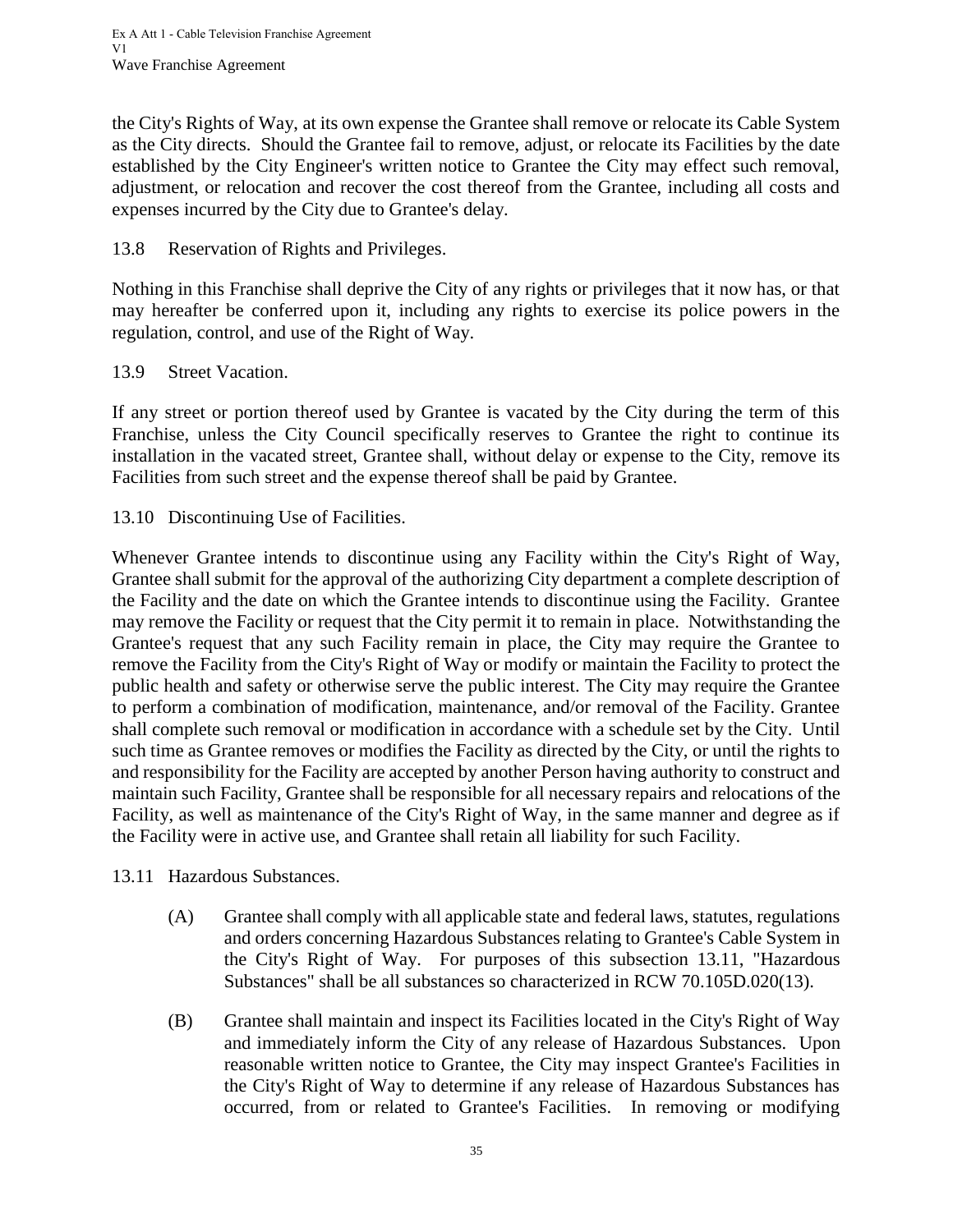the City's Rights of Way, at its own expense the Grantee shall remove or relocate its Cable System as the City directs. Should the Grantee fail to remove, adjust, or relocate its Facilities by the date established by the City Engineer's written notice to Grantee the City may effect such removal, adjustment, or relocation and recover the cost thereof from the Grantee, including all costs and expenses incurred by the City due to Grantee's delay.

13.8 Reservation of Rights and Privileges.

Nothing in this Franchise shall deprive the City of any rights or privileges that it now has, or that may hereafter be conferred upon it, including any rights to exercise its police powers in the regulation, control, and use of the Right of Way.

13.9 Street Vacation.

If any street or portion thereof used by Grantee is vacated by the City during the term of this Franchise, unless the City Council specifically reserves to Grantee the right to continue its installation in the vacated street, Grantee shall, without delay or expense to the City, remove its Facilities from such street and the expense thereof shall be paid by Grantee.

13.10 Discontinuing Use of Facilities.

Whenever Grantee intends to discontinue using any Facility within the City's Right of Way, Grantee shall submit for the approval of the authorizing City department a complete description of the Facility and the date on which the Grantee intends to discontinue using the Facility. Grantee may remove the Facility or request that the City permit it to remain in place. Notwithstanding the Grantee's request that any such Facility remain in place, the City may require the Grantee to remove the Facility from the City's Right of Way or modify or maintain the Facility to protect the public health and safety or otherwise serve the public interest. The City may require the Grantee to perform a combination of modification, maintenance, and/or removal of the Facility. Grantee shall complete such removal or modification in accordance with a schedule set by the City. Until such time as Grantee removes or modifies the Facility as directed by the City, or until the rights to and responsibility for the Facility are accepted by another Person having authority to construct and maintain such Facility, Grantee shall be responsible for all necessary repairs and relocations of the Facility, as well as maintenance of the City's Right of Way, in the same manner and degree as if the Facility were in active use, and Grantee shall retain all liability for such Facility.

13.11 Hazardous Substances.

(A) Grantee shall comply with all applicable state and federal laws, statutes, regulations and orders concerning Hazardous Substances relating to Grantee's Cable System in the City's Right of Way. For purposes of this subsection 13.11, "Hazardous Substances" shall be all substances so characterized in RCW 70.105D.020(13).

(B) Grantee shall maintain and inspect its Facilities located in the City's Right of Way and immediately inform the City of any release of Hazardous Substances. Upon reasonable written notice to Grantee, the City may inspect Grantee's Facilities in the City's Right of Way to determine if any release of Hazardous Substances has occurred, from or related to Grantee's Facilities. In removing or modifying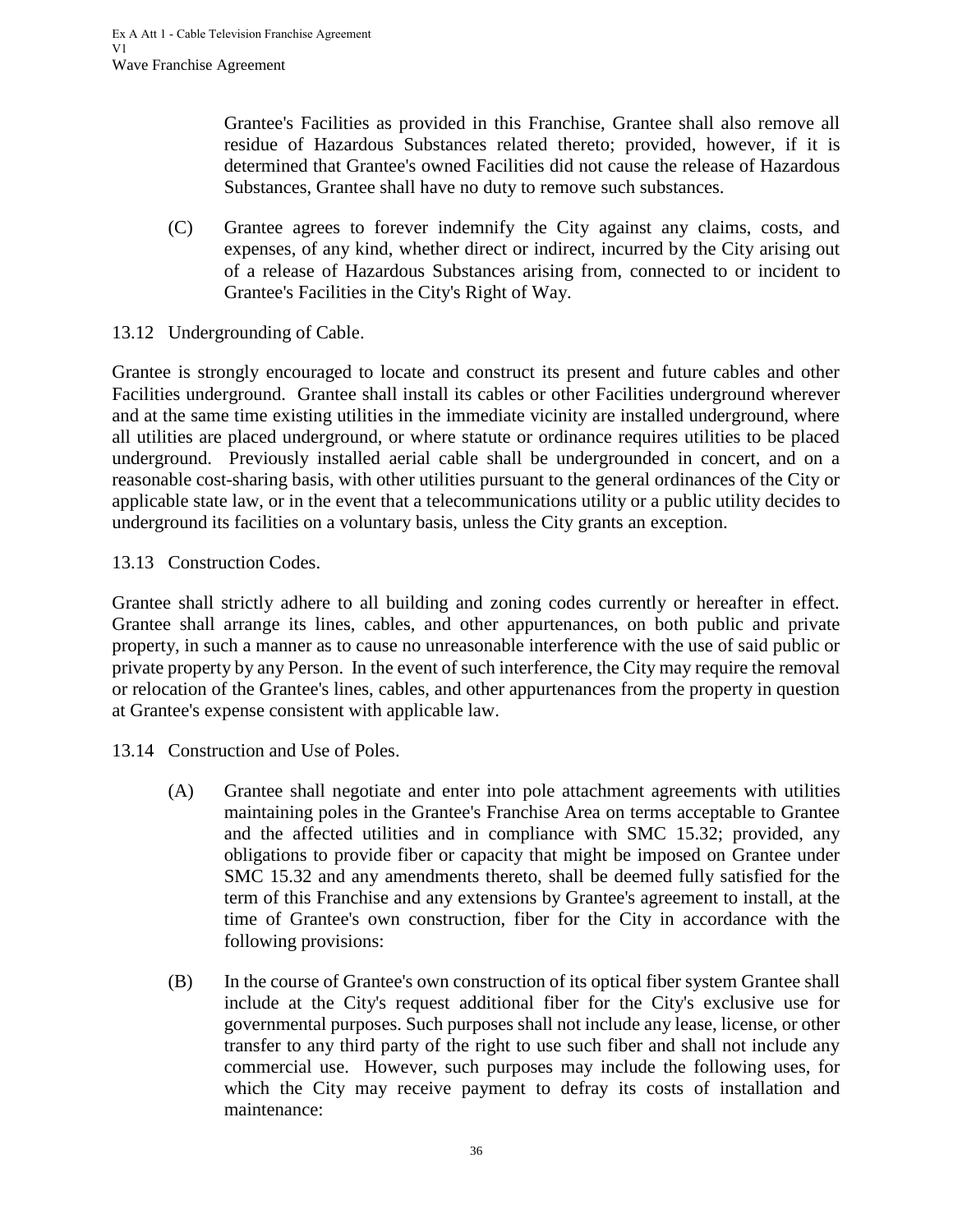Grantee's Facilities as provided in this Franchise, Grantee shall also remove all residue of Hazardous Substances related thereto; provided, however, if it is determined that Grantee's owned Facilities did not cause the release of Hazardous Substances, Grantee shall have no duty to remove such substances.

(C) Grantee agrees to forever indemnify the City against any claims, costs, and expenses, of any kind, whether direct or indirect, incurred by the City arising out of a release of Hazardous Substances arising from, connected to or incident to Grantee's Facilities in the City's Right of Way.

13.12 Undergrounding of Cable.

Grantee is strongly encouraged to locate and construct its present and future cables and other Facilities underground. Grantee shall install its cables or other Facilities underground wherever and at the same time existing utilities in the immediate vicinity are installed underground, where all utilities are placed underground, or where statute or ordinance requires utilities to be placed underground. Previously installed aerial cable shall be undergrounded in concert, and on a reasonable cost-sharing basis, with other utilities pursuant to the general ordinances of the City or applicable state law, or in the event that a telecommunications utility or a public utility decides to underground its facilities on a voluntary basis, unless the City grants an exception.

13.13 Construction Codes.

Grantee shall strictly adhere to all building and zoning codes currently or hereafter in effect. Grantee shall arrange its lines, cables, and other appurtenances, on both public and private property, in such a manner as to cause no unreasonable interference with the use of said public or private property by any Person. In the event of such interference, the City may require the removal or relocation of the Grantee's lines, cables, and other appurtenances from the property in question at Grantee's expense consistent with applicable law.

13.14 Construction and Use of Poles.

(A) Grantee shall negotiate and enter into pole attachment agreements with utilities maintaining poles in the Grantee's Franchise Area on terms acceptable to Grantee and the affected utilities and in compliance with SMC 15.32; provided, any obligations to provide fiber or capacity that might be imposed on Grantee under SMC 15.32 and any amendments thereto, shall be deemed fully satisfied for the term of this Franchise and any extensions by Grantee's agreement to install, at the time of Grantee's own construction, fiber for the City in accordance with the following provisions:

(B) In the course of Grantee's own construction of its optical fiber system Grantee shall include at the City's request additional fiber for the City's exclusive use for governmental purposes. Such purposes shall not include any lease, license, or other transfer to any third party of the right to use such fiber and shall not include any commercial use. However, such purposes may include the following uses, for which the City may receive payment to defray its costs of installation and maintenance: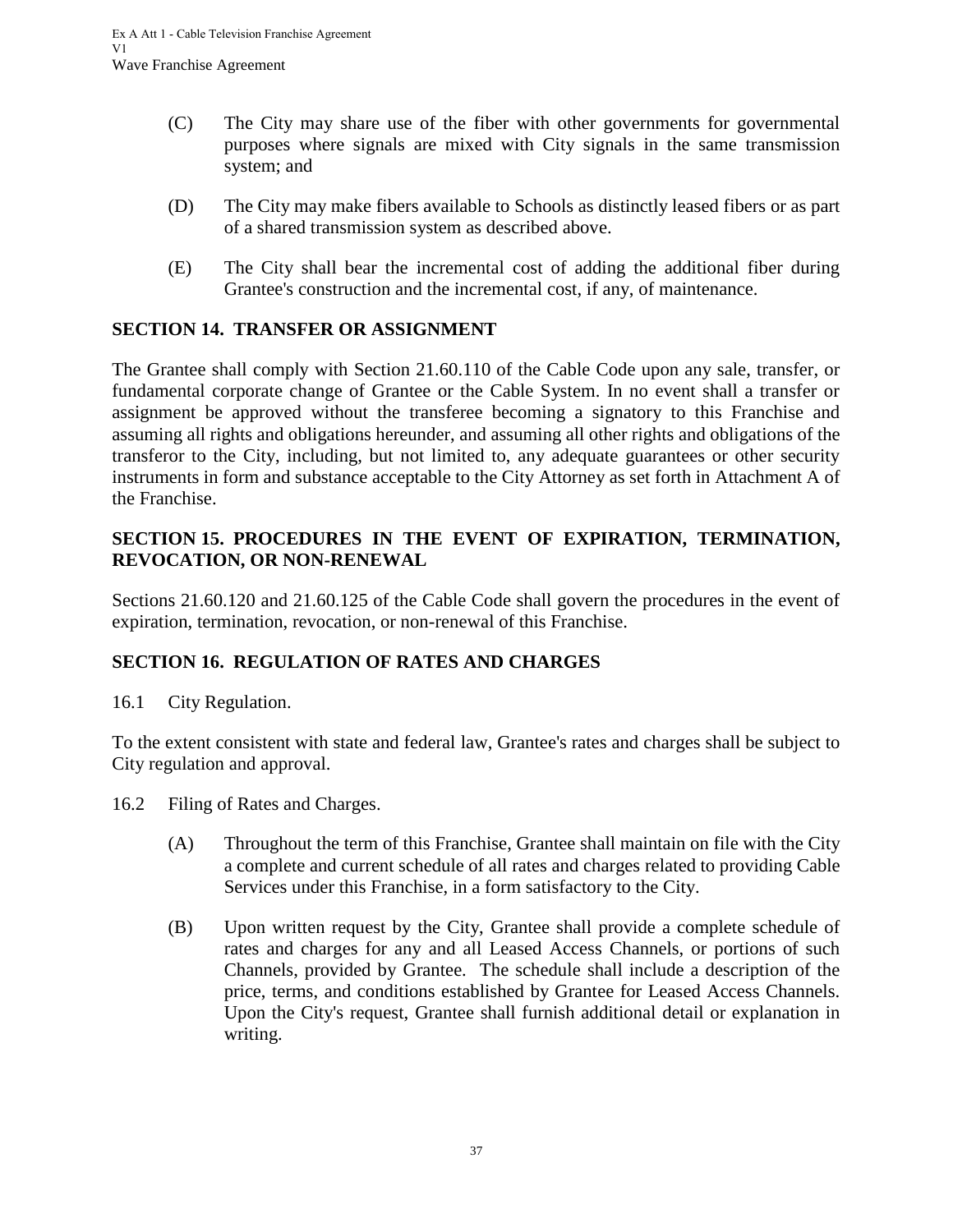(C) The City may share use of the fiber with other governments for governmental purposes where signals are mixed with City signals in the same transmission system; and

(D) The City may make fibers available to Schools as distinctly leased fibers or as part of a shared transmission system as described above.

(E) The City shall bear the incremental cost of adding the additional fiber during Grantee's construction and the incremental cost, if any, of maintenance.

## SECTION 14. TRANSFER OR ASSIGNMENT

The Grantee shall comply with Section 21.60.110 of the Cable Code upon any sale, transfer, or fundamental corporate change of Grantee or the Cable System. In no event shall a transfer or assignment be approved without the transferee becoming a signatory to this Franchise and assuming all rights and obligations hereunder, and assuming all other rights and obligations of the transferor to the City, including, but not limited to, any adequate guarantees or other security instruments in form and substance acceptable to the City Attorney as set forth in Attachment A of the Franchise.

## SECTION 15. PROCEDURES IN THE EVENT OF EXPIRATION, TERMINATION, REVOCATION, OR NON-RENEWAL

Sections 21.60.120 and 21.60.125 of the Cable Code shall govern the procedures in the event of expiration, termination, revocation, or non-renewal of this Franchise.

## SECTION 16. REGULATION OF RATES AND CHARGES

16.1 City Regulation.

To the extent consistent with state and federal law, Grantee's rates and charges shall be subject to City regulation and approval.

16.2 Filing of Rates and Charges.

(A) Throughout the term of this Franchise, Grantee shall maintain on file with the City a complete and current schedule of all rates and charges related to providing Cable Services under this Franchise, in a form satisfactory to the City.

(B) Upon written request by the City, Grantee shall provide a complete schedule of rates and charges for any and all Leased Access Channels, or portions of such Channels, provided by Grantee. The schedule shall include a description of the price, terms, and conditions established by Grantee for Leased Access Channels. Upon the City's request, Grantee shall furnish additional detail or explanation in writing.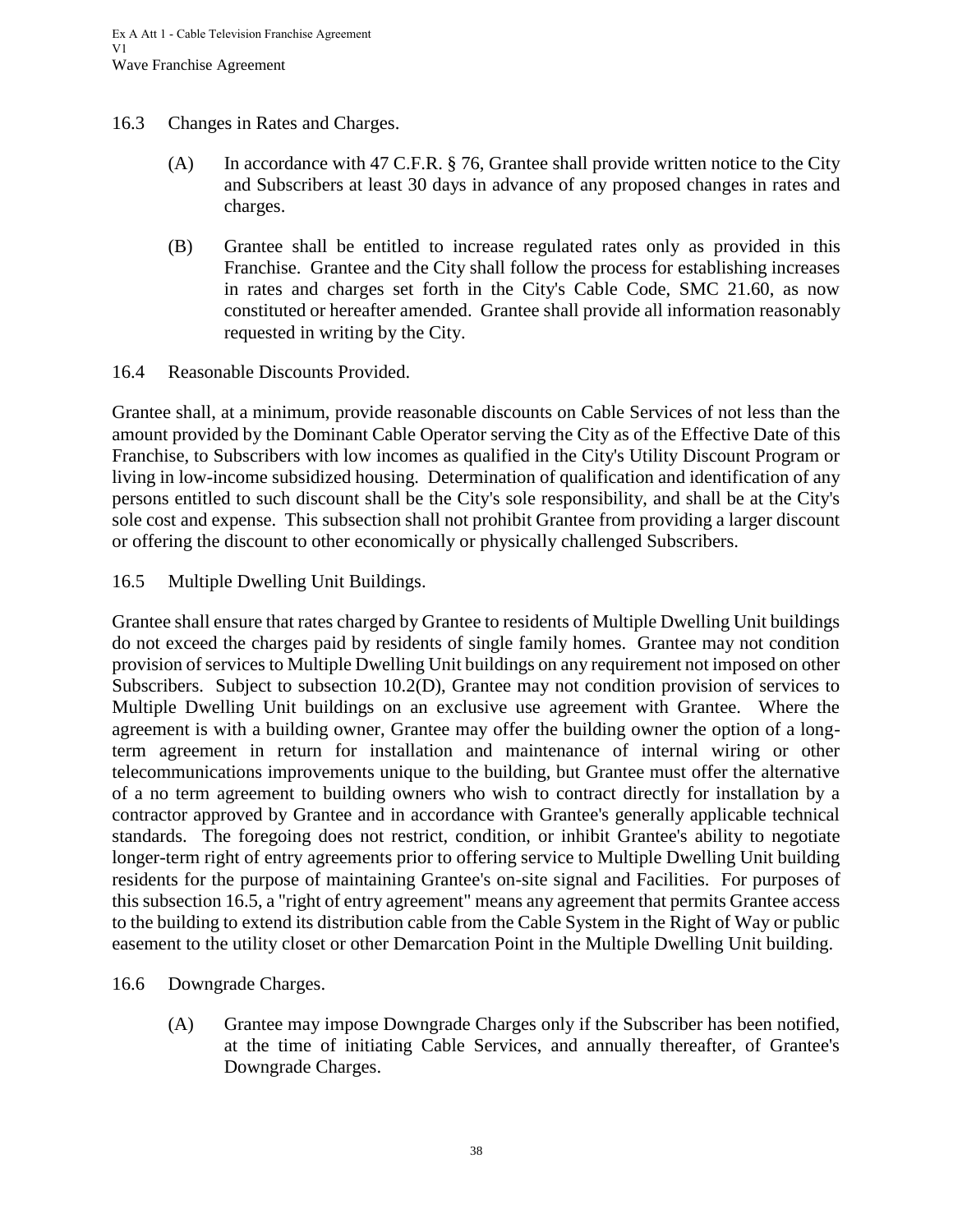16.3 Changes in Rates and Charges.

(A) In accordance with 47 C.F.R. § 76, Grantee shall provide written notice to the City and Subscribers at least 30 days in advance of any proposed changes in rates and charges.

(B) Grantee shall be entitled to increase regulated rates only as provided in this Franchise. Grantee and the City shall follow the process for establishing increases in rates and charges set forth in the City's Cable Code, SMC 21.60, as now constituted or hereafter amended. Grantee shall provide all information reasonably requested in writing by the City.

16.4 Reasonable Discounts Provided.

Grantee shall, at a minimum, provide reasonable discounts on Cable Services of not less than the amount provided by the Dominant Cable Operator serving the City as of the Effective Date of this Franchise, to Subscribers with low incomes as qualified in the City's Utility Discount Program or living in low-income subsidized housing. Determination of qualification and identification of any persons entitled to such discount shall be the City's sole responsibility, and shall be at the City's sole cost and expense. This subsection shall not prohibit Grantee from providing a larger discount or offering the discount to other economically or physically challenged Subscribers.

16.5 Multiple Dwelling Unit Buildings.

Grantee shall ensure that rates charged by Grantee to residents of Multiple Dwelling Unit buildings do not exceed the charges paid by residents of single family homes. Grantee may not condition provision of services to Multiple Dwelling Unit buildings on any requirement not imposed on other Subscribers. Subject to subsection 10.2(D), Grantee may not condition provision of services to Multiple Dwelling Unit buildings on an exclusive use agreement with Grantee. Where the agreement is with a building owner, Grantee may offer the building owner the option of a long-term agreement in return for installation and maintenance of internal wiring or other telecommunications improvements unique to the building, but Grantee must offer the alternative of a no term agreement to building owners who wish to contract directly for installation by a contractor approved by Grantee and in accordance with Grantee's generally applicable technical standards. The foregoing does not restrict, condition, or inhibit Grantee's ability to negotiate longer-term right of entry agreements prior to offering service to Multiple Dwelling Unit building residents for the purpose of maintaining Grantee's on-site signal and Facilities. For purposes of this subsection 16.5, a "right of entry agreement" means any agreement that permits Grantee access to the building to extend its distribution cable from the Cable System in the Right of Way or public easement to the utility closet or other Demarcation Point in the Multiple Dwelling Unit building.

16.6 Downgrade Charges.

(A) Grantee may impose Downgrade Charges only if the Subscriber has been notified, at the time of initiating Cable Services, and annually thereafter, of Grantee's Downgrade Charges.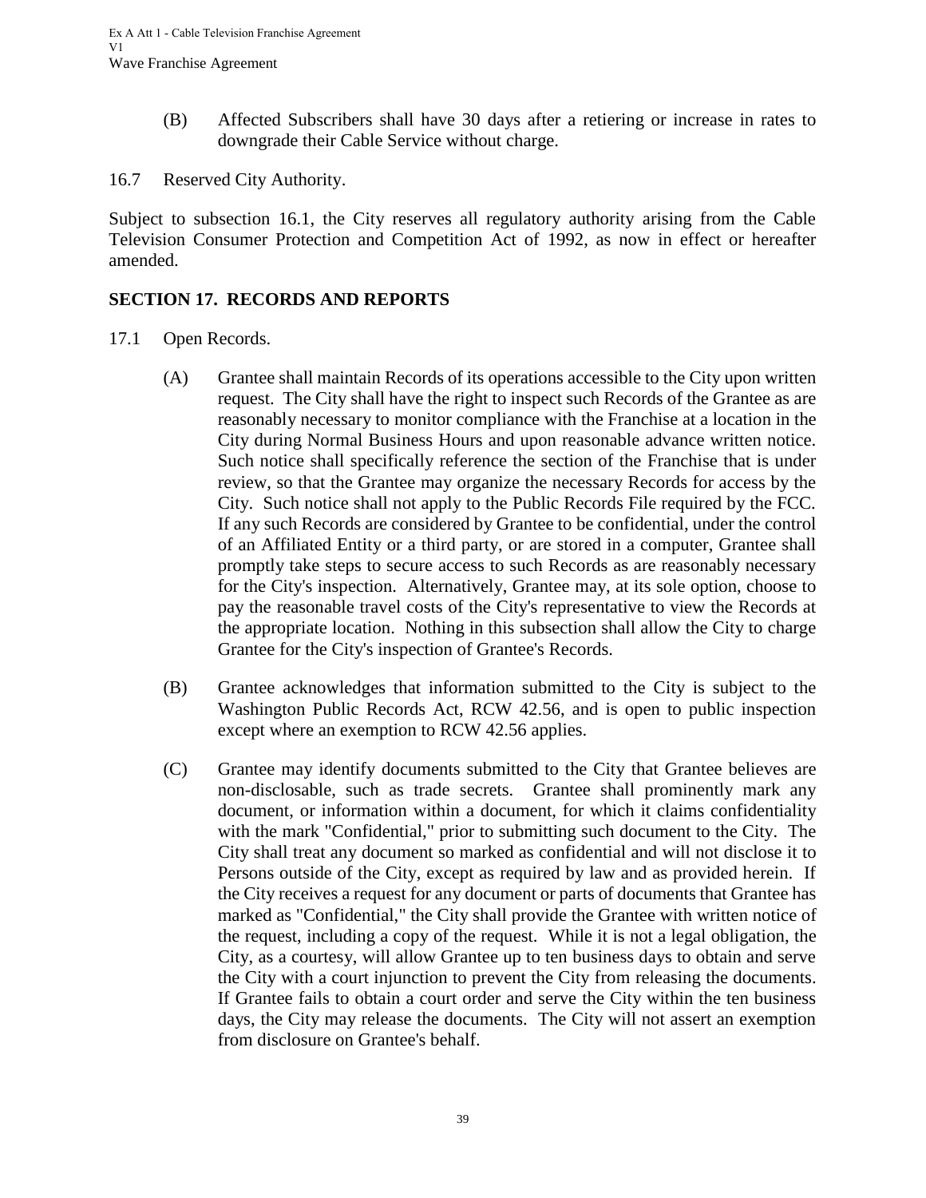(B) Affected Subscribers shall have 30 days after a retiering or increase in rates to downgrade their Cable Service without charge.

16.7 Reserved City Authority.

Subject to subsection 16.1, the City reserves all regulatory authority arising from the Cable Television Consumer Protection and Competition Act of 1992, as now in effect or hereafter amended.

## SECTION 17. RECORDS AND REPORTS

17.1 Open Records.

(A) Grantee shall maintain Records of its operations accessible to the City upon written request. The City shall have the right to inspect such Records of the Grantee as are reasonably necessary to monitor compliance with the Franchise at a location in the City during Normal Business Hours and upon reasonable advance written notice. Such notice shall specifically reference the section of the Franchise that is under review, so that the Grantee may organize the necessary Records for access by the City. Such notice shall not apply to the Public Records File required by the FCC. If any such Records are considered by Grantee to be confidential, under the control of an Affiliated Entity or a third party, or are stored in a computer, Grantee shall promptly take steps to secure access to such Records as are reasonably necessary for the City's inspection. Alternatively, Grantee may, at its sole option, choose to pay the reasonable travel costs of the City's representative to view the Records at the appropriate location. Nothing in this subsection shall allow the City to charge Grantee for the City's inspection of Grantee's Records.

(B) Grantee acknowledges that information submitted to the City is subject to the Washington Public Records Act, RCW 42.56, and is open to public inspection except where an exemption to RCW 42.56 applies.

(C) Grantee may identify documents submitted to the City that Grantee believes are non-disclosable, such as trade secrets. Grantee shall prominently mark any document, or information within a document, for which it claims confidentiality with the mark "Confidential," prior to submitting such document to the City. The City shall treat any document so marked as confidential and will not disclose it to Persons outside of the City, except as required by law and as provided herein. If the City receives a request for any document or parts of documents that Grantee has marked as "Confidential," the City shall provide the Grantee with written notice of the request, including a copy of the request. While it is not a legal obligation, the City, as a courtesy, will allow Grantee up to ten business days to obtain and serve the City with a court injunction to prevent the City from releasing the documents. If Grantee fails to obtain a court order and serve the City within the ten business days, the City may release the documents. The City will not assert an exemption from disclosure on Grantee's behalf.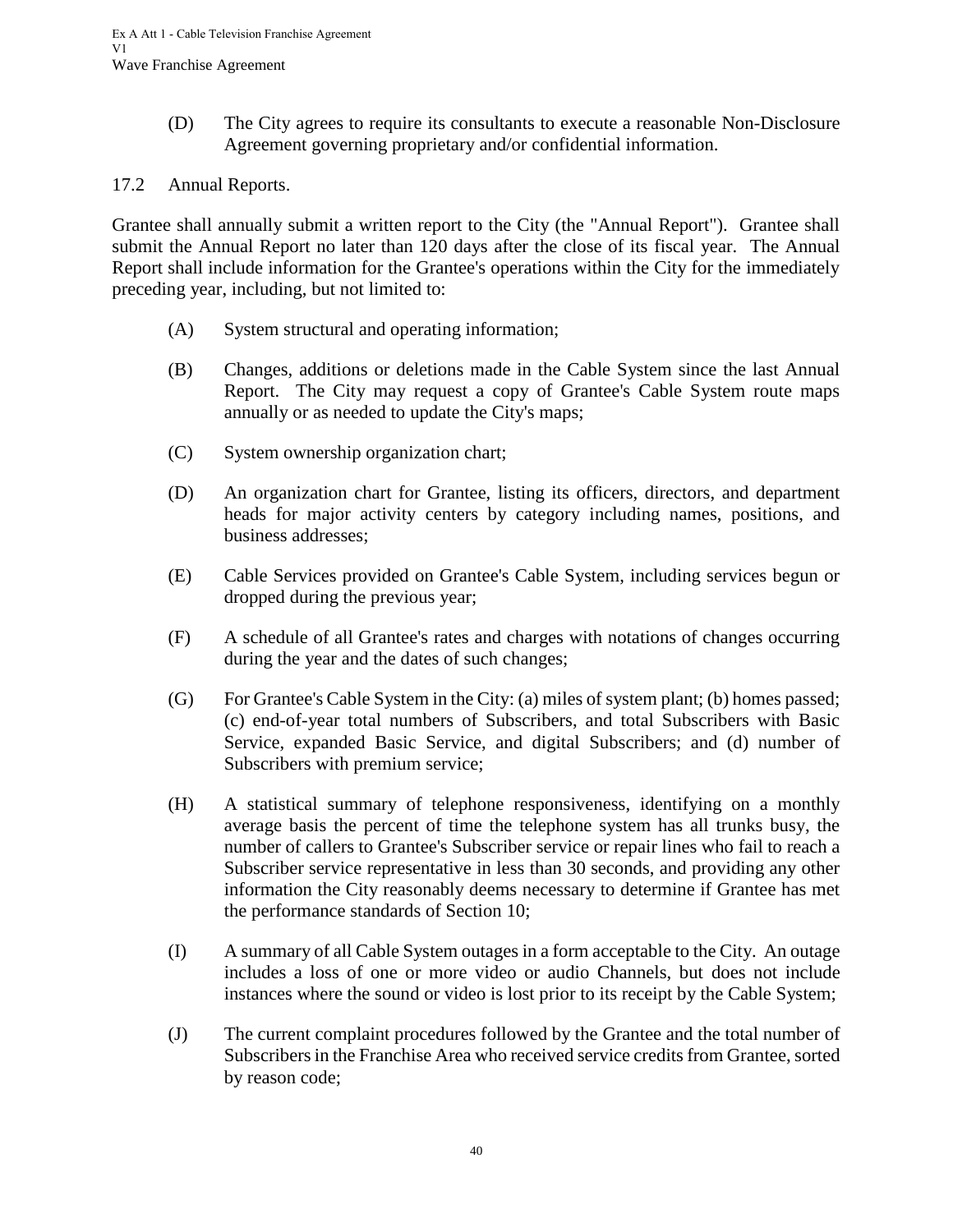(D) The City agrees to require its consultants to execute a reasonable Non-Disclosure Agreement governing proprietary and/or confidential information.

### 17.2 Annual Reports.

Grantee shall annually submit a written report to the City (the "Annual Report"). Grantee shall submit the Annual Report no later than 120 days after the close of its fiscal year. The Annual Report shall include information for the Grantee's operations within the City for the immediately preceding year, including, but not limited to:

(A) System structural and operating information;

(B) Changes, additions or deletions made in the Cable System since the last Annual Report. The City may request a copy of Grantee's Cable System route maps annually or as needed to update the City's maps;

(C) System ownership organization chart;

(D) An organization chart for Grantee, listing its officers, directors, and department heads for major activity centers by category including names, positions, and business addresses;

(E) Cable Services provided on Grantee's Cable System, including services begun or dropped during the previous year;

(F) A schedule of all Grantee's rates and charges with notations of changes occurring during the year and the dates of such changes;

(G) For Grantee's Cable System in the City: (a) miles of system plant; (b) homes passed; (c) end-of-year total numbers of Subscribers, and total Subscribers with Basic Service, expanded Basic Service, and digital Subscribers; and (d) number of Subscribers with premium service;

(H) A statistical summary of telephone responsiveness, identifying on a monthly average basis the percent of time the telephone system has all trunks busy, the number of callers to Grantee's Subscriber service or repair lines who fail to reach a Subscriber service representative in less than 30 seconds, and providing any other information the City reasonably deems necessary to determine if Grantee has met the performance standards of Section 10;

(I) A summary of all Cable System outages in a form acceptable to the City. An outage includes a loss of one or more video or audio Channels, but does not include instances where the sound or video is lost prior to its receipt by the Cable System;

(J) The current complaint procedures followed by the Grantee and the total number of Subscribers in the Franchise Area who received service credits from Grantee, sorted by reason code;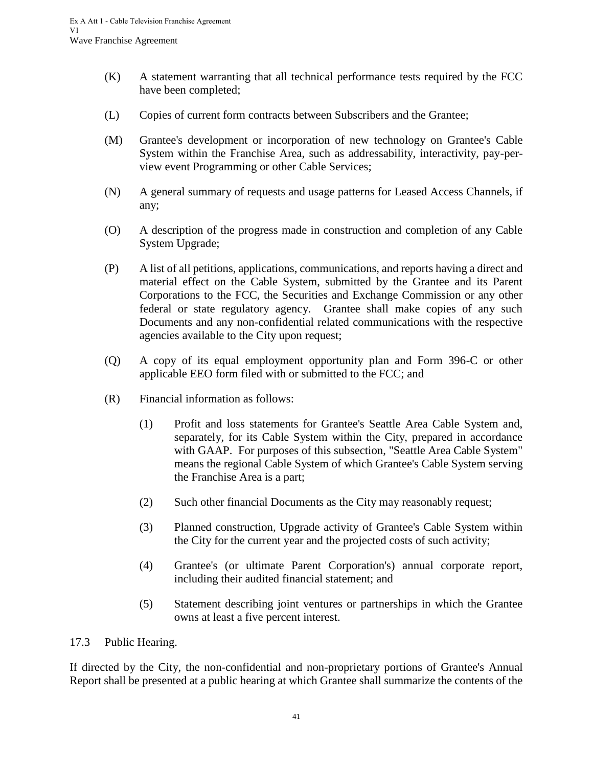(K) A statement warranting that all technical performance tests required by the FCC have been completed;

(L) Copies of current form contracts between Subscribers and the Grantee;

(M) Grantee's development or incorporation of new technology on Grantee's Cable System within the Franchise Area, such as addressability, interactivity, pay-per-view event Programming or other Cable Services;

(N) A general summary of requests and usage patterns for Leased Access Channels, if any;

(O) A description of the progress made in construction and completion of any Cable System Upgrade;

(P) A list of all petitions, applications, communications, and reports having a direct and material effect on the Cable System, submitted by the Grantee and its Parent Corporations to the FCC, the Securities and Exchange Commission or any other federal or state regulatory agency. Grantee shall make copies of any such Documents and any non-confidential related communications with the respective agencies available to the City upon request;

(Q) A copy of its equal employment opportunity plan and Form 396-C or other applicable EEO form filed with or submitted to the FCC; and

(R) Financial information as follows:

   (1) Profit and loss statements for Grantee's Seattle Area Cable System and, separately, for its Cable System within the City, prepared in accordance with GAAP. For purposes of this subsection, "Seattle Area Cable System" means the regional Cable System of which Grantee's Cable System serving the Franchise Area is a part;

   (2) Such other financial Documents as the City may reasonably request;

   (3) Planned construction, Upgrade activity of Grantee's Cable System within the City for the current year and the projected costs of such activity;

   (4) Grantee's (or ultimate Parent Corporation's) annual corporate report, including their audited financial statement; and

   (5) Statement describing joint ventures or partnerships in which the Grantee owns at least a five percent interest.

17.3 Public Hearing.

If directed by the City, the non-confidential and non-proprietary portions of Grantee's Annual Report shall be presented at a public hearing at which Grantee shall summarize the contents of the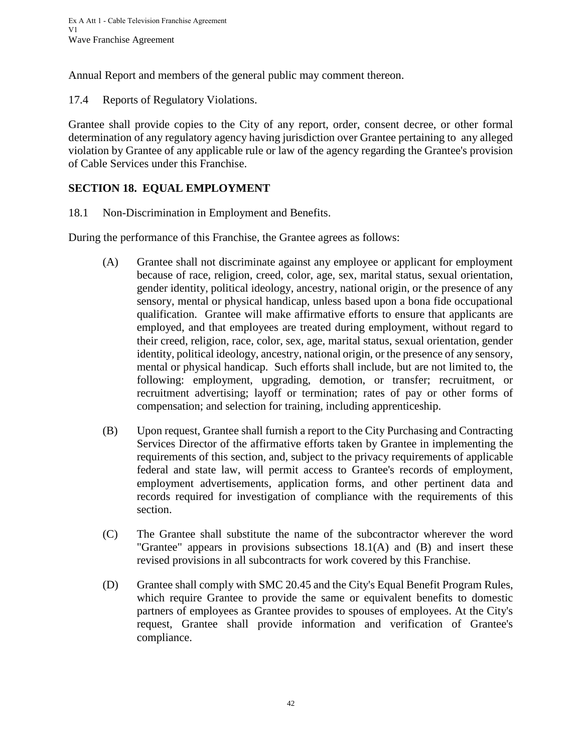Annual Report and members of the general public may comment thereon.

17.4 Reports of Regulatory Violations.

Grantee shall provide copies to the City of any report, order, consent decree, or other formal determination of any regulatory agency having jurisdiction over Grantee pertaining to any alleged violation by Grantee of any applicable rule or law of the agency regarding the Grantee's provision of Cable Services under this Franchise.

## SECTION 18. EQUAL EMPLOYMENT

18.1 Non-Discrimination in Employment and Benefits.

During the performance of this Franchise, the Grantee agrees as follows:

(A) Grantee shall not discriminate against any employee or applicant for employment because of race, religion, creed, color, age, sex, marital status, sexual orientation, gender identity, political ideology, ancestry, national origin, or the presence of any sensory, mental or physical handicap, unless based upon a bona fide occupational qualification. Grantee will make affirmative efforts to ensure that applicants are employed, and that employees are treated during employment, without regard to their creed, religion, race, color, sex, age, marital status, sexual orientation, gender identity, political ideology, ancestry, national origin, or the presence of any sensory, mental or physical handicap. Such efforts shall include, but are not limited to, the following: employment, upgrading, demotion, or transfer; recruitment, or recruitment advertising; layoff or termination; rates of pay or other forms of compensation; and selection for training, including apprenticeship.

(B) Upon request, Grantee shall furnish a report to the City Purchasing and Contracting Services Director of the affirmative efforts taken by Grantee in implementing the requirements of this section, and, subject to the privacy requirements of applicable federal and state law, will permit access to Grantee's records of employment, employment advertisements, application forms, and other pertinent data and records required for investigation of compliance with the requirements of this section.

(C) The Grantee shall substitute the name of the subcontractor wherever the word "Grantee" appears in provisions subsections 18.1(A) and (B) and insert these revised provisions in all subcontracts for work covered by this Franchise.

(D) Grantee shall comply with SMC 20.45 and the City's Equal Benefit Program Rules, which require Grantee to provide the same or equivalent benefits to domestic partners of employees as Grantee provides to spouses of employees. At the City's request, Grantee shall provide information and verification of Grantee's compliance.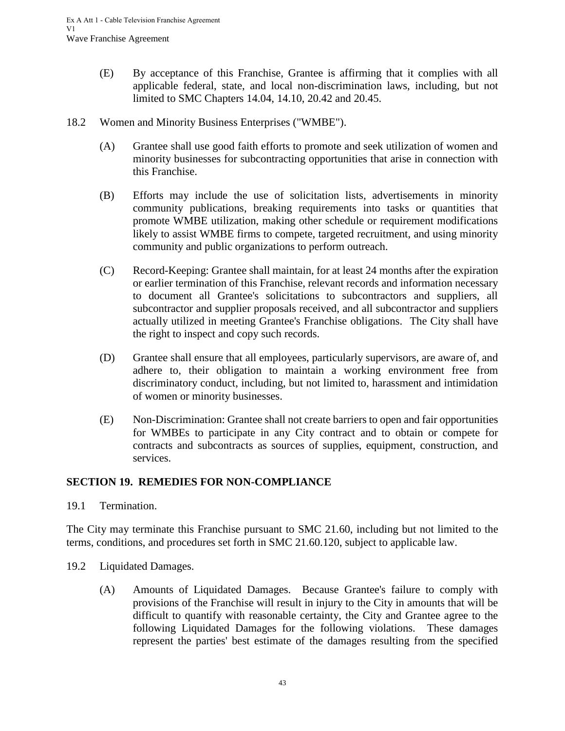(E) By acceptance of this Franchise, Grantee is affirming that it complies with all applicable federal, state, and local non-discrimination laws, including, but not limited to SMC Chapters 14.04, 14.10, 20.42 and 20.45.

18.2 Women and Minority Business Enterprises ("WMBE").

(A) Grantee shall use good faith efforts to promote and seek utilization of women and minority businesses for subcontracting opportunities that arise in connection with this Franchise.

(B) Efforts may include the use of solicitation lists, advertisements in minority community publications, breaking requirements into tasks or quantities that promote WMBE utilization, making other schedule or requirement modifications likely to assist WMBE firms to compete, targeted recruitment, and using minority community and public organizations to perform outreach.

(C) Record-Keeping: Grantee shall maintain, for at least 24 months after the expiration or earlier termination of this Franchise, relevant records and information necessary to document all Grantee's solicitations to subcontractors and suppliers, all subcontractor and supplier proposals received, and all subcontractor and suppliers actually utilized in meeting Grantee's Franchise obligations. The City shall have the right to inspect and copy such records.

(D) Grantee shall ensure that all employees, particularly supervisors, are aware of, and adhere to, their obligation to maintain a working environment free from discriminatory conduct, including, but not limited to, harassment and intimidation of women or minority businesses.

(E) Non-Discrimination: Grantee shall not create barriers to open and fair opportunities for WMBEs to participate in any City contract and to obtain or compete for contracts and subcontracts as sources of supplies, equipment, construction, and services.

## SECTION 19. REMEDIES FOR NON-COMPLIANCE

19.1 Termination.

The City may terminate this Franchise pursuant to SMC 21.60, including but not limited to the terms, conditions, and procedures set forth in SMC 21.60.120, subject to applicable law.

19.2 Liquidated Damages.

(A) Amounts of Liquidated Damages. Because Grantee's failure to comply with provisions of the Franchise will result in injury to the City in amounts that will be difficult to quantify with reasonable certainty, the City and Grantee agree to the following Liquidated Damages for the following violations. These damages represent the parties' best estimate of the damages resulting from the specified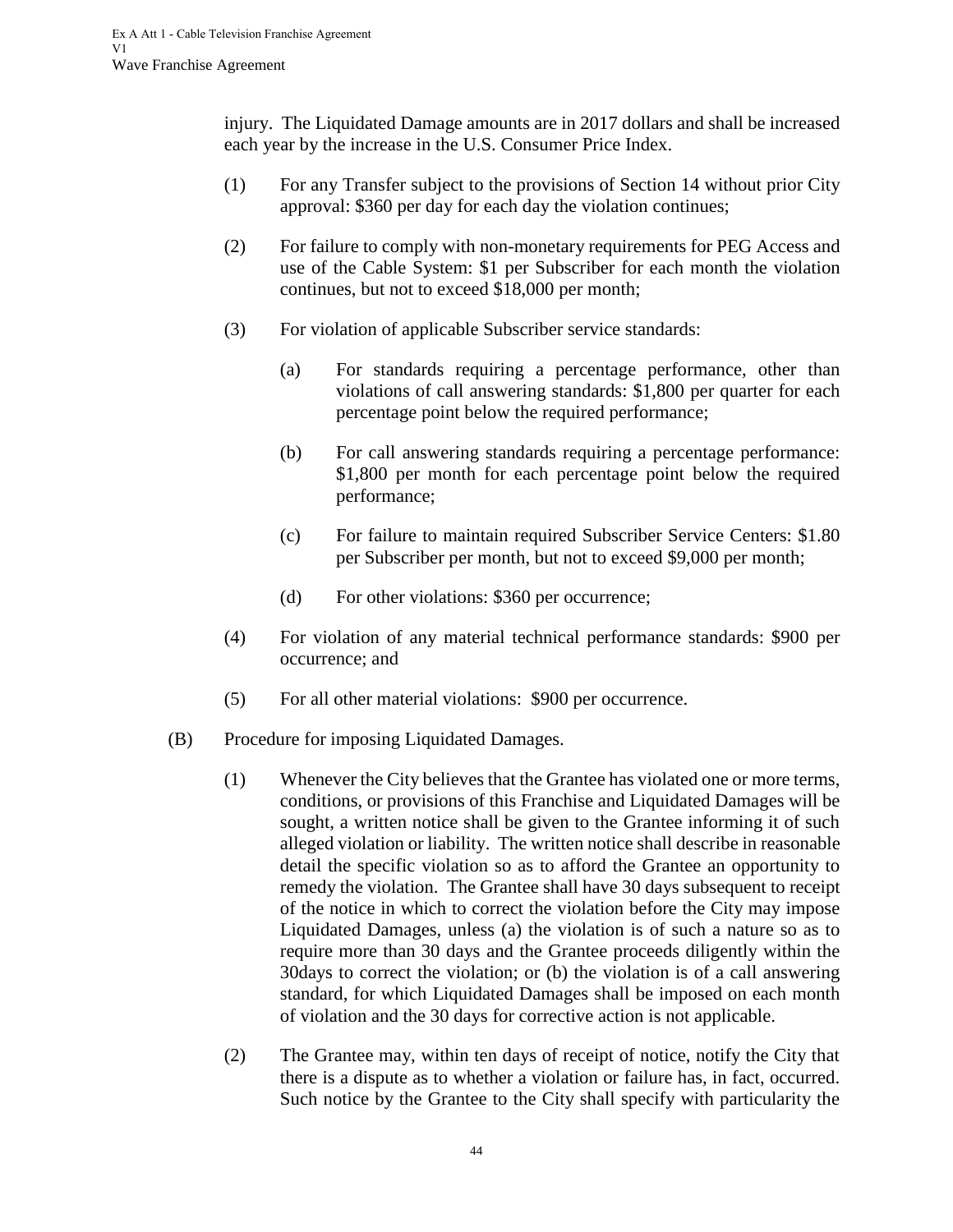injury. The Liquidated Damage amounts are in 2017 dollars and shall be increased each year by the increase in the U.S. Consumer Price Index.

(1) For any Transfer subject to the provisions of Section 14 without prior City approval: $360 per day for each day the violation continues;

(2) For failure to comply with non-monetary requirements for PEG Access and use of the Cable System: $1 per Subscriber for each month the violation continues, but not to exceed $18,000 per month;

(3) For violation of applicable Subscriber service standards:

(a) For standards requiring a percentage performance, other than violations of call answering standards: $1,800 per quarter for each percentage point below the required performance;

(b) For call answering standards requiring a percentage performance: $1,800 per month for each percentage point below the required performance;

(c) For failure to maintain required Subscriber Service Centers: $1.80 per Subscriber per month, but not to exceed $9,000 per month;

(d) For other violations: $360 per occurrence;

(4) For violation of any material technical performance standards: $900 per occurrence; and

(5) For all other material violations: $900 per occurrence.

(B) Procedure for imposing Liquidated Damages.

(1) Whenever the City believes that the Grantee has violated one or more terms, conditions, or provisions of this Franchise and Liquidated Damages will be sought, a written notice shall be given to the Grantee informing it of such alleged violation or liability. The written notice shall describe in reasonable detail the specific violation so as to afford the Grantee an opportunity to remedy the violation. The Grantee shall have 30 days subsequent to receipt of the notice in which to correct the violation before the City may impose Liquidated Damages, unless (a) the violation is of such a nature so as to require more than 30 days and the Grantee proceeds diligently within the 30days to correct the violation; or (b) the violation is of a call answering standard, for which Liquidated Damages shall be imposed on each month of violation and the 30 days for corrective action is not applicable.

(2) The Grantee may, within ten days of receipt of notice, notify the City that there is a dispute as to whether a violation or failure has, in fact, occurred. Such notice by the Grantee to the City shall specify with particularity the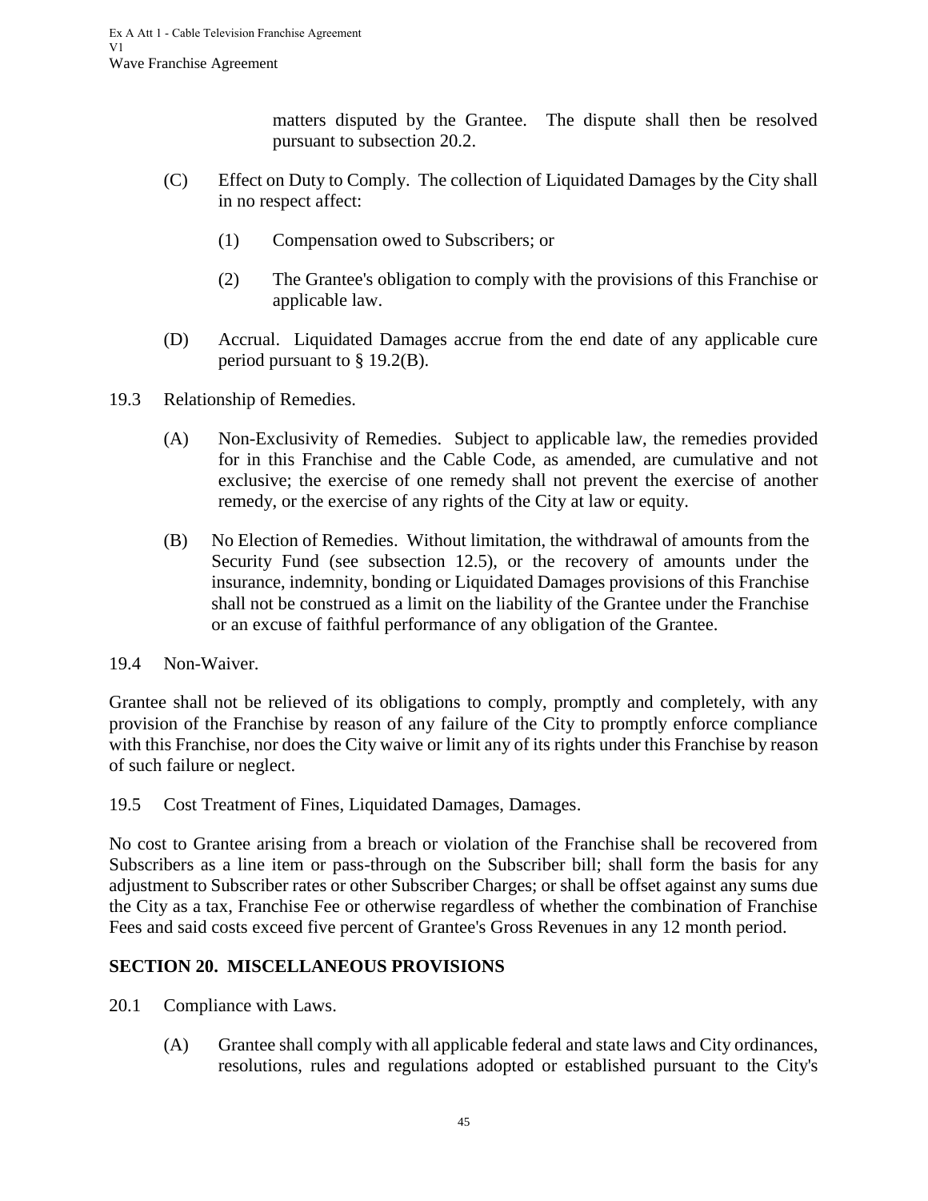matters disputed by the Grantee. The dispute shall then be resolved pursuant to subsection 20.2.

(C) Effect on Duty to Comply. The collection of Liquidated Damages by the City shall in no respect affect:

(1) Compensation owed to Subscribers; or

(2) The Grantee's obligation to comply with the provisions of this Franchise or applicable law.

(D) Accrual. Liquidated Damages accrue from the end date of any applicable cure period pursuant to § 19.2(B).

19.3 Relationship of Remedies.

(A) Non-Exclusivity of Remedies. Subject to applicable law, the remedies provided for in this Franchise and the Cable Code, as amended, are cumulative and not exclusive; the exercise of one remedy shall not prevent the exercise of another remedy, or the exercise of any rights of the City at law or equity.

(B) No Election of Remedies. Without limitation, the withdrawal of amounts from the Security Fund (see subsection 12.5), or the recovery of amounts under the insurance, indemnity, bonding or Liquidated Damages provisions of this Franchise shall not be construed as a limit on the liability of the Grantee under the Franchise or an excuse of faithful performance of any obligation of the Grantee.

19.4 Non-Waiver.

Grantee shall not be relieved of its obligations to comply, promptly and completely, with any provision of the Franchise by reason of any failure of the City to promptly enforce compliance with this Franchise, nor does the City waive or limit any of its rights under this Franchise by reason of such failure or neglect.

19.5 Cost Treatment of Fines, Liquidated Damages, Damages.

No cost to Grantee arising from a breach or violation of the Franchise shall be recovered from Subscribers as a line item or pass-through on the Subscriber bill; shall form the basis for any adjustment to Subscriber rates or other Subscriber Charges; or shall be offset against any sums due the City as a tax, Franchise Fee or otherwise regardless of whether the combination of Franchise Fees and said costs exceed five percent of Grantee's Gross Revenues in any 12 month period.

## SECTION 20. MISCELLANEOUS PROVISIONS

20.1 Compliance with Laws.

(A) Grantee shall comply with all applicable federal and state laws and City ordinances, resolutions, rules and regulations adopted or established pursuant to the City's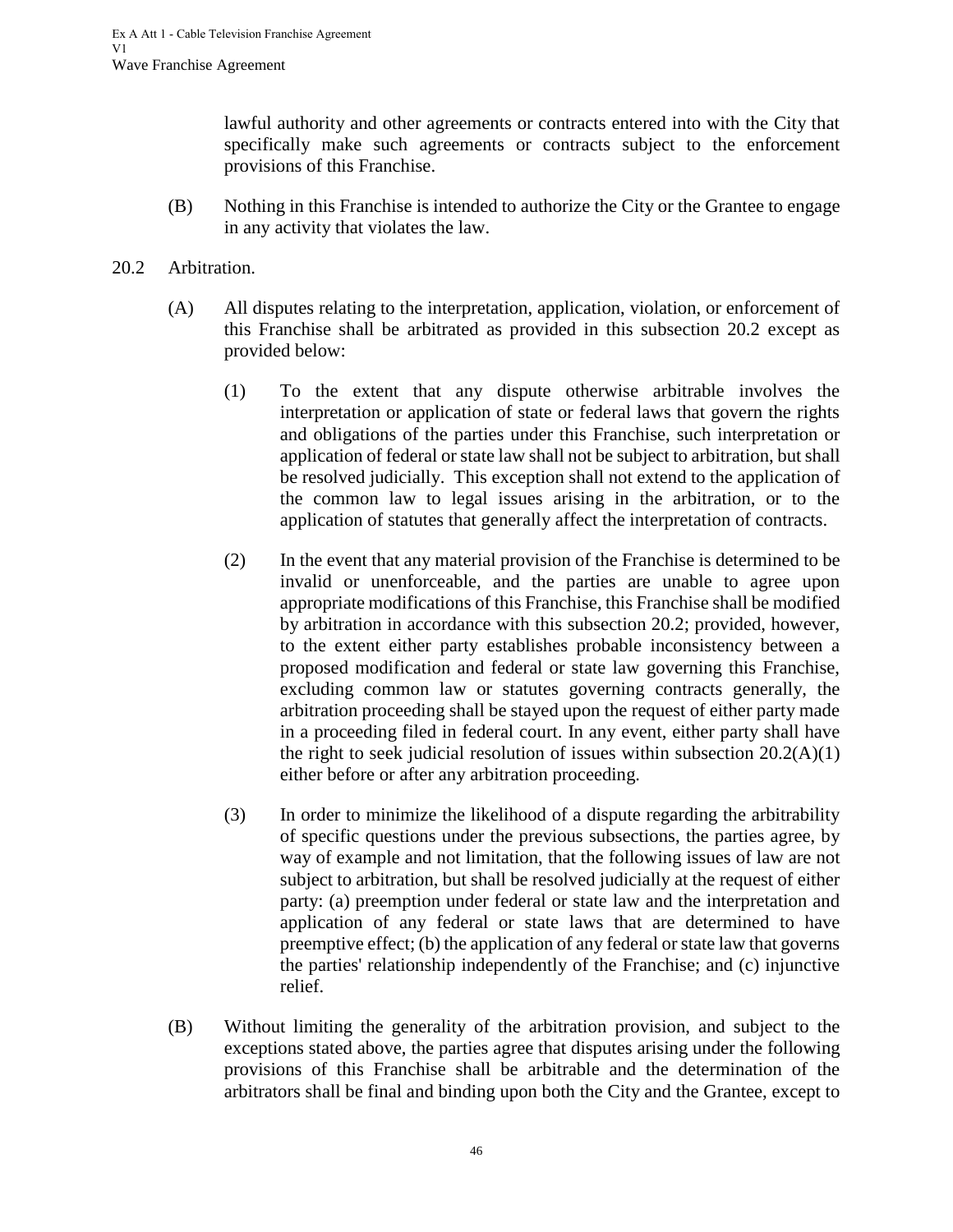lawful authority and other agreements or contracts entered into with the City that specifically make such agreements or contracts subject to the enforcement provisions of this Franchise.

(B) Nothing in this Franchise is intended to authorize the City or the Grantee to engage in any activity that violates the law.

20.2 Arbitration.

(A) All disputes relating to the interpretation, application, violation, or enforcement of this Franchise shall be arbitrated as provided in this subsection 20.2 except as provided below:

(1) To the extent that any dispute otherwise arbitrable involves the interpretation or application of state or federal laws that govern the rights and obligations of the parties under this Franchise, such interpretation or application of federal or state law shall not be subject to arbitration, but shall be resolved judicially. This exception shall not extend to the application of the common law to legal issues arising in the arbitration, or to the application of statutes that generally affect the interpretation of contracts.

(2) In the event that any material provision of the Franchise is determined to be invalid or unenforceable, and the parties are unable to agree upon appropriate modifications of this Franchise, this Franchise shall be modified by arbitration in accordance with this subsection 20.2; provided, however, to the extent either party establishes probable inconsistency between a proposed modification and federal or state law governing this Franchise, excluding common law or statutes governing contracts generally, the arbitration proceeding shall be stayed upon the request of either party made in a proceeding filed in federal court. In any event, either party shall have the right to seek judicial resolution of issues within subsection 20.2(A)(1) either before or after any arbitration proceeding.

(3) In order to minimize the likelihood of a dispute regarding the arbitrability of specific questions under the previous subsections, the parties agree, by way of example and not limitation, that the following issues of law are not subject to arbitration, but shall be resolved judicially at the request of either party: (a) preemption under federal or state law and the interpretation and application of any federal or state laws that are determined to have preemptive effect; (b) the application of any federal or state law that governs the parties' relationship independently of the Franchise; and (c) injunctive relief.

(B) Without limiting the generality of the arbitration provision, and subject to the exceptions stated above, the parties agree that disputes arising under the following provisions of this Franchise shall be arbitrable and the determination of the arbitrators shall be final and binding upon both the City and the Grantee, except to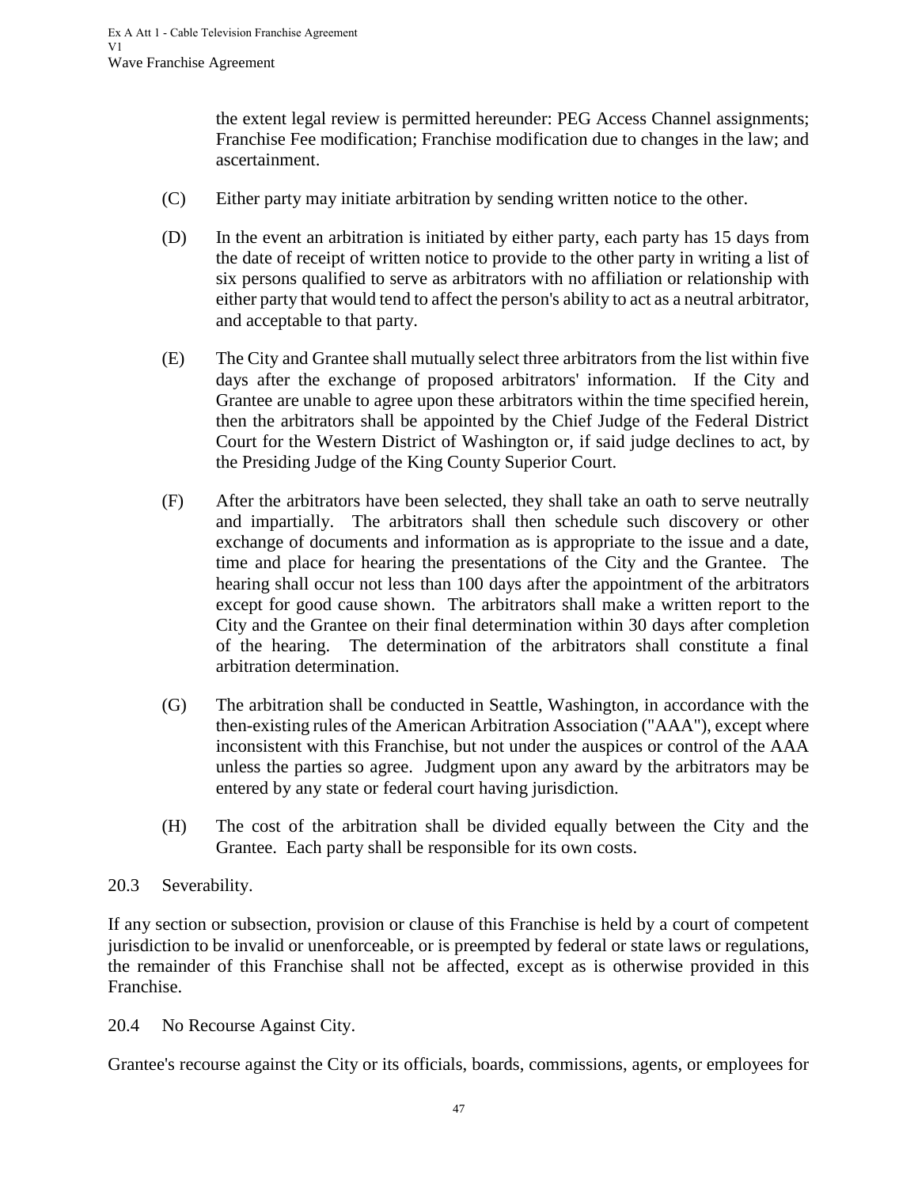the extent legal review is permitted hereunder: PEG Access Channel assignments; Franchise Fee modification; Franchise modification due to changes in the law; and ascertainment.

(C) Either party may initiate arbitration by sending written notice to the other.

(D) In the event an arbitration is initiated by either party, each party has 15 days from the date of receipt of written notice to provide to the other party in writing a list of six persons qualified to serve as arbitrators with no affiliation or relationship with either party that would tend to affect the person's ability to act as a neutral arbitrator, and acceptable to that party.

(E) The City and Grantee shall mutually select three arbitrators from the list within five days after the exchange of proposed arbitrators' information. If the City and Grantee are unable to agree upon these arbitrators within the time specified herein, then the arbitrators shall be appointed by the Chief Judge of the Federal District Court for the Western District of Washington or, if said judge declines to act, by the Presiding Judge of the King County Superior Court.

(F) After the arbitrators have been selected, they shall take an oath to serve neutrally and impartially. The arbitrators shall then schedule such discovery or other exchange of documents and information as is appropriate to the issue and a date, time and place for hearing the presentations of the City and the Grantee. The hearing shall occur not less than 100 days after the appointment of the arbitrators except for good cause shown. The arbitrators shall make a written report to the City and the Grantee on their final determination within 30 days after completion of the hearing. The determination of the arbitrators shall constitute a final arbitration determination.

(G) The arbitration shall be conducted in Seattle, Washington, in accordance with the then-existing rules of the American Arbitration Association ("AAA"), except where inconsistent with this Franchise, but not under the auspices or control of the AAA unless the parties so agree. Judgment upon any award by the arbitrators may be entered by any state or federal court having jurisdiction.

(H) The cost of the arbitration shall be divided equally between the City and the Grantee. Each party shall be responsible for its own costs.

20.3 Severability.

If any section or subsection, provision or clause of this Franchise is held by a court of competent jurisdiction to be invalid or unenforceable, or is preempted by federal or state laws or regulations, the remainder of this Franchise shall not be affected, except as is otherwise provided in this Franchise.

20.4 No Recourse Against City.

Grantee's recourse against the City or its officials, boards, commissions, agents, or employees for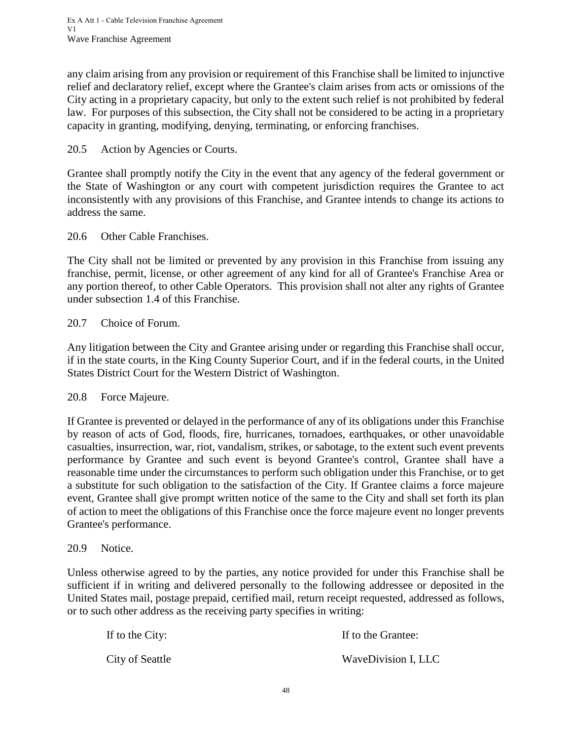any claim arising from any provision or requirement of this Franchise shall be limited to injunctive relief and declaratory relief, except where the Grantee's claim arises from acts or omissions of the City acting in a proprietary capacity, but only to the extent such relief is not prohibited by federal law. For purposes of this subsection, the City shall not be considered to be acting in a proprietary capacity in granting, modifying, denying, terminating, or enforcing franchises.

20.5 Action by Agencies or Courts.

Grantee shall promptly notify the City in the event that any agency of the federal government or the State of Washington or any court with competent jurisdiction requires the Grantee to act inconsistently with any provisions of this Franchise, and Grantee intends to change its actions to address the same.

20.6 Other Cable Franchises.

The City shall not be limited or prevented by any provision in this Franchise from issuing any franchise, permit, license, or other agreement of any kind for all of Grantee's Franchise Area or any portion thereof, to other Cable Operators. This provision shall not alter any rights of Grantee under subsection 1.4 of this Franchise.

20.7 Choice of Forum.

Any litigation between the City and Grantee arising under or regarding this Franchise shall occur, if in the state courts, in the King County Superior Court, and if in the federal courts, in the United States District Court for the Western District of Washington.

20.8 Force Majeure.

If Grantee is prevented or delayed in the performance of any of its obligations under this Franchise by reason of acts of God, floods, fire, hurricanes, tornadoes, earthquakes, or other unavoidable casualties, insurrection, war, riot, vandalism, strikes, or sabotage, to the extent such event prevents performance by Grantee and such event is beyond Grantee's control, Grantee shall have a reasonable time under the circumstances to perform such obligation under this Franchise, or to get a substitute for such obligation to the satisfaction of the City. If Grantee claims a force majeure event, Grantee shall give prompt written notice of the same to the City and shall set forth its plan of action to meet the obligations of this Franchise once the force majeure event no longer prevents Grantee's performance.

20.9 Notice.

Unless otherwise agreed to by the parties, any notice provided for under this Franchise shall be sufficient if in writing and delivered personally to the following addressee or deposited in the United States mail, postage prepaid, certified mail, return receipt requested, addressed as follows, or to such other address as the receiving party specifies in writing:

| If to the City: | If to the Grantee: |
|---|---|
| City of Seattle | WaveDivision I, LLC |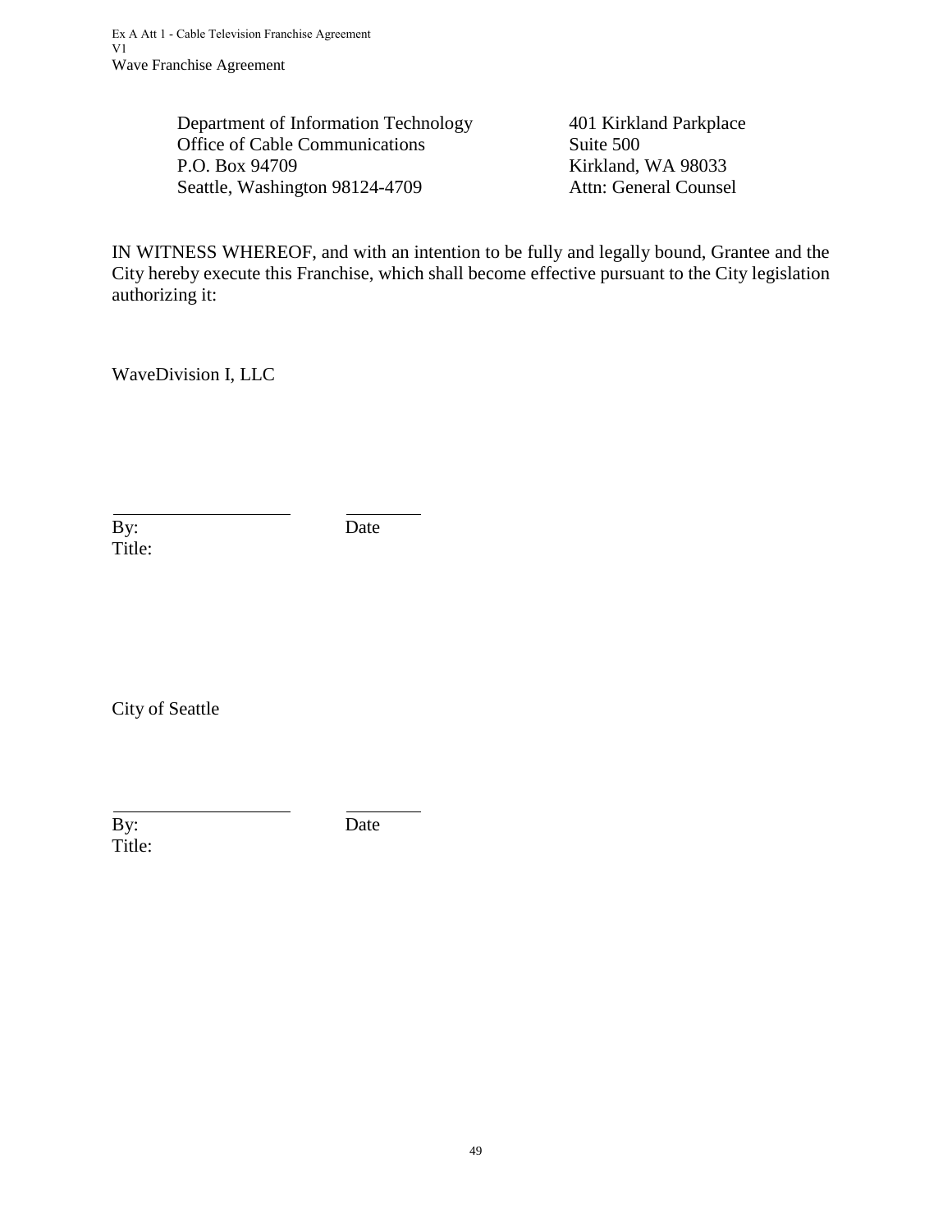| | |
|---|---|
| Department of Information Technology | 401 Kirkland Parkplace |
| Office of Cable Communications | Suite 500 |
| P.O. Box 94709 | Kirkland, WA 98033 |
| Seattle, Washington 98124-4709 | Attn: General Counsel |

IN WITNESS WHEREOF, and with an intention to be fully and legally bound, Grantee and the City hereby execute this Franchise, which shall become effective pursuant to the City legislation authorizing it:

WaveDivision I, LLC

\_\_\_\_\_\_\_\_\_\_\_\_\_\_\_\_\_\_\_\_ \_\_\_\_\_\_\_\_\_

By: Date

Title:

City of Seattle

\_\_\_\_\_\_\_\_\_\_\_\_\_\_\_\_\_\_\_\_ \_\_\_\_\_\_\_\_\_

By: Date

Title: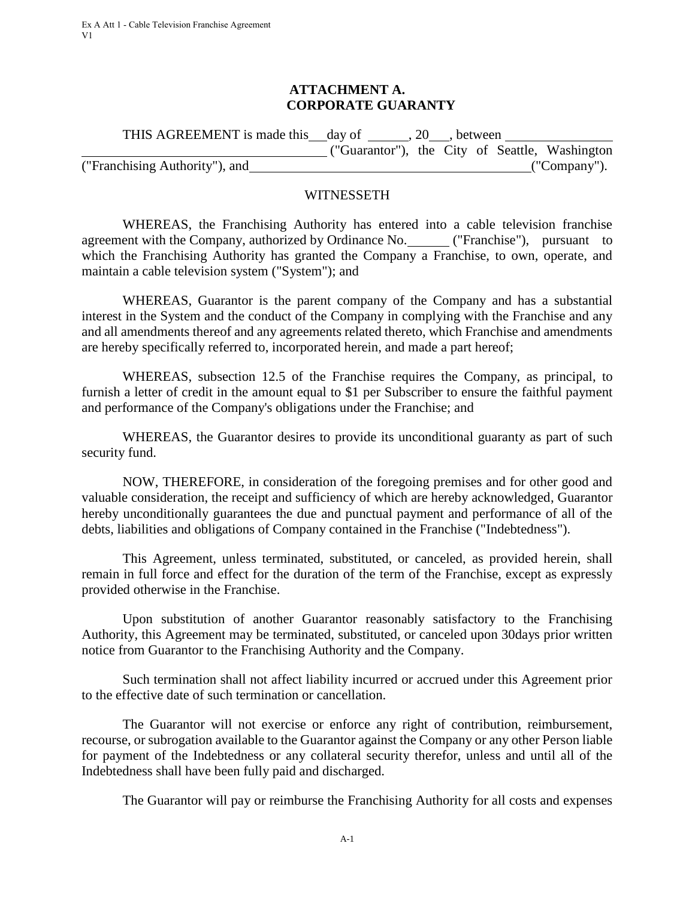# ATTACHMENT A.
# CORPORATE GUARANTY

THIS AGREEMENT is made this \_\_\_ day of \_\_\_\_\_\_, 20\_\_\_, between \_\_\_\_\_\_\_\_\_\_\_\_\_\_\_\_\_\_\_\_\_\_\_\_\_\_\_\_\_\_\_\_\_\_\_\_\_\_\_\_\_\_\_\_\_\_\_\_\_\_ ("Guarantor"), the City of Seattle, Washington ("Franchising Authority"), and \_\_\_\_\_\_\_\_\_\_\_\_\_\_\_\_\_\_\_\_\_\_\_\_\_\_\_\_\_\_\_\_\_\_\_\_\_\_\_\_\_\_ ("Company").

WITNESSETH

WHEREAS, the Franchising Authority has entered into a cable television franchise agreement with the Company, authorized by Ordinance No. \_\_\_\_\_\_ ("Franchise"), pursuant to which the Franchising Authority has granted the Company a Franchise, to own, operate, and maintain a cable television system ("System"); and

WHEREAS, Guarantor is the parent company of the Company and has a substantial interest in the System and the conduct of the Company in complying with the Franchise and any and all amendments thereof and any agreements related thereto, which Franchise and amendments are hereby specifically referred to, incorporated herein, and made a part hereof;

WHEREAS, subsection 12.5 of the Franchise requires the Company, as principal, to furnish a letter of credit in the amount equal to $1 per Subscriber to ensure the faithful payment and performance of the Company's obligations under the Franchise; and

WHEREAS, the Guarantor desires to provide its unconditional guaranty as part of such security fund.

NOW, THEREFORE, in consideration of the foregoing premises and for other good and valuable consideration, the receipt and sufficiency of which are hereby acknowledged, Guarantor hereby unconditionally guarantees the due and punctual payment and performance of all of the debts, liabilities and obligations of Company contained in the Franchise ("Indebtedness").

This Agreement, unless terminated, substituted, or canceled, as provided herein, shall remain in full force and effect for the duration of the term of the Franchise, except as expressly provided otherwise in the Franchise.

Upon substitution of another Guarantor reasonably satisfactory to the Franchising Authority, this Agreement may be terminated, substituted, or canceled upon 30days prior written notice from Guarantor to the Franchising Authority and the Company.

Such termination shall not affect liability incurred or accrued under this Agreement prior to the effective date of such termination or cancellation.

The Guarantor will not exercise or enforce any right of contribution, reimbursement, recourse, or subrogation available to the Guarantor against the Company or any other Person liable for payment of the Indebtedness or any collateral security therefor, unless and until all of the Indebtedness shall have been fully paid and discharged.

The Guarantor will pay or reimburse the Franchising Authority for all costs and expenses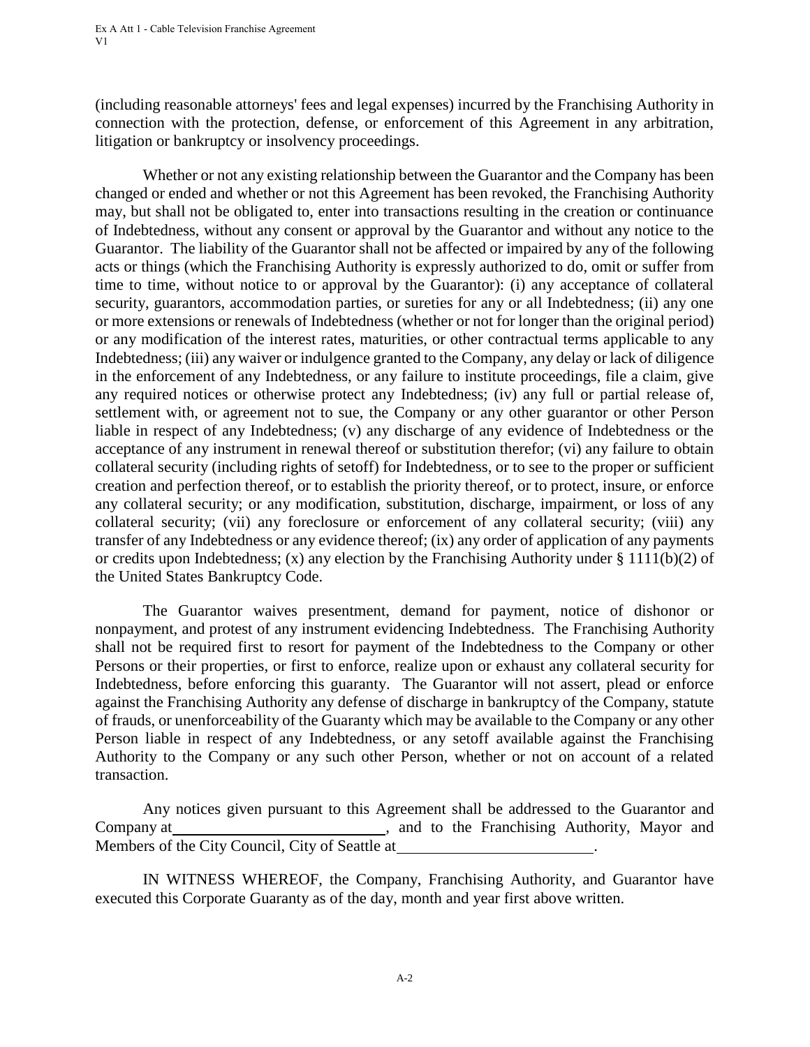(including reasonable attorneys' fees and legal expenses) incurred by the Franchising Authority in connection with the protection, defense, or enforcement of this Agreement in any arbitration, litigation or bankruptcy or insolvency proceedings.

Whether or not any existing relationship between the Guarantor and the Company has been changed or ended and whether or not this Agreement has been revoked, the Franchising Authority may, but shall not be obligated to, enter into transactions resulting in the creation or continuance of Indebtedness, without any consent or approval by the Guarantor and without any notice to the Guarantor. The liability of the Guarantor shall not be affected or impaired by any of the following acts or things (which the Franchising Authority is expressly authorized to do, omit or suffer from time to time, without notice to or approval by the Guarantor): (i) any acceptance of collateral security, guarantors, accommodation parties, or sureties for any or all Indebtedness; (ii) any one or more extensions or renewals of Indebtedness (whether or not for longer than the original period) or any modification of the interest rates, maturities, or other contractual terms applicable to any Indebtedness; (iii) any waiver or indulgence granted to the Company, any delay or lack of diligence in the enforcement of any Indebtedness, or any failure to institute proceedings, file a claim, give any required notices or otherwise protect any Indebtedness; (iv) any full or partial release of, settlement with, or agreement not to sue, the Company or any other guarantor or other Person liable in respect of any Indebtedness; (v) any discharge of any evidence of Indebtedness or the acceptance of any instrument in renewal thereof or substitution therefor; (vi) any failure to obtain collateral security (including rights of setoff) for Indebtedness, or to see to the proper or sufficient creation and perfection thereof, or to establish the priority thereof, or to protect, insure, or enforce any collateral security; or any modification, substitution, discharge, impairment, or loss of any collateral security; (vii) any foreclosure or enforcement of any collateral security; (viii) any transfer of any Indebtedness or any evidence thereof; (ix) any order of application of any payments or credits upon Indebtedness; (x) any election by the Franchising Authority under § 1111(b)(2) of the United States Bankruptcy Code.

The Guarantor waives presentment, demand for payment, notice of dishonor or nonpayment, and protest of any instrument evidencing Indebtedness. The Franchising Authority shall not be required first to resort for payment of the Indebtedness to the Company or other Persons or their properties, or first to enforce, realize upon or exhaust any collateral security for Indebtedness, before enforcing this guaranty. The Guarantor will not assert, plead or enforce against the Franchising Authority any defense of discharge in bankruptcy of the Company, statute of frauds, or unenforceability of the Guaranty which may be available to the Company or any other Person liable in respect of any Indebtedness, or any setoff available against the Franchising Authority to the Company or any such other Person, whether or not on account of a related transaction.

Any notices given pursuant to this Agreement shall be addressed to the Guarantor and Company at \_\_\_\_\_\_\_\_\_\_\_\_\_\_\_\_\_\_\_\_\_\_\_\_\_\_\_\_, and to the Franchising Authority, Mayor and Members of the City Council, City of Seattle at \_\_\_\_\_\_\_\_\_\_\_\_\_\_\_\_\_\_\_\_\_\_\_\_\_\_.

IN WITNESS WHEREOF, the Company, Franchising Authority, and Guarantor have executed this Corporate Guaranty as of the day, month and year first above written.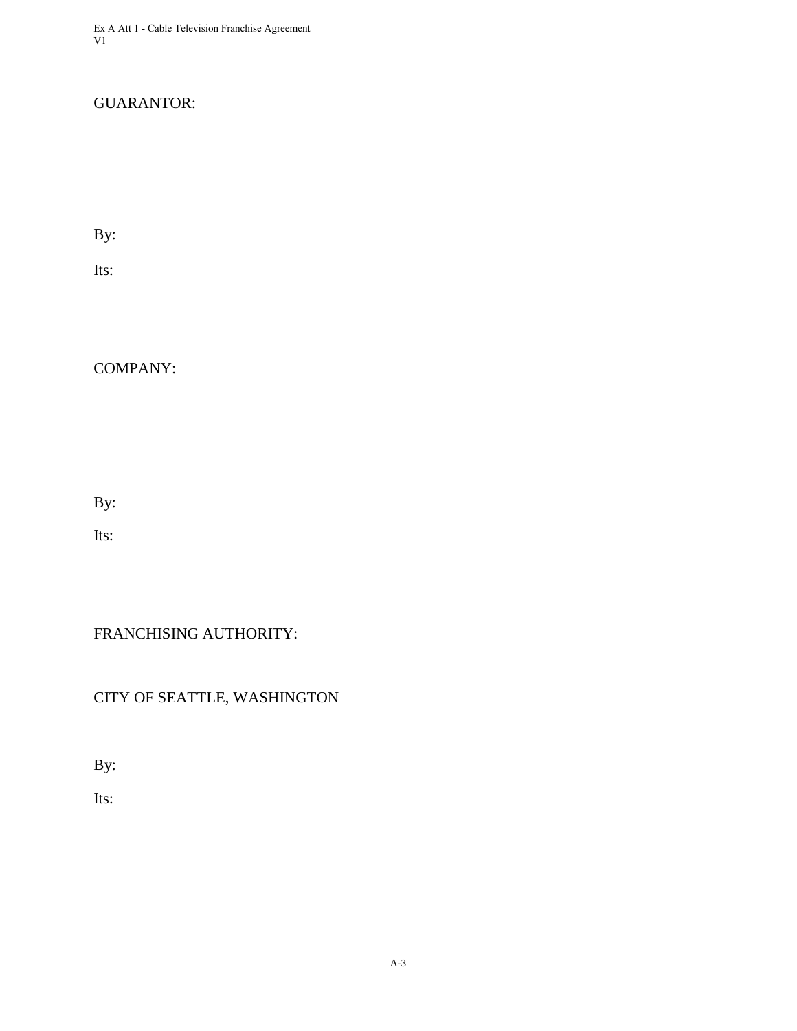GUARANTOR:

By:

Its:

COMPANY:

By:

Its:

FRANCHISING AUTHORITY:

CITY OF SEATTLE, WASHINGTON

By:

Its: